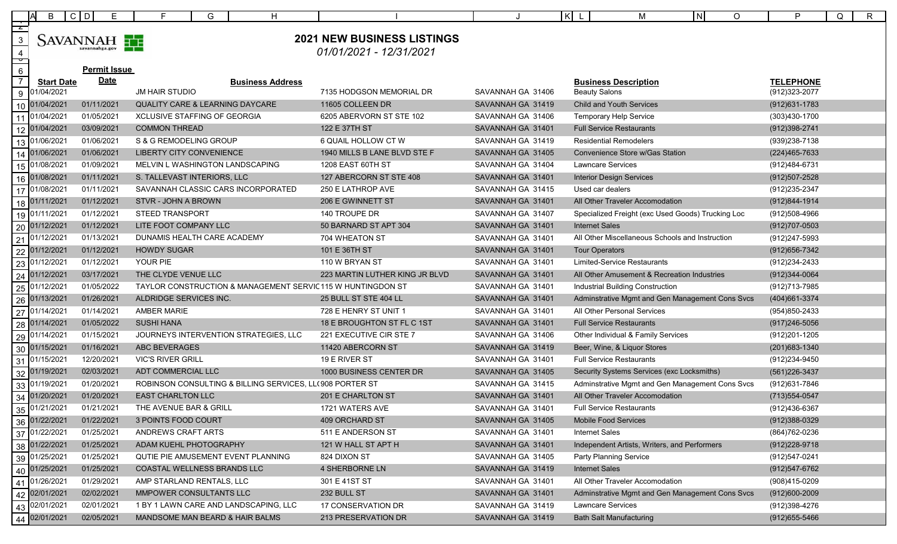SAVANNAH savannahga.gov

# 2021 NEW BUSINESS LISTINGS

*01/01/2021 - 12/31/2021*

| Start Date | Permit Issue Date | Business Address | | | Business Description | TELEPHONE |
|---|---|---|---|---|---|---|
| 01/04/2021 | | JM HAIR STUDIO | 7135 HODGSON MEMORIAL DR | SAVANNAH GA 31406 | Beauty Salons | (912)323-2077 |
| 01/04/2021 | 01/11/2021 | QUALITY CARE & LEARNING DAYCARE | 11605 COLLEEN DR | SAVANNAH GA 31419 | Child and Youth Services | (912)631-1783 |
| 01/04/2021 | 01/05/2021 | XCLUSIVE STAFFING OF GEORGIA | 6205 ABERVORN ST STE 102 | SAVANNAH GA 31406 | Temporary Help Service | (303)430-1700 |
| 01/04/2021 | 03/09/2021 | COMMON THREAD | 122 E 37TH ST | SAVANNAH GA 31401 | Full Service Restaurants | (912)398-2741 |
| 01/06/2021 | 01/06/2021 | S & G REMODELING GROUP | 6 QUAIL HOLLOW CT W | SAVANNAH GA 31419 | Residential Remodelers | (939)238-7138 |
| 01/06/2021 | 01/06/2021 | LIBERTY CITY CONVENIENCE | 1940 MILLS B LANE BLVD STE F | SAVANNAH GA 31405 | Convenience Store w/Gas Station | (224)465-7633 |
| 01/08/2021 | 01/09/2021 | MELVIN L WASHINGTON LANDSCAPING | 1208 EAST 60TH ST | SAVANNAH GA 31404 | Lawncare Services | (912)484-6731 |
| 01/08/2021 | 01/11/2021 | S. TALLEVAST INTERIORS, LLC | 127 ABERCORN ST STE 408 | SAVANNAH GA 31401 | Interior Design Services | (912)507-2528 |
| 01/08/2021 | 01/11/2021 | SAVANNAH CLASSIC CARS INCORPORATED | 250 E LATHROP AVE | SAVANNAH GA 31415 | Used car dealers | (912)235-2347 |
| 01/11/2021 | 01/12/2021 | STVR - JOHN A BROWN | 206 E GWINNETT ST | SAVANNAH GA 31401 | All Other Traveler Accomodation | (912)844-1914 |
| 01/11/2021 | 01/12/2021 | STEED TRANSPORT | 140 TROUPE DR | SAVANNAH GA 31407 | Specialized Freight (exc Used Goods) Trucking Loc | (912)508-4966 |
| 01/12/2021 | 01/12/2021 | LITE FOOT COMPANY LLC | 50 BARNARD ST APT 304 | SAVANNAH GA 31401 | Internet Sales | (912)707-0503 |
| 01/12/2021 | 01/13/2021 | DUNAMIS HEALTH CARE ACADEMY | 704 WHEATON ST | SAVANNAH GA 31401 | All Other Miscellaneous Schools and Instruction | (912)247-5993 |
| 01/12/2021 | 01/12/2021 | HOWDY SUGAR | 101 E 36TH ST | SAVANNAH GA 31401 | Tour Operators | (912)656-7342 |
| 01/12/2021 | 01/12/2021 | YOUR PIE | 110 W BRYAN ST | SAVANNAH GA 31401 | Limited-Service Restaurants | (912)234-2433 |
| 01/12/2021 | 03/17/2021 | THE CLYDE VENUE LLC | 223 MARTIN LUTHER KING JR BLVD | SAVANNAH GA 31401 | All Other Amusement & Recreation Industries | (912)344-0064 |
| 01/12/2021 | 01/05/2022 | TAYLOR CONSTRUCTION & MANAGEMENT SERVIC | 115 W HUNTINGDON ST | SAVANNAH GA 31401 | Industrial Building Construction | (912)713-7985 |
| 01/13/2021 | 01/26/2021 | ALDRIDGE SERVICES INC. | 25 BULL ST STE 404 LL | SAVANNAH GA 31401 | Adminstrative Mgmt and Gen Management Cons Svcs | (404)661-3374 |
| 01/14/2021 | 01/14/2021 | AMBER MARIE | 728 E HENRY ST UNIT 1 | SAVANNAH GA 31401 | All Other Personal Services | (954)850-2433 |
| 01/14/2021 | 01/05/2022 | SUSHI HANA | 18 E BROUGHTON ST FL C 1ST | SAVANNAH GA 31401 | Full Service Restaurants | (917)246-5056 |
| 01/14/2021 | 01/15/2021 | JOURNEYS INTERVENTION STRATEGIES, LLC | 221 EXECUTIVE CIR STE 7 | SAVANNAH GA 31406 | Other Individual & Family Services | (912)201-1205 |
| 01/15/2021 | 01/16/2021 | ABC BEVERAGES | 11420 ABERCORN ST | SAVANNAH GA 31419 | Beer, Wine, & Liquor Stores | (201)683-1340 |
| 01/15/2021 | 12/20/2021 | VIC'S RIVER GRILL | 19 E RIVER ST | SAVANNAH GA 31401 | Full Service Restaurants | (912)234-9450 |
| 01/19/2021 | 02/03/2021 | ADT COMMERCIAL LLC | 1000 BUSINESS CENTER DR | SAVANNAH GA 31405 | Security Systems Services (exc Locksmiths) | (561)226-3437 |
| 01/19/2021 | 01/20/2021 | ROBINSON CONSULTING & BILLING SERVICES, LL( | 908 PORTER ST | SAVANNAH GA 31415 | Adminstrative Mgmt and Gen Management Cons Svcs | (912)631-7846 |
| 01/20/2021 | 01/20/2021 | EAST CHARLTON LLC | 201 E CHARLTON ST | SAVANNAH GA 31401 | All Other Traveler Accomodation | (713)554-0547 |
| 01/21/2021 | 01/21/2021 | THE AVENUE BAR & GRILL | 1721 WATERS AVE | SAVANNAH GA 31401 | Full Service Restaurants | (912)436-6367 |
| 01/22/2021 | 01/22/2021 | 3 POINTS FOOD COURT | 409 ORCHARD ST | SAVANNAH GA 31405 | Mobile Food Services | (912)388-0329 |
| 01/22/2021 | 01/25/2021 | ANDREWS CRAFT ARTS | 511 E ANDERSON ST | SAVANNAH GA 31401 | Internet Sales | (864)762-0236 |
| 01/22/2021 | 01/25/2021 | ADAM KUEHL PHOTOGRAPHY | 121 W HALL ST APT H | SAVANNAH GA 31401 | Independent Artists, Writers, and Performers | (912)228-9718 |
| 01/25/2021 | 01/25/2021 | QUTIE PIE AMUSEMENT EVENT PLANNING | 824 DIXON ST | SAVANNAH GA 31405 | Party Planning Service | (912)547-0241 |
| 01/25/2021 | 01/25/2021 | COASTAL WELLNESS BRANDS LLC | 4 SHERBORNE LN | SAVANNAH GA 31419 | Internet Sales | (912)547-6762 |
| 01/26/2021 | 01/29/2021 | AMP STARLAND RENTALS, LLC | 301 E 41ST ST | SAVANNAH GA 31401 | All Other Traveler Accomodation | (908)415-0209 |
| 02/01/2021 | 02/02/2021 | MMPOWER CONSULTANTS LLC | 232 BULL ST | SAVANNAH GA 31401 | Adminstrative Mgmt and Gen Management Cons Svcs | (912)600-2009 |
| 02/01/2021 | 02/01/2021 | 1 BY 1 LAWN CARE AND LANDSCAPING, LLC | 17 CONSERVATION DR | SAVANNAH GA 31419 | Lawncare Services | (912)398-4276 |
| 02/01/2021 | 02/05/2021 | MANDSOME MAN BEARD & HAIR BALMS | 213 PRESERVATION DR | SAVANNAH GA 31419 | Bath Salt Manufacturing | (912)655-5466 |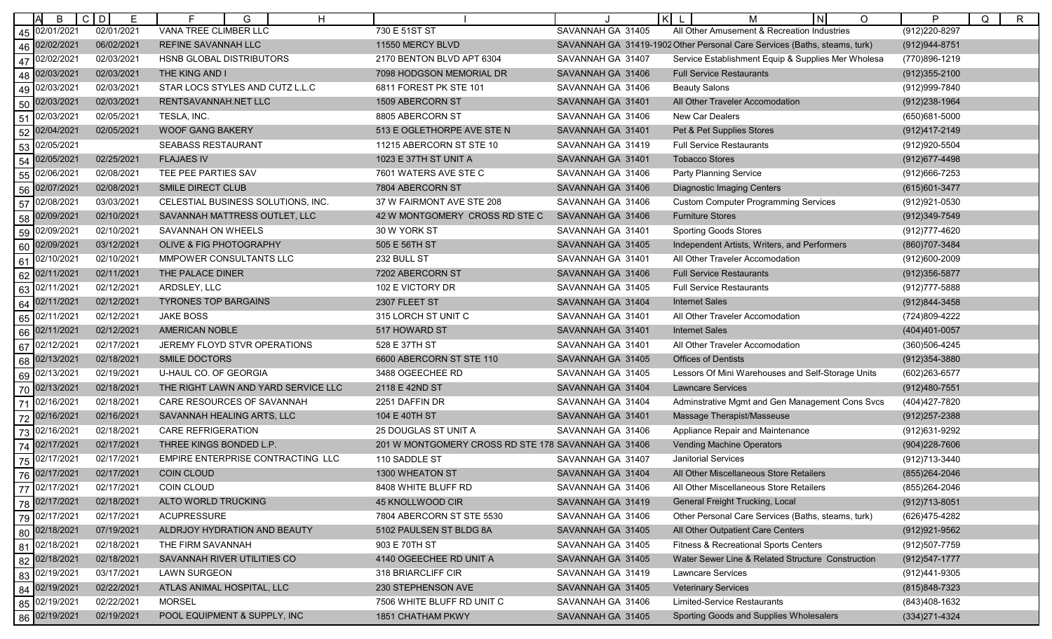| | A | B | C | D | E | F | G | H | I | J | K | L | M | N | O | P | Q | R |
|---|---|---|---|---|---|---|---|---|---|---|---|---|---|---|---|---|---|---|
| 45 | | 02/01/2021 | | | 02/01/2021 | VANA TREE CLIMBER LLC | | | 730 E 51ST ST | SAVANNAH GA 31405 | | | All Other Amusement & Recreation Industries | | | (912)220-8297 | | |
| 46 | | 02/02/2021 | | | 06/02/2021 | REFINE SAVANNAH LLC | | | 11550 MERCY BLVD | SAVANNAH GA 31419-1902 | | | Other Personal Care Services (Baths, steams, turk) | | | (912)944-8751 | | |
| 47 | | 02/02/2021 | | | 02/03/2021 | HSNB GLOBAL DISTRIBUTORS | | | 2170 BENTON BLVD APT 6304 | SAVANNAH GA 31407 | | | Service Establishment Equip & Supplies Mer Wholesa | | | (770)896-1219 | | |
| 48 | | 02/03/2021 | | | 02/03/2021 | THE KING AND I | | | 7098 HODGSON MEMORIAL DR | SAVANNAH GA 31406 | | | Full Service Restaurants | | | (912)355-2100 | | |
| 49 | | 02/03/2021 | | | 02/03/2021 | STAR LOCS STYLES AND CUTZ L.L.C | | | 6811 FOREST PK STE 101 | SAVANNAH GA 31406 | | | Beauty Salons | | | (912)999-7840 | | |
| 50 | | 02/03/2021 | | | 02/03/2021 | RENTSAVANNAH.NET LLC | | | 1509 ABERCORN ST | SAVANNAH GA 31401 | | | All Other Traveler Accomodation | | | (912)238-1964 | | |
| 51 | | 02/03/2021 | | | 02/05/2021 | TESLA, INC. | | | 8805 ABERCORN ST | SAVANNAH GA 31406 | | | New Car Dealers | | | (650)681-5000 | | |
| 52 | | 02/04/2021 | | | 02/05/2021 | WOOF GANG BAKERY | | | 513 E OGLETHORPE AVE STE N | SAVANNAH GA 31401 | | | Pet & Pet Supplies Stores | | | (912)417-2149 | | |
| 53 | | 02/05/2021 | | | | SEABASS RESTAURANT | | | 11215 ABERCORN ST STE 10 | SAVANNAH GA 31419 | | | Full Service Restaurants | | | (912)920-5504 | | |
| 54 | | 02/05/2021 | | | 02/25/2021 | FLAJAES IV | | | 1023 E 37TH ST UNIT A | SAVANNAH GA 31401 | | | Tobacco Stores | | | (912)677-4498 | | |
| 55 | | 02/06/2021 | | | 02/08/2021 | TEE PEE PARTIES SAV | | | 7601 WATERS AVE STE C | SAVANNAH GA 31406 | | | Party Planning Service | | | (912)666-7253 | | |
| 56 | | 02/07/2021 | | | 02/08/2021 | SMILE DIRECT CLUB | | | 7804 ABERCORN ST | SAVANNAH GA 31406 | | | Diagnostic Imaging Centers | | | (615)601-3477 | | |
| 57 | | 02/08/2021 | | | 03/03/2021 | CELESTIAL BUSINESS SOLUTIONS, INC. | | | 37 W FAIRMONT AVE STE 208 | SAVANNAH GA 31406 | | | Custom Computer Programming Services | | | (912)921-0530 | | |
| 58 | | 02/09/2021 | | | 02/10/2021 | SAVANNAH MATTRESS OUTLET, LLC | | | 42 W MONTGOMERY CROSS RD STE C | SAVANNAH GA 31406 | | | Furniture Stores | | | (912)349-7549 | | |
| 59 | | 02/09/2021 | | | 02/10/2021 | SAVANNAH ON WHEELS | | | 30 W YORK ST | SAVANNAH GA 31401 | | | Sporting Goods Stores | | | (912)777-4620 | | |
| 60 | | 02/09/2021 | | | 03/12/2021 | OLIVE & FIG PHOTOGRAPHY | | | 505 E 56TH ST | SAVANNAH GA 31405 | | | Independent Artists, Writers, and Performers | | | (860)707-3484 | | |
| 61 | | 02/10/2021 | | | 02/10/2021 | MMPOWER CONSULTANTS LLC | | | 232 BULL ST | SAVANNAH GA 31401 | | | All Other Traveler Accomodation | | | (912)600-2009 | | |
| 62 | | 02/11/2021 | | | 02/11/2021 | THE PALACE DINER | | | 7202 ABERCORN ST | SAVANNAH GA 31406 | | | Full Service Restaurants | | | (912)356-5877 | | |
| 63 | | 02/11/2021 | | | 02/12/2021 | ARDSLEY, LLC | | | 102 E VICTORY DR | SAVANNAH GA 31405 | | | Full Service Restaurants | | | (912)777-5888 | | |
| 64 | | 02/11/2021 | | | 02/12/2021 | TYRONES TOP BARGAINS | | | 2307 FLEET ST | SAVANNAH GA 31404 | | | Internet Sales | | | (912)844-3458 | | |
| 65 | | 02/11/2021 | | | 02/12/2021 | JAKE BOSS | | | 315 LORCH ST UNIT C | SAVANNAH GA 31401 | | | All Other Traveler Accomodation | | | (724)809-4222 | | |
| 66 | | 02/11/2021 | | | 02/12/2021 | AMERICAN NOBLE | | | 517 HOWARD ST | SAVANNAH GA 31401 | | | Internet Sales | | | (404)401-0057 | | |
| 67 | | 02/12/2021 | | | 02/17/2021 | JEREMY FLOYD STVR OPERATIONS | | | 528 E 37TH ST | SAVANNAH GA 31401 | | | All Other Traveler Accomodation | | | (360)506-4245 | | |
| 68 | | 02/13/2021 | | | 02/18/2021 | SMILE DOCTORS | | | 6600 ABERCORN ST STE 110 | SAVANNAH GA 31405 | | | Offices of Dentists | | | (912)354-3880 | | |
| 69 | | 02/13/2021 | | | 02/19/2021 | U-HAUL CO. OF GEORGIA | | | 3488 OGEECHEE RD | SAVANNAH GA 31405 | | | Lessors Of Mini Warehouses and Self-Storage Units | | | (602)263-6577 | | |
| 70 | | 02/13/2021 | | | 02/18/2021 | THE RIGHT LAWN AND YARD SERVICE LLC | | | 2118 E 42ND ST | SAVANNAH GA 31404 | | | Lawncare Services | | | (912)480-7551 | | |
| 71 | | 02/16/2021 | | | 02/18/2021 | CARE RESOURCES OF SAVANNAH | | | 2251 DAFFIN DR | SAVANNAH GA 31404 | | | Adminstrative Mgmt and Gen Management Cons Svcs | | | (404)427-7820 | | |
| 72 | | 02/16/2021 | | | 02/16/2021 | SAVANNAH HEALING ARTS, LLC | | | 104 E 40TH ST | SAVANNAH GA 31401 | | | Massage Therapist/Masseuse | | | (912)257-2388 | | |
| 73 | | 02/16/2021 | | | 02/18/2021 | CARE REFRIGERATION | | | 25 DOUGLAS ST UNIT A | SAVANNAH GA 31406 | | | Appliance Repair and Maintenance | | | (912)631-9292 | | |
| 74 | | 02/17/2021 | | | 02/17/2021 | THREE KINGS BONDED L.P. | | | 201 W MONTGOMERY CROSS RD STE 178 | SAVANNAH GA 31406 | | | Vending Machine Operators | | | (904)228-7606 | | |
| 75 | | 02/17/2021 | | | 02/17/2021 | EMPIRE ENTERPRISE CONTRACTING LLC | | | 110 SADDLE ST | SAVANNAH GA 31407 | | | Janitorial Services | | | (912)713-3440 | | |
| 76 | | 02/17/2021 | | | 02/17/2021 | COIN CLOUD | | | 1300 WHEATON ST | SAVANNAH GA 31404 | | | All Other Miscellaneous Store Retailers | | | (855)264-2046 | | |
| 77 | | 02/17/2021 | | | 02/17/2021 | COIN CLOUD | | | 8408 WHITE BLUFF RD | SAVANNAH GA 31406 | | | All Other Miscellaneous Store Retailers | | | (855)264-2046 | | |
| 78 | | 02/17/2021 | | | 02/18/2021 | ALTO WORLD TRUCKING | | | 45 KNOLLWOOD CIR | SAVANNAH GA 31419 | | | General Freight Trucking, Local | | | (912)713-8051 | | |
| 79 | | 02/17/2021 | | | 02/17/2021 | ACUPRESSURE | | | 7804 ABERCORN ST STE 5530 | SAVANNAH GA 31406 | | | Other Personal Care Services (Baths, steams, turk) | | | (626)475-4282 | | |
| 80 | | 02/18/2021 | | | 07/19/2021 | ALDRJOY HYDRATION AND BEAUTY | | | 5102 PAULSEN ST BLDG 8A | SAVANNAH GA 31405 | | | All Other Outpatient Care Centers | | | (912)921-9562 | | |
| 81 | | 02/18/2021 | | | 02/18/2021 | THE FIRM SAVANNAH | | | 903 E 70TH ST | SAVANNAH GA 31405 | | | Fitness & Recreational Sports Centers | | | (912)507-7759 | | |
| 82 | | 02/18/2021 | | | 02/18/2021 | SAVANNAH RIVER UTILITIES CO | | | 4140 OGEECHEE RD UNIT A | SAVANNAH GA 31405 | | | Water Sewer Line & Related Structure Construction | | | (912)547-1777 | | |
| 83 | | 02/19/2021 | | | 03/17/2021 | LAWN SURGEON | | | 318 BRIARCLIFF CIR | SAVANNAH GA 31419 | | | Lawncare Services | | | (912)441-9305 | | |
| 84 | | 02/19/2021 | | | 02/22/2021 | ATLAS ANIMAL HOSPITAL, LLC | | | 230 STEPHENSON AVE | SAVANNAH GA 31405 | | | Veterinary Services | | | (815)848-7323 | | |
| 85 | | 02/19/2021 | | | 02/22/2021 | MORSEL | | | 7506 WHITE BLUFF RD UNIT C | SAVANNAH GA 31406 | | | Limited-Service Restaurants | | | (843)408-1632 | | |
| 86 | | 02/19/2021 | | | 02/19/2021 | POOL EQUIPMENT & SUPPLY, INC | | | 1851 CHATHAM PKWY | SAVANNAH GA 31405 | | | Sporting Goods and Supplies Wholesalers | | | (334)271-4324 | | |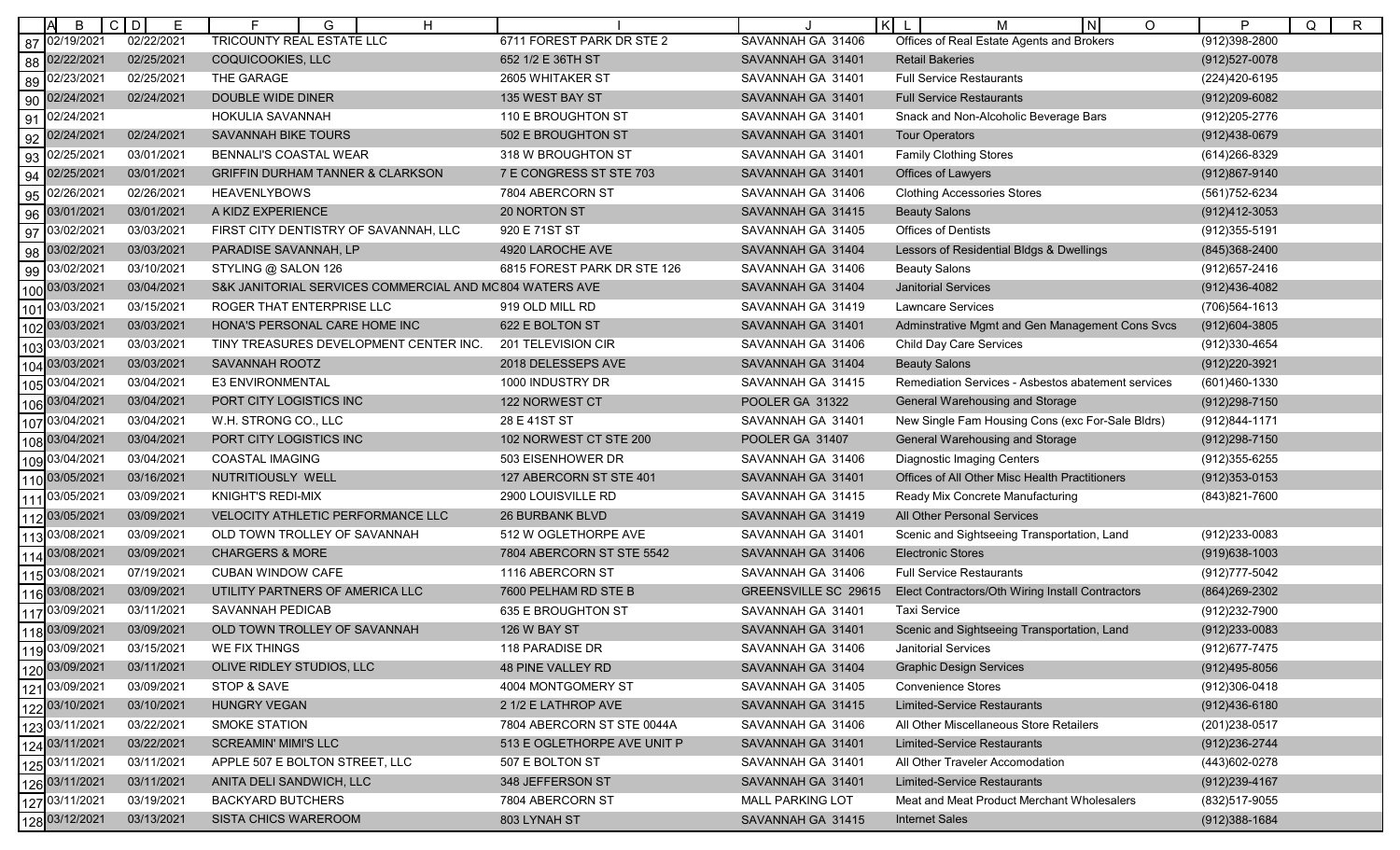| Row | B | E | F | I | J | M | P |
|---|---|---|---|---|---|---|---|
| 87 | 02/19/2021 | 02/22/2021 | TRICOUNTY REAL ESTATE LLC | 6711 FOREST PARK DR STE 2 | SAVANNAH GA 31406 | Offices of Real Estate Agents and Brokers | (912)398-2800 |
| 88 | 02/22/2021 | 02/25/2021 | COQUICOOKIES, LLC | 652 1/2 E 36TH ST | SAVANNAH GA 31401 | Retail Bakeries | (912)527-0078 |
| 89 | 02/23/2021 | 02/25/2021 | THE GARAGE | 2605 WHITAKER ST | SAVANNAH GA 31401 | Full Service Restaurants | (224)420-6195 |
| 90 | 02/24/2021 | 02/24/2021 | DOUBLE WIDE DINER | 135 WEST BAY ST | SAVANNAH GA 31401 | Full Service Restaurants | (912)209-6082 |
| 91 | 02/24/2021 | | HOKULIA SAVANNAH | 110 E BROUGHTON ST | SAVANNAH GA 31401 | Snack and Non-Alcoholic Beverage Bars | (912)205-2776 |
| 92 | 02/24/2021 | 02/24/2021 | SAVANNAH BIKE TOURS | 502 E BROUGHTON ST | SAVANNAH GA 31401 | Tour Operators | (912)438-0679 |
| 93 | 02/25/2021 | 03/01/2021 | BENNALI'S COASTAL WEAR | 318 W BROUGHTON ST | SAVANNAH GA 31401 | Family Clothing Stores | (614)266-8329 |
| 94 | 02/25/2021 | 03/01/2021 | GRIFFIN DURHAM TANNER & CLARKSON | 7 E CONGRESS ST STE 703 | SAVANNAH GA 31401 | Offices of Lawyers | (912)867-9140 |
| 95 | 02/26/2021 | 02/26/2021 | HEAVENLYBOWS | 7804 ABERCORN ST | SAVANNAH GA 31406 | Clothing Accessories Stores | (561)752-6234 |
| 96 | 03/01/2021 | 03/01/2021 | A KIDZ EXPERIENCE | 20 NORTON ST | SAVANNAH GA 31415 | Beauty Salons | (912)412-3053 |
| 97 | 03/02/2021 | 03/03/2021 | FIRST CITY DENTISTRY OF SAVANNAH, LLC | 920 E 71ST ST | SAVANNAH GA 31405 | Offices of Dentists | (912)355-5191 |
| 98 | 03/02/2021 | 03/03/2021 | PARADISE SAVANNAH, LP | 4920 LAROCHE AVE | SAVANNAH GA 31404 | Lessors of Residential Bldgs & Dwellings | (845)368-2400 |
| 99 | 03/02/2021 | 03/10/2021 | STYLING @ SALON 126 | 6815 FOREST PARK DR STE 126 | SAVANNAH GA 31406 | Beauty Salons | (912)657-2416 |
| 100 | 03/03/2021 | 03/04/2021 | S&K JANITORIAL SERVICES COMMERCIAL AND MC | 804 WATERS AVE | SAVANNAH GA 31404 | Janitorial Services | (912)436-4082 |
| 101 | 03/03/2021 | 03/15/2021 | ROGER THAT ENTERPRISE LLC | 919 OLD MILL RD | SAVANNAH GA 31419 | Lawncare Services | (706)564-1613 |
| 102 | 03/03/2021 | 03/03/2021 | HONA'S PERSONAL CARE HOME INC | 622 E BOLTON ST | SAVANNAH GA 31401 | Adminstrative Mgmt and Gen Management Cons Svcs | (912)604-3805 |
| 103 | 03/03/2021 | 03/03/2021 | TINY TREASURES DEVELOPMENT CENTER INC. | 201 TELEVISION CIR | SAVANNAH GA 31406 | Child Day Care Services | (912)330-4654 |
| 104 | 03/03/2021 | 03/03/2021 | SAVANNAH ROOTZ | 2018 DELESSEPS AVE | SAVANNAH GA 31404 | Beauty Salons | (912)220-3921 |
| 105 | 03/04/2021 | 03/04/2021 | E3 ENVIRONMENTAL | 1000 INDUSTRY DR | SAVANNAH GA 31415 | Remediation Services - Asbestos abatement services | (601)460-1330 |
| 106 | 03/04/2021 | 03/04/2021 | PORT CITY LOGISTICS INC | 122 NORWEST CT | POOLER GA 31322 | General Warehousing and Storage | (912)298-7150 |
| 107 | 03/04/2021 | 03/04/2021 | W.H. STRONG CO., LLC | 28 E 41ST ST | SAVANNAH GA 31401 | New Single Fam Housing Cons (exc For-Sale Bldrs) | (912)844-1171 |
| 108 | 03/04/2021 | 03/04/2021 | PORT CITY LOGISTICS INC | 102 NORWEST CT STE 200 | POOLER GA 31407 | General Warehousing and Storage | (912)298-7150 |
| 109 | 03/04/2021 | 03/04/2021 | COASTAL IMAGING | 503 EISENHOWER DR | SAVANNAH GA 31406 | Diagnostic Imaging Centers | (912)355-6255 |
| 110 | 03/05/2021 | 03/16/2021 | NUTRITIOUSLY WELL | 127 ABERCORN ST STE 401 | SAVANNAH GA 31401 | Offices of All Other Misc Health Practitioners | (912)353-0153 |
| 111 | 03/05/2021 | 03/09/2021 | KNIGHT'S REDI-MIX | 2900 LOUISVILLE RD | SAVANNAH GA 31415 | Ready Mix Concrete Manufacturing | (843)821-7600 |
| 112 | 03/05/2021 | 03/09/2021 | VELOCITY ATHLETIC PERFORMANCE LLC | 26 BURBANK BLVD | SAVANNAH GA 31419 | All Other Personal Services | |
| 113 | 03/08/2021 | 03/09/2021 | OLD TOWN TROLLEY OF SAVANNAH | 512 W OGLETHORPE AVE | SAVANNAH GA 31401 | Scenic and Sightseeing Transportation, Land | (912)233-0083 |
| 114 | 03/08/2021 | 03/09/2021 | CHARGERS & MORE | 7804 ABERCORN ST STE 5542 | SAVANNAH GA 31406 | Electronic Stores | (919)638-1003 |
| 115 | 03/08/2021 | 07/19/2021 | CUBAN WINDOW CAFE | 1116 ABERCORN ST | SAVANNAH GA 31406 | Full Service Restaurants | (912)777-5042 |
| 116 | 03/08/2021 | 03/09/2021 | UTILITY PARTNERS OF AMERICA LLC | 7600 PELHAM RD STE B | GREENSVILLE SC 29615 | Elect Contractors/Oth Wiring Install Contractors | (864)269-2302 |
| 117 | 03/09/2021 | 03/11/2021 | SAVANNAH PEDICAB | 635 E BROUGHTON ST | SAVANNAH GA 31401 | Taxi Service | (912)232-7900 |
| 118 | 03/09/2021 | 03/09/2021 | OLD TOWN TROLLEY OF SAVANNAH | 126 W BAY ST | SAVANNAH GA 31401 | Scenic and Sightseeing Transportation, Land | (912)233-0083 |
| 119 | 03/09/2021 | 03/15/2021 | WE FIX THINGS | 118 PARADISE DR | SAVANNAH GA 31406 | Janitorial Services | (912)677-7475 |
| 120 | 03/09/2021 | 03/11/2021 | OLIVE RIDLEY STUDIOS, LLC | 48 PINE VALLEY RD | SAVANNAH GA 31404 | Graphic Design Services | (912)495-8056 |
| 121 | 03/09/2021 | 03/09/2021 | STOP & SAVE | 4004 MONTGOMERY ST | SAVANNAH GA 31405 | Convenience Stores | (912)306-0418 |
| 122 | 03/10/2021 | 03/10/2021 | HUNGRY VEGAN | 2 1/2 E LATHROP AVE | SAVANNAH GA 31415 | Limited-Service Restaurants | (912)436-6180 |
| 123 | 03/11/2021 | 03/22/2021 | SMOKE STATION | 7804 ABERCORN ST STE 0044A | SAVANNAH GA 31406 | All Other Miscellaneous Store Retailers | (201)238-0517 |
| 124 | 03/11/2021 | 03/22/2021 | SCREAMIN' MIMI'S LLC | 513 E OGLETHORPE AVE UNIT P | SAVANNAH GA 31401 | Limited-Service Restaurants | (912)236-2744 |
| 125 | 03/11/2021 | 03/11/2021 | APPLE 507 E BOLTON STREET, LLC | 507 E BOLTON ST | SAVANNAH GA 31401 | All Other Traveler Accomodation | (443)602-0278 |
| 126 | 03/11/2021 | 03/11/2021 | ANITA DELI SANDWICH, LLC | 348 JEFFERSON ST | SAVANNAH GA 31401 | Limited-Service Restaurants | (912)239-4167 |
| 127 | 03/11/2021 | 03/19/2021 | BACKYARD BUTCHERS | 7804 ABERCORN ST | MALL PARKING LOT | Meat and Meat Product Merchant Wholesalers | (832)517-9055 |
| 128 | 03/12/2021 | 03/13/2021 | SISTA CHICS WAREROOM | 803 LYNAH ST | SAVANNAH GA 31415 | Internet Sales | (912)388-1684 |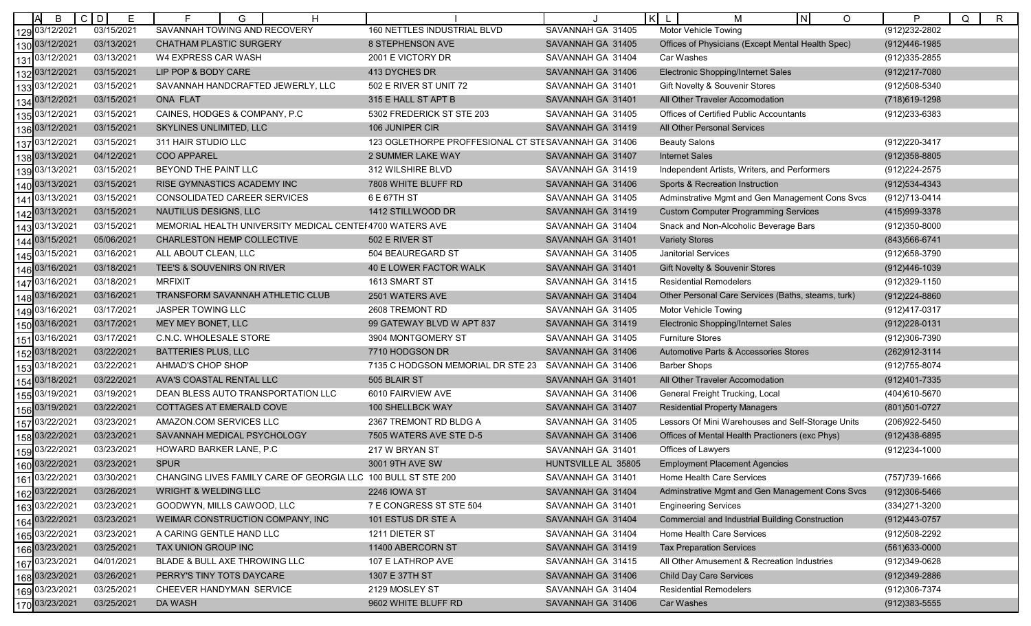| | B | D | F | I | J | M | P |
|---|---|---|---|---|---|---|---|
| 129 | 03/12/2021 | 03/15/2021 | SAVANNAH TOWING AND RECOVERY | 160 NETTLES INDUSTRIAL BLVD | SAVANNAH GA 31405 | Motor Vehicle Towing | (912)232-2802 |
| 130 | 03/12/2021 | 03/13/2021 | CHATHAM PLASTIC SURGERY | 8 STEPHENSON AVE | SAVANNAH GA 31405 | Offices of Physicians (Except Mental Health Spec) | (912)446-1985 |
| 131 | 03/12/2021 | 03/13/2021 | W4 EXPRESS CAR WASH | 2001 E VICTORY DR | SAVANNAH GA 31404 | Car Washes | (912)335-2855 |
| 132 | 03/12/2021 | 03/15/2021 | LIP POP & BODY CARE | 413 DYCHES DR | SAVANNAH GA 31406 | Electronic Shopping/Internet Sales | (912)217-7080 |
| 133 | 03/12/2021 | 03/15/2021 | SAVANNAH HANDCRAFTED JEWERLY, LLC | 502 E RIVER ST UNIT 72 | SAVANNAH GA 31401 | Gift Novelty & Souvenir Stores | (912)508-5340 |
| 134 | 03/12/2021 | 03/15/2021 | ONA FLAT | 315 E HALL ST APT B | SAVANNAH GA 31401 | All Other Traveler Accomodation | (718)619-1298 |
| 135 | 03/12/2021 | 03/15/2021 | CAINES, HODGES & COMPANY, P.C | 5302 FREDERICK ST STE 203 | SAVANNAH GA 31405 | Offices of Certified Public Accountants | (912)233-6383 |
| 136 | 03/12/2021 | 03/15/2021 | SKYLINES UNLIMITED, LLC | 106 JUNIPER CIR | SAVANNAH GA 31419 | All Other Personal Services | |
| 137 | 03/12/2021 | 03/15/2021 | 311 HAIR STUDIO LLC | 123 OGLETHORPE PROFFESIONAL CT STE | SAVANNAH GA 31406 | Beauty Salons | (912)220-3417 |
| 138 | 03/13/2021 | 04/12/2021 | COO APPAREL | 2 SUMMER LAKE WAY | SAVANNAH GA 31407 | Internet Sales | (912)358-8805 |
| 139 | 03/13/2021 | 03/15/2021 | BEYOND THE PAINT LLC | 312 WILSHIRE BLVD | SAVANNAH GA 31419 | Independent Artists, Writers, and Performers | (912)224-2575 |
| 140 | 03/13/2021 | 03/15/2021 | RISE GYMNASTICS ACADEMY INC | 7808 WHITE BLUFF RD | SAVANNAH GA 31406 | Sports & Recreation Instruction | (912)534-4343 |
| 141 | 03/13/2021 | 03/15/2021 | CONSOLIDATED CAREER SERVICES | 6 E 67TH ST | SAVANNAH GA 31405 | Adminstrative Mgmt and Gen Management Cons Svcs | (912)713-0414 |
| 142 | 03/13/2021 | 03/15/2021 | NAUTILUS DESIGNS, LLC | 1412 STILLWOOD DR | SAVANNAH GA 31419 | Custom Computer Programming Services | (415)999-3378 |
| 143 | 03/13/2021 | 03/15/2021 | MEMORIAL HEALTH UNIVERSITY MEDICAL CENTEI | 4700 WATERS AVE | SAVANNAH GA 31404 | Snack and Non-Alcoholic Beverage Bars | (912)350-8000 |
| 144 | 03/15/2021 | 05/06/2021 | CHARLESTON HEMP COLLECTIVE | 502 E RIVER ST | SAVANNAH GA 31401 | Variety Stores | (843)566-6741 |
| 145 | 03/15/2021 | 03/16/2021 | ALL ABOUT CLEAN, LLC | 504 BEAUREGARD ST | SAVANNAH GA 31405 | Janitorial Services | (912)658-3790 |
| 146 | 03/16/2021 | 03/18/2021 | TEE'S & SOUVENIRS ON RIVER | 40 E LOWER FACTOR WALK | SAVANNAH GA 31401 | Gift Novelty & Souvenir Stores | (912)446-1039 |
| 147 | 03/16/2021 | 03/18/2021 | MRFIXIT | 1613 SMART ST | SAVANNAH GA 31415 | Residential Remodelers | (912)329-1150 |
| 148 | 03/16/2021 | 03/16/2021 | TRANSFORM SAVANNAH ATHLETIC CLUB | 2501 WATERS AVE | SAVANNAH GA 31404 | Other Personal Care Services (Baths, steams, turk) | (912)224-8860 |
| 149 | 03/16/2021 | 03/17/2021 | JASPER TOWING LLC | 2608 TREMONT RD | SAVANNAH GA 31405 | Motor Vehicle Towing | (912)417-0317 |
| 150 | 03/16/2021 | 03/17/2021 | MEY MEY BONET, LLC | 99 GATEWAY BLVD W APT 837 | SAVANNAH GA 31419 | Electronic Shopping/Internet Sales | (912)228-0131 |
| 151 | 03/16/2021 | 03/17/2021 | C.N.C. WHOLESALE STORE | 3904 MONTGOMERY ST | SAVANNAH GA 31405 | Furniture Stores | (912)306-7390 |
| 152 | 03/18/2021 | 03/22/2021 | BATTERIES PLUS, LLC | 7710 HODGSON DR | SAVANNAH GA 31406 | Automotive Parts & Accessories Stores | (262)912-3114 |
| 153 | 03/18/2021 | 03/22/2021 | AHMAD'S CHOP SHOP | 7135 C HODGSON MEMORIAL DR STE 23 | SAVANNAH GA 31406 | Barber Shops | (912)755-8074 |
| 154 | 03/18/2021 | 03/22/2021 | AVA'S COASTAL RENTAL LLC | 505 BLAIR ST | SAVANNAH GA 31401 | All Other Traveler Accomodation | (912)401-7335 |
| 155 | 03/19/2021 | 03/19/2021 | DEAN BLESS AUTO TRANSPORTATION LLC | 6010 FAIRVIEW AVE | SAVANNAH GA 31406 | General Freight Trucking, Local | (404)610-5670 |
| 156 | 03/19/2021 | 03/22/2021 | COTTAGES AT EMERALD COVE | 100 SHELLBCK WAY | SAVANNAH GA 31407 | Residential Property Managers | (801)501-0727 |
| 157 | 03/22/2021 | 03/23/2021 | AMAZON.COM SERVICES LLC | 2367 TREMONT RD BLDG A | SAVANNAH GA 31405 | Lessors Of Mini Warehouses and Self-Storage Units | (206)922-5450 |
| 158 | 03/22/2021 | 03/23/2021 | SAVANNAH MEDICAL PSYCHOLOGY | 7505 WATERS AVE STE D-5 | SAVANNAH GA 31406 | Offices of Mental Health Practioners (exc Phys) | (912)438-6895 |
| 159 | 03/22/2021 | 03/23/2021 | HOWARD BARKER LANE, P.C | 217 W BRYAN ST | SAVANNAH GA 31401 | Offices of Lawyers | (912)234-1000 |
| 160 | 03/22/2021 | 03/23/2021 | SPUR | 3001 9TH AVE SW | HUNTSVILLE AL 35805 | Employment Placement Agencies | |
| 161 | 03/22/2021 | 03/30/2021 | CHANGING LIVES FAMILY CARE OF GEORGIA LLC | 100 BULL ST STE 200 | SAVANNAH GA 31401 | Home Health Care Services | (757)739-1666 |
| 162 | 03/22/2021 | 03/26/2021 | WRIGHT & WELDING LLC | 2246 IOWA ST | SAVANNAH GA 31404 | Adminstrative Mgmt and Gen Management Cons Svcs | (912)306-5466 |
| 163 | 03/22/2021 | 03/23/2021 | GOODWYN, MILLS CAWOOD, LLC | 7 E CONGRESS ST STE 504 | SAVANNAH GA 31401 | Engineering Services | (334)271-3200 |
| 164 | 03/22/2021 | 03/23/2021 | WEIMAR CONSTRUCTION COMPANY, INC | 101 ESTUS DR STE A | SAVANNAH GA 31404 | Commercial and Industrial Building Construction | (912)443-0757 |
| 165 | 03/22/2021 | 03/23/2021 | A CARING GENTLE HAND LLC | 1211 DIETER ST | SAVANNAH GA 31404 | Home Health Care Services | (912)508-2292 |
| 166 | 03/23/2021 | 03/25/2021 | TAX UNION GROUP INC | 11400 ABERCORN ST | SAVANNAH GA 31419 | Tax Preparation Services | (561)633-0000 |
| 167 | 03/23/2021 | 04/01/2021 | BLADE & BULL AXE THROWING LLC | 107 E LATHROP AVE | SAVANNAH GA 31415 | All Other Amusement & Recreation Industries | (912)349-0628 |
| 168 | 03/23/2021 | 03/26/2021 | PERRY'S TINY TOTS DAYCARE | 1307 E 37TH ST | SAVANNAH GA 31406 | Child Day Care Services | (912)349-2886 |
| 169 | 03/23/2021 | 03/25/2021 | CHEEVER HANDYMAN SERVICE | 2129 MOSLEY ST | SAVANNAH GA 31404 | Residential Remodelers | (912)306-7374 |
| 170 | 03/23/2021 | 03/25/2021 | DA WASH | 9602 WHITE BLUFF RD | SAVANNAH GA 31406 | Car Washes | (912)383-5555 |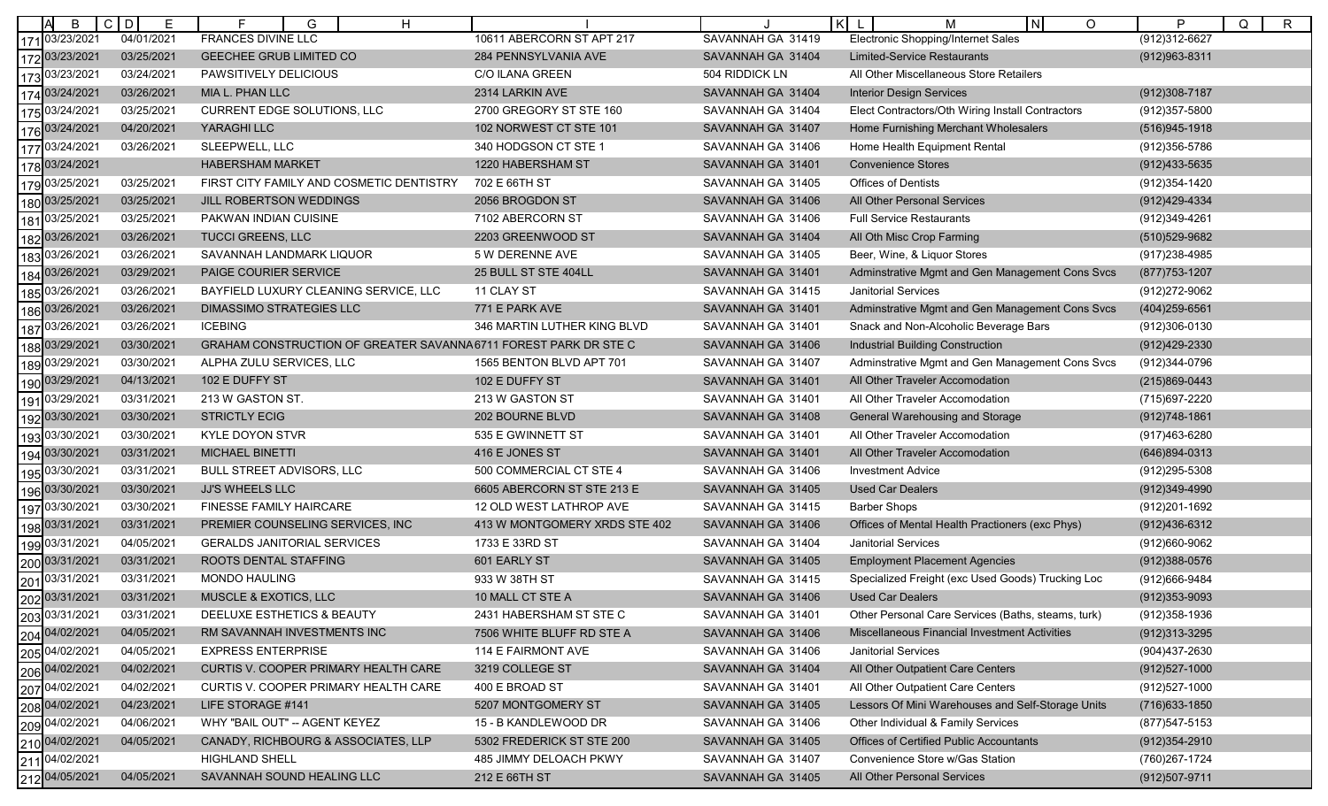| | B | D | F | I | J | L | P |
|---|---|---|---|---|---|---|---|
| 171 | 03/23/2021 | 04/01/2021 | FRANCES DIVINE LLC | 10611 ABERCORN ST APT 217 | SAVANNAH GA 31419 | Electronic Shopping/Internet Sales | (912)312-6627 |
| 172 | 03/23/2021 | 03/25/2021 | GEECHEE GRUB LIMITED CO | 284 PENNSYLVANIA AVE | SAVANNAH GA 31404 | Limited-Service Restaurants | (912)963-8311 |
| 173 | 03/23/2021 | 03/24/2021 | PAWSITIVELY DELICIOUS | C/O ILANA GREEN | 504 RIDDICK LN | All Other Miscellaneous Store Retailers | |
| 174 | 03/24/2021 | 03/26/2021 | MIA L. PHAN LLC | 2314 LARKIN AVE | SAVANNAH GA 31404 | Interior Design Services | (912)308-7187 |
| 175 | 03/24/2021 | 03/25/2021 | CURRENT EDGE SOLUTIONS, LLC | 2700 GREGORY ST STE 160 | SAVANNAH GA 31404 | Elect Contractors/Oth Wiring Install Contractors | (912)357-5800 |
| 176 | 03/24/2021 | 04/20/2021 | YARAGHI LLC | 102 NORWEST CT STE 101 | SAVANNAH GA 31407 | Home Furnishing Merchant Wholesalers | (516)945-1918 |
| 177 | 03/24/2021 | 03/26/2021 | SLEEPWELL, LLC | 340 HODGSON CT STE 1 | SAVANNAH GA 31406 | Home Health Equipment Rental | (912)356-5786 |
| 178 | 03/24/2021 | | HABERSHAM MARKET | 1220 HABERSHAM ST | SAVANNAH GA 31401 | Convenience Stores | (912)433-5635 |
| 179 | 03/25/2021 | 03/25/2021 | FIRST CITY FAMILY AND COSMETIC DENTISTRY | 702 E 66TH ST | SAVANNAH GA 31405 | Offices of Dentists | (912)354-1420 |
| 180 | 03/25/2021 | 03/25/2021 | JILL ROBERTSON WEDDINGS | 2056 BROGDON ST | SAVANNAH GA 31406 | All Other Personal Services | (912)429-4334 |
| 181 | 03/25/2021 | 03/25/2021 | PAKWAN INDIAN CUISINE | 7102 ABERCORN ST | SAVANNAH GA 31406 | Full Service Restaurants | (912)349-4261 |
| 182 | 03/26/2021 | 03/26/2021 | TUCCI GREENS, LLC | 2203 GREENWOOD ST | SAVANNAH GA 31404 | All Oth Misc Crop Farming | (510)529-9682 |
| 183 | 03/26/2021 | 03/26/2021 | SAVANNAH LANDMARK LIQUOR | 5 W DERENNE AVE | SAVANNAH GA 31405 | Beer, Wine, & Liquor Stores | (917)238-4985 |
| 184 | 03/26/2021 | 03/29/2021 | PAIGE COURIER SERVICE | 25 BULL ST STE 404LL | SAVANNAH GA 31401 | Adminstrative Mgmt and Gen Management Cons Svcs | (877)753-1207 |
| 185 | 03/26/2021 | 03/26/2021 | BAYFIELD LUXURY CLEANING SERVICE, LLC | 11 CLAY ST | SAVANNAH GA 31415 | Janitorial Services | (912)272-9062 |
| 186 | 03/26/2021 | 03/26/2021 | DIMASSIMO STRATEGIES LLC | 771 E PARK AVE | SAVANNAH GA 31401 | Adminstrative Mgmt and Gen Management Cons Svcs | (404)259-6561 |
| 187 | 03/26/2021 | 03/26/2021 | ICEBING | 346 MARTIN LUTHER KING BLVD | SAVANNAH GA 31401 | Snack and Non-Alcoholic Beverage Bars | (912)306-0130 |
| 188 | 03/29/2021 | 03/30/2021 | GRAHAM CONSTRUCTION OF GREATER SAVANNA | 6711 FOREST PARK DR STE C | SAVANNAH GA 31406 | Industrial Building Construction | (912)429-2330 |
| 189 | 03/29/2021 | 03/30/2021 | ALPHA ZULU SERVICES, LLC | 1565 BENTON BLVD APT 701 | SAVANNAH GA 31407 | Adminstrative Mgmt and Gen Management Cons Svcs | (912)344-0796 |
| 190 | 03/29/2021 | 04/13/2021 | 102 E DUFFY ST | 102 E DUFFY ST | SAVANNAH GA 31401 | All Other Traveler Accomodation | (215)869-0443 |
| 191 | 03/29/2021 | 03/31/2021 | 213 W GASTON ST. | 213 W GASTON ST | SAVANNAH GA 31401 | All Other Traveler Accomodation | (715)697-2220 |
| 192 | 03/30/2021 | 03/30/2021 | STRICTLY ECIG | 202 BOURNE BLVD | SAVANNAH GA 31408 | General Warehousing and Storage | (912)748-1861 |
| 193 | 03/30/2021 | 03/30/2021 | KYLE DOYON STVR | 535 E GWINNETT ST | SAVANNAH GA 31401 | All Other Traveler Accomodation | (917)463-6280 |
| 194 | 03/30/2021 | 03/31/2021 | MICHAEL BINETTI | 416 E JONES ST | SAVANNAH GA 31401 | All Other Traveler Accomodation | (646)894-0313 |
| 195 | 03/30/2021 | 03/31/2021 | BULL STREET ADVISORS, LLC | 500 COMMERCIAL CT STE 4 | SAVANNAH GA 31406 | Investment Advice | (912)295-5308 |
| 196 | 03/30/2021 | 03/30/2021 | JJ'S WHEELS LLC | 6605 ABERCORN ST STE 213 E | SAVANNAH GA 31405 | Used Car Dealers | (912)349-4990 |
| 197 | 03/30/2021 | 03/30/2021 | FINESSE FAMILY HAIRCARE | 12 OLD WEST LATHROP AVE | SAVANNAH GA 31415 | Barber Shops | (912)201-1692 |
| 198 | 03/31/2021 | 03/31/2021 | PREMIER COUNSELING SERVICES, INC | 413 W MONTGOMERY XRDS STE 402 | SAVANNAH GA 31406 | Offices of Mental Health Practioners (exc Phys) | (912)436-6312 |
| 199 | 03/31/2021 | 04/05/2021 | GERALDS JANITORIAL SERVICES | 1733 E 33RD ST | SAVANNAH GA 31404 | Janitorial Services | (912)660-9062 |
| 200 | 03/31/2021 | 03/31/2021 | ROOTS DENTAL STAFFING | 601 EARLY ST | SAVANNAH GA 31405 | Employment Placement Agencies | (912)388-0576 |
| 201 | 03/31/2021 | 03/31/2021 | MONDO HAULING | 933 W 38TH ST | SAVANNAH GA 31415 | Specialized Freight (exc Used Goods) Trucking Loc | (912)666-9484 |
| 202 | 03/31/2021 | 03/31/2021 | MUSCLE & EXOTICS, LLC | 10 MALL CT STE A | SAVANNAH GA 31406 | Used Car Dealers | (912)353-9093 |
| 203 | 03/31/2021 | 03/31/2021 | DEELUXE ESTHETICS & BEAUTY | 2431 HABERSHAM ST STE C | SAVANNAH GA 31401 | Other Personal Care Services (Baths, steams, turk) | (912)358-1936 |
| 204 | 04/02/2021 | 04/05/2021 | RM SAVANNAH INVESTMENTS INC | 7506 WHITE BLUFF RD STE A | SAVANNAH GA 31406 | Miscellaneous Financial Investment Activities | (912)313-3295 |
| 205 | 04/02/2021 | 04/05/2021 | EXPRESS ENTERPRISE | 114 E FAIRMONT AVE | SAVANNAH GA 31406 | Janitorial Services | (904)437-2630 |
| 206 | 04/02/2021 | 04/02/2021 | CURTIS V. COOPER PRIMARY HEALTH CARE | 3219 COLLEGE ST | SAVANNAH GA 31404 | All Other Outpatient Care Centers | (912)527-1000 |
| 207 | 04/02/2021 | 04/02/2021 | CURTIS V. COOPER PRIMARY HEALTH CARE | 400 E BROAD ST | SAVANNAH GA 31401 | All Other Outpatient Care Centers | (912)527-1000 |
| 208 | 04/02/2021 | 04/23/2021 | LIFE STORAGE #141 | 5207 MONTGOMERY ST | SAVANNAH GA 31405 | Lessors Of Mini Warehouses and Self-Storage Units | (716)633-1850 |
| 209 | 04/02/2021 | 04/06/2021 | WHY "BAIL OUT" -- AGENT KEYEZ | 15 - B KANDLEWOOD DR | SAVANNAH GA 31406 | Other Individual & Family Services | (877)547-5153 |
| 210 | 04/02/2021 | 04/05/2021 | CANADY, RICHBOURG & ASSOCIATES, LLP | 5302 FREDERICK ST STE 200 | SAVANNAH GA 31405 | Offices of Certified Public Accountants | (912)354-2910 |
| 211 | 04/02/2021 | | HIGHLAND SHELL | 485 JIMMY DELOACH PKWY | SAVANNAH GA 31407 | Convenience Store w/Gas Station | (760)267-1724 |
| 212 | 04/05/2021 | 04/05/2021 | SAVANNAH SOUND HEALING LLC | 212 E 66TH ST | SAVANNAH GA 31405 | All Other Personal Services | (912)507-9711 |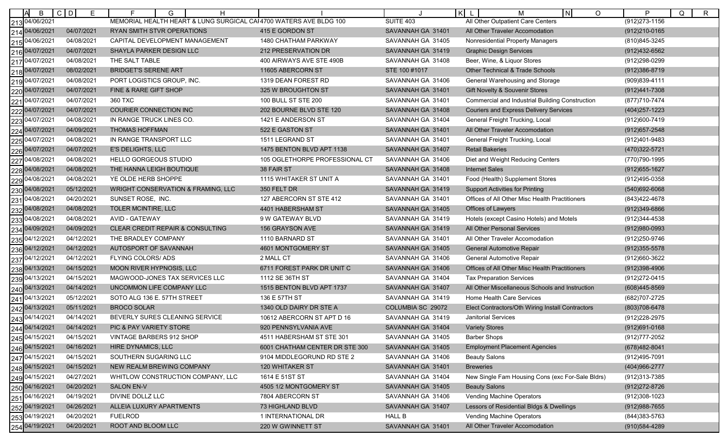| | A | B | C | D | E | F | G | H | I | J | K | L | M | N | O | P | Q | R |
|---|---|---|---|---|---|---|---|---|---|---|---|---|---|---|---|---|---|---|
| 213 | | 04/06/2021 | | | | MEMORIAL HEALTH HEART & LUNG SURGICAL CA | | | 4700 WATERS AVE BLDG 100 | SUITE 403 | | | All Other Outpatient Care Centers | | | (912)273-1156 | | |
| 214 | | 04/06/2021 | | | 04/07/2021 | RYAN SMITH STVR OPERATIONS | | | 415 E GORDON ST | SAVANNAH GA 31401 | | | All Other Traveler Accomodation | | | (912)210-0165 | | |
| 215 | | 04/06/2021 | | | 04/08/2021 | CAPITAL DEVELOPMENT MANAGEMENT | | | 1480 CHATHAM PARKWAY | SAVANNAH GA 31405 | | | Nonresidential Property Managers | | | (810)845-3245 | | |
| 216 | | 04/07/2021 | | | 04/07/2021 | SHAYLA PARKER DESIGN LLC | | | 212 PRESERVATION DR | SAVANNAH GA 31419 | | | Graphic Design Services | | | (912)432-6562 | | |
| 217 | | 04/07/2021 | | | 04/08/2021 | THE SALT TABLE | | | 400 AIRWAYS AVE STE 490B | SAVANNAH GA 31408 | | | Beer, Wine, & Liquor Stores | | | (912)298-0299 | | |
| 218 | | 04/07/2021 | | | 08/02/2021 | BRIDGET'S SERENE ART | | | 11605 ABERCORN ST | STE 100 #1017 | | | Other Technical & Trade Schools | | | (912)386-8719 | | |
| 219 | | 04/07/2021 | | | 04/08/2021 | PORT LOGISTICS GROUP, INC. | | | 1319 DEAN FOREST RD | SAVANNAH GA 31406 | | | General Warehousing and Storage | | | (909)839-4111 | | |
| 220 | | 04/07/2021 | | | 04/07/2021 | FINE & RARE GIFT SHOP | | | 325 W BROUGHTON ST | SAVANNAH GA 31401 | | | Gift Novelty & Souvenir Stores | | | (912)441-7308 | | |
| 221 | | 04/07/2021 | | | 04/07/2021 | 360 TXC | | | 100 BULL ST STE 200 | SAVANNAH GA 31401 | | | Commercial and Industrial Building Construction | | | (877)710-7474 | | |
| 222 | | 04/07/2021 | | | 04/07/2021 | COURIER CONNECTION INC | | | 202 BOURNE BLVD STE 120 | SAVANNAH GA 31408 | | | Couriers and Express Delivery Services | | | (404)257-1223 | | |
| 223 | | 04/07/2021 | | | 04/08/2021 | IN RANGE TRUCK LINES CO. | | | 1421 E ANDERSON ST | SAVANNAH GA 31404 | | | General Freight Trucking, Local | | | (912)600-7419 | | |
| 224 | | 04/07/2021 | | | 04/09/2021 | THOMAS HOFFMAN | | | 522 E GASTON ST | SAVANNAH GA 31401 | | | All Other Traveler Accomodation | | | (912)657-2548 | | |
| 225 | | 04/07/2021 | | | 04/08/2021 | IN RANGE TRANSPORT LLC | | | 1511 LEGRAND ST | SAVANNAH GA 31401 | | | General Freight Trucking, Local | | | (912)401-9483 | | |
| 226 | | 04/07/2021 | | | 04/07/2021 | E'S DELIGHTS, LLC | | | 1475 BENTON BLVD APT 1138 | SAVANNAH GA 31407 | | | Retail Bakeries | | | (470)322-5721 | | |
| 227 | | 04/08/2021 | | | 04/08/2021 | HELLO GORGEOUS STUDIO | | | 105 OGLETHORPE PROFESSIONAL CT | SAVANNAH GA 31406 | | | Diet and Weight Reducing Centers | | | (770)790-1995 | | |
| 228 | | 04/08/2021 | | | 04/08/2021 | THE HANNA LEIGH BOUTIQUE | | | 38 FAIR ST | SAVANNAH GA 31408 | | | Internet Sales | | | (912)655-1627 | | |
| 229 | | 04/08/2021 | | | 04/08/2021 | YE OLDE HERB SHOPPE | | | 1115 WHITAKER ST UNIT A | SAVANNAH GA 31401 | | | Food (Health) Supplement Stores | | | (912)495-0358 | | |
| 230 | | 04/08/2021 | | | 05/12/2021 | WRIGHT CONSERVATION & FRAMING, LLC | | | 350 FELT DR | SAVANNAH GA 31419 | | | Support Activities for Printing | | | (540)692-6068 | | |
| 231 | | 04/08/2021 | | | 04/20/2021 | SUNSET ROSE, INC. | | | 127 ABERCORN ST STE 412 | SAVANNAH GA 31401 | | | Offices of All Other Misc Health Practitioners | | | (843)422-4678 | | |
| 232 | | 04/08/2021 | | | 04/08/2021 | TOLER MCINTIRE, LLC | | | 4401 HABERSHAM ST | SAVANNAH GA 31405 | | | Offices of Lawyers | | | (912)349-6866 | | |
| 233 | | 04/08/2021 | | | 04/08/2021 | AVID - GATEWAY | | | 9 W GATEWAY BLVD | SAVANNAH GA 31419 | | | Hotels (except Casino Hotels) and Motels | | | (912)344-4538 | | |
| 234 | | 04/09/2021 | | | 04/09/2021 | CLEAR CREDIT REPAIR & CONSULTING | | | 156 GRAYSON AVE | SAVANNAH GA 31419 | | | All Other Personal Services | | | (912)980-0993 | | |
| 235 | | 04/12/2021 | | | 04/12/2021 | THE BRADLEY COMPANY | | | 1110 BARNARD ST | SAVANNAH GA 31401 | | | All Other Traveler Accomodation | | | (912)250-9746 | | |
| 236 | | 04/12/2021 | | | 04/12/2021 | AUTOSPORT OF SAVANNAH | | | 4601 MONTGOMERY ST | SAVANNAH GA 31405 | | | General Automotive Repair | | | (912)355-5578 | | |
| 237 | | 04/12/2021 | | | 04/12/2021 | FLYING COLORS/ ADS | | | 2 MALL CT | SAVANNAH GA 31406 | | | General Automotive Repair | | | (912)660-3622 | | |
| 238 | | 04/13/2021 | | | 04/15/2021 | MOON RIVER HYPNOSIS, LLC | | | 6711 FOREST PARK DR UNIT C | SAVANNAH GA 31406 | | | Offices of All Other Misc Health Practitioners | | | (912)398-4906 | | |
| 239 | | 04/13/2021 | | | 04/15/2021 | MAGWOOD-JONES TAX SERVICES LLC | | | 1112 SE 36TH ST | SAVANNAH GA 31404 | | | Tax Preparation Services | | | (912)272-0415 | | |
| 240 | | 04/13/2021 | | | 04/14/2021 | UNCOMMON LIFE COMPANY LLC | | | 1515 BENTON BLVD APT 1737 | SAVANNAH GA 31407 | | | All Other Miscellaneous Schools and Instruction | | | (608)445-8569 | | |
| 241 | | 04/13/2021 | | | 05/12/2021 | SOTO ALG 136 E. 57TH STREET | | | 136 E 57TH ST | SAVANNAH GA 31419 | | | Home Health Care Services | | | (682)707-2725 | | |
| 242 | | 04/13/2021 | | | 05/11/2021 | BROCO SOLAR | | | 1340 OLD DAIRY DR STE A | COLUMBIA SC 29072 | | | Elect Contractors/Oth Wiring Install Contractors | | | (803)708-6478 | | |
| 243 | | 04/14/2021 | | | 04/14/2021 | BEVERLY SURES CLEANING SERVICE | | | 10612 ABERCORN ST APT D 16 | SAVANNAH GA 31419 | | | Janitorial Services | | | (912)228-2975 | | |
| 244 | | 04/14/2021 | | | 04/14/2021 | PIC & PAY VARIETY STORE | | | 920 PENNSYLVANIA AVE | SAVANNAH GA 31404 | | | Variety Stores | | | (912)691-0168 | | |
| 245 | | 04/15/2021 | | | 04/15/2021 | VINTAGE BARBERS 912 SHOP | | | 4511 HABERSHAM ST STE 301 | SAVANNAH GA 31405 | | | Barber Shops | | | (912)777-2052 | | |
| 246 | | 04/15/2021 | | | 04/16/2021 | HIRE DYNAMICS, LLC | | | 6001 CHATHAM CENTER DR STE 300 | SAVANNAH GA 31405 | | | Employment Placement Agencies | | | (678)482-8041 | | |
| 247 | | 04/15/2021 | | | 04/15/2021 | SOUTHERN SUGARING LLC | | | 9104 MIDDLEGORUND RD STE 2 | SAVANNAH GA 31406 | | | Beauty Salons | | | (912)495-7091 | | |
| 248 | | 04/15/2021 | | | 04/15/2021 | NEW REALM BREWING COMPANY | | | 120 WHITAKER ST | SAVANNAH GA 31401 | | | Breweries | | | (404)966-2777 | | |
| 249 | | 04/15/2021 | | | 04/27/2021 | WHITLOW CONSTRUCTION COMPANY, LLC | | | 1614 E 51ST ST | SAVANNAH GA 31404 | | | New Single Fam Housing Cons (exc For-Sale Bldrs) | | | (912)313-7385 | | |
| 250 | | 04/16/2021 | | | 04/20/2021 | SALON EN-V | | | 4505 1/2 MONTGOMERY ST | SAVANNAH GA 31405 | | | Beauty Salons | | | (912)272-8726 | | |
| 251 | | 04/16/2021 | | | 04/19/2021 | DIVINE DOLLZ LLC | | | 7804 ABERCORN ST | SAVANNAH GA 31406 | | | Vending Machine Operators | | | (912)308-1023 | | |
| 252 | | 04/19/2021 | | | 04/26/2021 | ALLEIA LUXURY APARTMENTS | | | 73 HIGHLAND BLVD | SAVANNAH GA 31407 | | | Lessors of Residential Bldgs & Dwellings | | | (912)988-7655 | | |
| 253 | | 04/19/2021 | | | 04/20/2021 | FUELROD | | | 1 INTERNATIONAL DR | HALL B | | | Vending Machine Operators | | | (844)383-5763 | | |
| 254 | | 04/19/2021 | | | 04/20/2021 | ROOT AND BLOOM LLC | | | 220 W GWINNETT ST | SAVANNAH GA 31401 | | | All Other Traveler Accomodation | | | (910)584-4289 | | |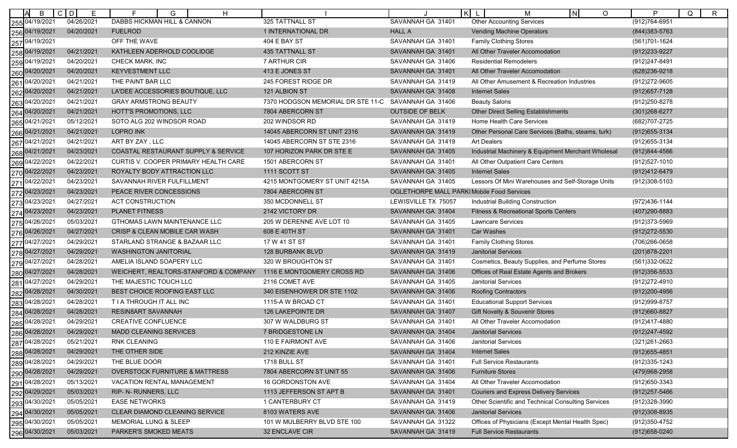| A | B | C | D | E | F | G | H | I | J | K | L | M | N | O | P | Q | R |
|---|---|---|---|---|---|---|---|---|---|---|---|---|---|---|---|---|---|
| 255 | 04/19/2021 | | | 04/26/2021 | DABBS HICKMAN HILL & CANNON | | | 325 TATTNALL ST | SAVANNAH GA 31401 | | | Other Accounting Services | | | (912)764-6951 | | |
| 256 | 04/19/2021 | | | 04/20/2021 | FUELROD | | | 1 INTERNATIONAL DR | HALL A | | | Vending Machine Operators | | | (844)383-5763 | | |
| 257 | 04/19/2021 | | | | OFF THE WAVE | | | 404 E BAY ST | SAVANNAH GA 31401 | | | Family Clothing Stores | | | (561)701-1624 | | |
| 258 | 04/19/2021 | | | 04/21/2021 | KATHLEEN ADERHOLD COOLIDGE | | | 435 TATTNALL ST | SAVANNAH GA 31401 | | | All Other Traveler Accomodation | | | (912)233-9227 | | |
| 259 | 04/19/2021 | | | 04/20/2021 | CHECK MARK, INC | | | 7 ARTHUR CIR | SAVANNAH GA 31406 | | | Residential Remodelers | | | (912)247-8491 | | |
| 260 | 04/20/2021 | | | 04/20/2021 | KEYVESTMENT LLC | | | 413 E JONES ST | SAVANNAH GA 31401 | | | All Other Traveler Accomodation | | | (628)236-9218 | | |
| 261 | 04/20/2021 | | | 04/21/2021 | THE PAINT BAR LLC | | | 245 FOREST RIDGE DR | SAVANNAH GA 31419 | | | All Other Amusement & Recreation Industries | | | (912)272-9605 | | |
| 262 | 04/20/2021 | | | 04/21/2021 | LA'DEE ACCESSORIES BOUTIQUE, LLC | | | 121 ALBION ST | SAVANNAH GA 31408 | | | Internet Sales | | | (912)657-7128 | | |
| 263 | 04/20/2021 | | | 04/21/2021 | GRAY ARMSTRONG BEAUTY | | | 7370 HODGSON MEMORIAL DR STE 11-C | SAVANNAH GA 31406 | | | Beauty Salons | | | (912)250-8278 | | |
| 264 | 04/20/2021 | | | 04/21/2021 | HOTT'S PROMOTIONS, LLC | | | 7804 ABERCORN ST | OUTSIDE OF BELK | | | Other Direct Selling Establishments | | | (301)268-6277 | | |
| 265 | 04/21/2021 | | | 05/12/2021 | SOTO ALG 202 WINDSOR ROAD | | | 202 WINDSOR RD | SAVANNAH GA 31419 | | | Home Health Care Services | | | (682)707-2725 | | |
| 266 | 04/21/2021 | | | 04/21/2021 | LOPRO INK | | | 14045 ABERCORN ST UNIT 2316 | SAVANNAH GA 31419 | | | Other Personal Care Services (Baths, steams, turk) | | | (912)655-3134 | | |
| 267 | 04/21/2021 | | | 04/21/2021 | ART BY ZAY , LLC | | | 14045 ABERCORN ST STE 2316 | SAVANNAH GA 31419 | | | Art Dealers | | | (912)655-3134 | | |
| 268 | 04/21/2021 | | | 04/23/2021 | COASTAL RESTAURANT SUPPLY & SERVICE | | | 107 HORIZON PARK DR STE E | SAVANNAH GA 31405 | | | Industrial Machinery & Equipment Merchant Wholesal | | | (912)844-4566 | | |
| 269 | 04/22/2021 | | | 04/22/2021 | CURTIS V. COOPER PRIMARY HEALTH CARE | | | 1501 ABERCORN ST | SAVANNAH GA 31401 | | | All Other Outpatient Care Centers | | | (912)527-1010 | | |
| 270 | 04/22/2021 | | | 04/23/2021 | ROYALTY BODY ATTRACTION LLC | | | 1111 SCOTT ST | SAVANNAH GA 31405 | | | Internet Sales | | | (912)412-6479 | | |
| 271 | 04/22/2021 | | | 04/23/2021 | SAVANNAH RIVER FULFILLMENT | | | 4215 MONTGOMERY ST UNIT 4215A | SAVANNAH GA 31405 | | | Lessors Of Mini Warehouses and Self-Storage Units | | | (912)308-5103 | | |
| 272 | 04/23/2021 | | | 04/23/2021 | PEACE RIVER CONCESSIONS | | | 7804 ABERCORN ST | OGLETHORPE MALL PARKI | | | Mobile Food Services | | | | | |
| 273 | 04/23/2021 | | | 04/27/2021 | ACT CONSTRUCTION | | | 350 MCDONNELL ST | LEWISVILLE TX 75057 | | | Industrial Building Construction | | | (972)436-1144 | | |
| 274 | 04/23/2021 | | | 04/23/2021 | PLANET FITNESS | | | 2142 VICTORY DR | SAVANNAH GA 31404 | | | Fitness & Recreational Sports Centers | | | (407)290-8883 | | |
| 275 | 04/26/2021 | | | 05/03/2021 | GTHOMAS LAWN MAINTENANCE LLC | | | 205 W DERENNE AVE LOT 10 | SAVANNAH GA 31405 | | | Lawncare Services | | | (912)373-5969 | | |
| 276 | 04/26/2021 | | | 04/27/2021 | CRISP & CLEAN MOBILE CAR WASH | | | 608 E 40TH ST | SAVANNAH GA 31401 | | | Car Washes | | | (912)272-5530 | | |
| 277 | 04/27/2021 | | | 04/29/2021 | STARLAND STRANGE & BAZAAR LLC | | | 17 W 41 ST ST | SAVANNAH GA 31401 | | | Family Clothing Stores | | | (706)266-0658 | | |
| 278 | 04/27/2021 | | | 04/29/2021 | WASHINGTON JANITORIAL | | | 128 BURBANK BLVD | SAVANNAH GA 31419 | | | Janitorial Services | | | (201)878-2201 | | |
| 279 | 04/27/2021 | | | 04/28/2021 | AMELIA ISLAND SOAPERY LLC | | | 320 W BROUGHTON ST | SAVANNAH GA 31401 | | | Cosmetics, Beauty Supplies, and Perfume Stores | | | (561)332-0622 | | |
| 280 | 04/27/2021 | | | 04/28/2021 | WEICHERT, REALTORS-STANFORD & COMPANY | | | 1116 E MONTGOMERY CROSS RD | SAVANNAH GA 31406 | | | Offices of Real Estate Agents and Brokers | | | (912)356-5533 | | |
| 281 | 04/27/2021 | | | 04/29/2021 | THE MAJESTIC TOUCH LLC | | | 2116 COMET AVE | SAVANNAH GA 31405 | | | Janitorial Services | | | (912)272-4910 | | |
| 282 | 04/28/2021 | | | 04/30/2021 | BEST CHOICE ROOFING EAST LLC | | | 340 EISENHOWER DR STE 1102 | SAVANNAH GA 31406 | | | Roofing Contractors | | | (912)200-4956 | | |
| 283 | 04/28/2021 | | | 04/28/2021 | T I A THROUGH IT ALL INC | | | 1115-A W BROAD CT | SAVANNAH GA 31401 | | | Educational Support Services | | | (912)999-8757 | | |
| 284 | 04/28/2021 | | | 04/28/2021 | RESIN8ART SAVANNAH | | | 126 LAKEPOINTE DR | SAVANNAH GA 31407 | | | Gift Novelty & Souvenir Stores | | | (912)660-8827 | | |
| 285 | 04/28/2021 | | | 04/29/2021 | CREATIVE CONFLUENCE | | | 307 W WALDBURG ST | SAVANNAH GA 31401 | | | All Other Traveler Accomodation | | | (912)417-4880 | | |
| 286 | 04/28/2021 | | | 04/29/2021 | MADD CLEANING SERVICES | | | 7 BRIDGESTONE LN | SAVANNAH GA 31404 | | | Janitorial Services | | | (912)247-4592 | | |
| 287 | 04/28/2021 | | | 05/21/2021 | RNK CLEANING | | | 110 E FAIRMONT AVE | SAVANNAH GA 31406 | | | Janitorial Services | | | (321)261-2663 | | |
| 288 | 04/28/2021 | | | 04/29/2021 | THE OTHER SIDE | | | 212 KINZIE AVE | SAVANNAH GA 31404 | | | Internet Sales | | | (912)655-4851 | | |
| 289 | 04/28/2021 | | | 04/29/2021 | THE BLUE DOOR | | | 1718 BULL ST | SAVANNAH GA 31401 | | | Full Service Restaurants | | | (912)335-1243 | | |
| 290 | 04/28/2021 | | | 04/29/2021 | OVERSTOCK FURNITURE & MATTRESS | | | 7804 ABERCORN ST UNIT 55 | SAVANNAH GA 31406 | | | Furniture Stores | | | (479)968-2958 | | |
| 291 | 04/28/2021 | | | 05/13/2021 | VACATION RENTAL MANAGEMENT | | | 16 GORDONSTON AVE | SAVANNAH GA 31404 | | | All Other Traveler Accomodation | | | (912)650-3343 | | |
| 292 | 04/29/2021 | | | 05/03/2021 | RIP- N- RUNNERS, LLC | | | 1113 JEFFERSON ST APT B | SAVANNAH GA 31401 | | | Couriers and Express Delivery Services | | | (912)257-5466 | | |
| 293 | 04/30/2021 | | | 05/05/2021 | EASE NETWORKS | | | 1 CANTERBURY CT | SAVANNAH GA 31419 | | | Other Scientific and Technical Consulting Services | | | (912)328-3990 | | |
| 294 | 04/30/2021 | | | 05/05/2021 | CLEAR DIAMOND CLEANING SERVICE | | | 8103 WATERS AVE | SAVANNAH GA 31406 | | | Janitorial Services | | | (912)308-8935 | | |
| 295 | 04/30/2021 | | | 05/05/2021 | MEMORIAL LUNG & SLEEP | | | 101 W MULBERRY BLVD STE 100 | SAVANNAH GA 31322 | | | Offices of Physicians (Except Mental Health Spec) | | | (912)350-4752 | | |
| 296 | 04/30/2021 | | | 05/03/2021 | PARKER'S SMOKED MEATS | | | 32 ENCLAVE CIR | SAVANNAH GA 31419 | | | Full Service Restaurants | | | (912)658-0240 | | |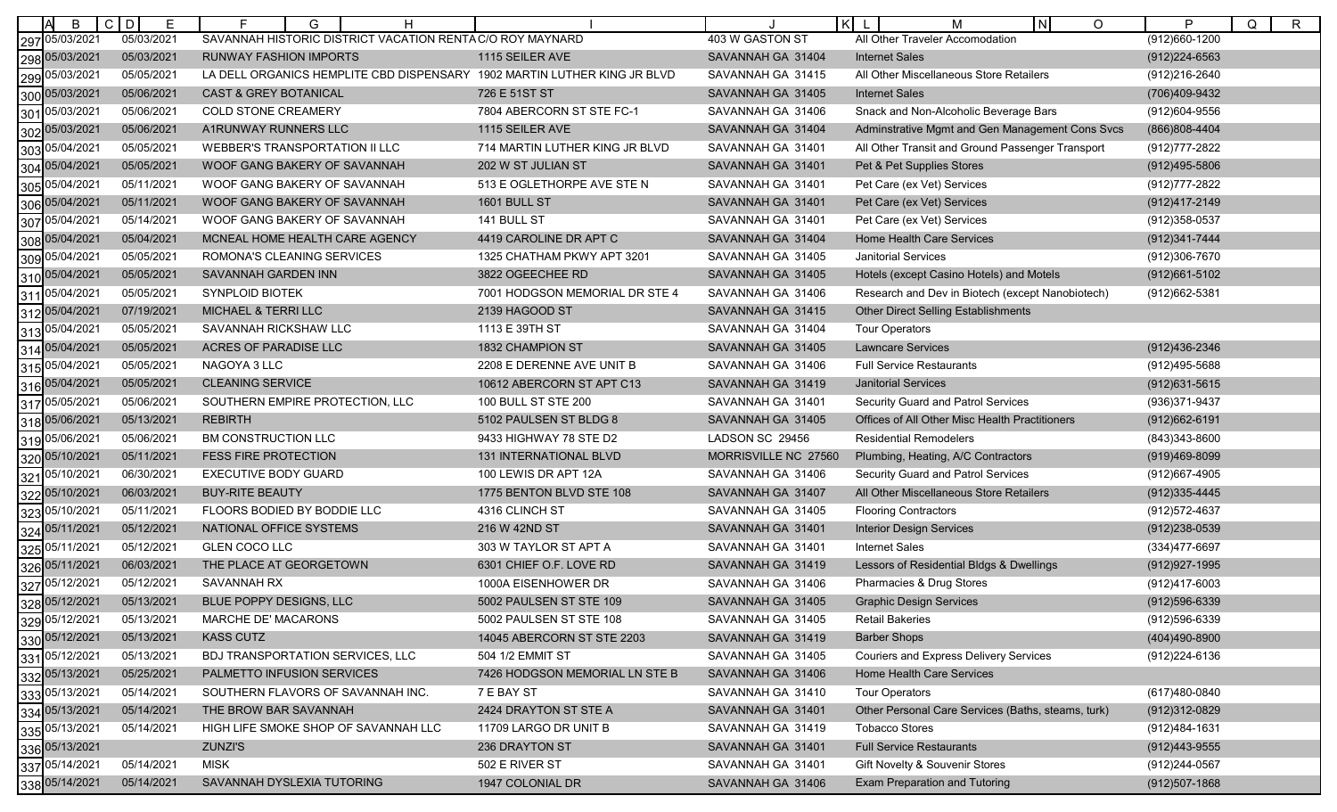| | A | B | C | D | E | F | G | H | I | J | K | L | M | N | O | P | Q | R |
|---|---|---|---|---|---|---|---|---|---|---|---|---|---|---|---|---|---|---|
| 297 | | 05/03/2021 | | | 05/03/2021 | SAVANNAH HISTORIC DISTRICT VACATION RENTA | | | C/O ROY MAYNARD | 403 W GASTON ST | | | All Other Traveler Accomodation | | | (912)660-1200 | | |
| 298 | | 05/03/2021 | | | 05/03/2021 | RUNWAY FASHION IMPORTS | | | 1115 SEILER AVE | SAVANNAH GA 31404 | | | Internet Sales | | | (912)224-6563 | | |
| 299 | | 05/03/2021 | | | 05/05/2021 | LA DELL ORGANICS HEMPLITE CBD DISPENSARY | | | 1902 MARTIN LUTHER KING JR BLVD | SAVANNAH GA 31415 | | | All Other Miscellaneous Store Retailers | | | (912)216-2640 | | |
| 300 | | 05/03/2021 | | | 05/06/2021 | CAST & GREY BOTANICAL | | | 726 E 51ST ST | SAVANNAH GA 31405 | | | Internet Sales | | | (706)409-9432 | | |
| 301 | | 05/03/2021 | | | 05/06/2021 | COLD STONE CREAMERY | | | 7804 ABERCORN ST STE FC-1 | SAVANNAH GA 31406 | | | Snack and Non-Alcoholic Beverage Bars | | | (912)604-9556 | | |
| 302 | | 05/03/2021 | | | 05/06/2021 | A1RUNWAY RUNNERS LLC | | | 1115 SEILER AVE | SAVANNAH GA 31404 | | | Adminstrative Mgmt and Gen Management Cons Svcs | | | (866)808-4404 | | |
| 303 | | 05/04/2021 | | | 05/05/2021 | WEBBER'S TRANSPORTATION II LLC | | | 714 MARTIN LUTHER KING JR BLVD | SAVANNAH GA 31401 | | | All Other Transit and Ground Passenger Transport | | | (912)777-2822 | | |
| 304 | | 05/04/2021 | | | 05/05/2021 | WOOF GANG BAKERY OF SAVANNAH | | | 202 W ST JULIAN ST | SAVANNAH GA 31401 | | | Pet & Pet Supplies Stores | | | (912)495-5806 | | |
| 305 | | 05/04/2021 | | | 05/11/2021 | WOOF GANG BAKERY OF SAVANNAH | | | 513 E OGLETHORPE AVE STE N | SAVANNAH GA 31401 | | | Pet Care (ex Vet) Services | | | (912)777-2822 | | |
| 306 | | 05/04/2021 | | | 05/11/2021 | WOOF GANG BAKERY OF SAVANNAH | | | 1601 BULL ST | SAVANNAH GA 31401 | | | Pet Care (ex Vet) Services | | | (912)417-2149 | | |
| 307 | | 05/04/2021 | | | 05/14/2021 | WOOF GANG BAKERY OF SAVANNAH | | | 141 BULL ST | SAVANNAH GA 31401 | | | Pet Care (ex Vet) Services | | | (912)358-0537 | | |
| 308 | | 05/04/2021 | | | 05/04/2021 | MCNEAL HOME HEALTH CARE AGENCY | | | 4419 CAROLINE DR APT C | SAVANNAH GA 31404 | | | Home Health Care Services | | | (912)341-7444 | | |
| 309 | | 05/04/2021 | | | 05/05/2021 | ROMONA'S CLEANING SERVICES | | | 1325 CHATHAM PKWY APT 3201 | SAVANNAH GA 31405 | | | Janitorial Services | | | (912)306-7670 | | |
| 310 | | 05/04/2021 | | | 05/05/2021 | SAVANNAH GARDEN INN | | | 3822 OGEECHEE RD | SAVANNAH GA 31405 | | | Hotels (except Casino Hotels) and Motels | | | (912)661-5102 | | |
| 311 | | 05/04/2021 | | | 05/05/2021 | SYNPLOID BIOTEK | | | 7001 HODGSON MEMORIAL DR STE 4 | SAVANNAH GA 31406 | | | Research and Dev in Biotech (except Nanobiotech) | | | (912)662-5381 | | |
| 312 | | 05/04/2021 | | | 07/19/2021 | MICHAEL & TERRI LLC | | | 2139 HAGOOD ST | SAVANNAH GA 31415 | | | Other Direct Selling Establishments | | | | | |
| 313 | | 05/04/2021 | | | 05/05/2021 | SAVANNAH RICKSHAW LLC | | | 1113 E 39TH ST | SAVANNAH GA 31404 | | | Tour Operators | | | | | |
| 314 | | 05/04/2021 | | | 05/05/2021 | ACRES OF PARADISE LLC | | | 1832 CHAMPION ST | SAVANNAH GA 31405 | | | Lawncare Services | | | (912)436-2346 | | |
| 315 | | 05/04/2021 | | | 05/05/2021 | NAGOYA 3 LLC | | | 2208 E DERENNE AVE UNIT B | SAVANNAH GA 31406 | | | Full Service Restaurants | | | (912)495-5688 | | |
| 316 | | 05/04/2021 | | | 05/05/2021 | CLEANING SERVICE | | | 10612 ABERCORN ST APT C13 | SAVANNAH GA 31419 | | | Janitorial Services | | | (912)631-5615 | | |
| 317 | | 05/05/2021 | | | 05/06/2021 | SOUTHERN EMPIRE PROTECTION, LLC | | | 100 BULL ST STE 200 | SAVANNAH GA 31401 | | | Security Guard and Patrol Services | | | (936)371-9437 | | |
| 318 | | 05/06/2021 | | | 05/13/2021 | REBIRTH | | | 5102 PAULSEN ST BLDG 8 | SAVANNAH GA 31405 | | | Offices of All Other Misc Health Practitioners | | | (912)662-6191 | | |
| 319 | | 05/06/2021 | | | 05/06/2021 | BM CONSTRUCTION LLC | | | 9433 HIGHWAY 78 STE D2 | LADSON SC 29456 | | | Residential Remodelers | | | (843)343-8600 | | |
| 320 | | 05/10/2021 | | | 05/11/2021 | FESS FIRE PROTECTION | | | 131 INTERNATIONAL BLVD | MORRISVILLE NC 27560 | | | Plumbing, Heating, A/C Contractors | | | (919)469-8099 | | |
| 321 | | 05/10/2021 | | | 06/30/2021 | EXECUTIVE BODY GUARD | | | 100 LEWIS DR APT 12A | SAVANNAH GA 31406 | | | Security Guard and Patrol Services | | | (912)667-4905 | | |
| 322 | | 05/10/2021 | | | 06/03/2021 | BUY-RITE BEAUTY | | | 1775 BENTON BLVD STE 108 | SAVANNAH GA 31407 | | | All Other Miscellaneous Store Retailers | | | (912)335-4445 | | |
| 323 | | 05/10/2021 | | | 05/11/2021 | FLOORS BODIED BY BODDIE LLC | | | 4316 CLINCH ST | SAVANNAH GA 31405 | | | Flooring Contractors | | | (912)572-4637 | | |
| 324 | | 05/11/2021 | | | 05/12/2021 | NATIONAL OFFICE SYSTEMS | | | 216 W 42ND ST | SAVANNAH GA 31401 | | | Interior Design Services | | | (912)238-0539 | | |
| 325 | | 05/11/2021 | | | 05/12/2021 | GLEN COCO LLC | | | 303 W TAYLOR ST APT A | SAVANNAH GA 31401 | | | Internet Sales | | | (334)477-6697 | | |
| 326 | | 05/11/2021 | | | 06/03/2021 | THE PLACE AT GEORGETOWN | | | 6301 CHIEF O.F. LOVE RD | SAVANNAH GA 31419 | | | Lessors of Residential Bldgs & Dwellings | | | (912)927-1995 | | |
| 327 | | 05/12/2021 | | | 05/12/2021 | SAVANNAH RX | | | 1000A EISENHOWER DR | SAVANNAH GA 31406 | | | Pharmacies & Drug Stores | | | (912)417-6003 | | |
| 328 | | 05/12/2021 | | | 05/13/2021 | BLUE POPPY DESIGNS, LLC | | | 5002 PAULSEN ST STE 109 | SAVANNAH GA 31405 | | | Graphic Design Services | | | (912)596-6339 | | |
| 329 | | 05/12/2021 | | | 05/13/2021 | MARCHE DE' MACARONS | | | 5002 PAULSEN ST STE 108 | SAVANNAH GA 31405 | | | Retail Bakeries | | | (912)596-6339 | | |
| 330 | | 05/12/2021 | | | 05/13/2021 | KASS CUTZ | | | 14045 ABERCORN ST STE 2203 | SAVANNAH GA 31419 | | | Barber Shops | | | (404)490-8900 | | |
| 331 | | 05/12/2021 | | | 05/13/2021 | BDJ TRANSPORTATION SERVICES, LLC | | | 504 1/2 EMMIT ST | SAVANNAH GA 31405 | | | Couriers and Express Delivery Services | | | (912)224-6136 | | |
| 332 | | 05/13/2021 | | | 05/25/2021 | PALMETTO INFUSION SERVICES | | | 7426 HODGSON MEMORIAL LN STE B | SAVANNAH GA 31406 | | | Home Health Care Services | | | | | |
| 333 | | 05/13/2021 | | | 05/14/2021 | SOUTHERN FLAVORS OF SAVANNAH INC. | | | 7 E BAY ST | SAVANNAH GA 31410 | | | Tour Operators | | | (617)480-0840 | | |
| 334 | | 05/13/2021 | | | 05/14/2021 | THE BROW BAR SAVANNAH | | | 2424 DRAYTON ST STE A | SAVANNAH GA 31401 | | | Other Personal Care Services (Baths, steams, turk) | | | (912)312-0829 | | |
| 335 | | 05/13/2021 | | | 05/14/2021 | HIGH LIFE SMOKE SHOP OF SAVANNAH LLC | | | 11709 LARGO DR UNIT B | SAVANNAH GA 31419 | | | Tobacco Stores | | | (912)484-1631 | | |
| 336 | | 05/13/2021 | | | | ZUNZI'S | | | 236 DRAYTON ST | SAVANNAH GA 31401 | | | Full Service Restaurants | | | (912)443-9555 | | |
| 337 | | 05/14/2021 | | | 05/14/2021 | MISK | | | 502 E RIVER ST | SAVANNAH GA 31401 | | | Gift Novelty & Souvenir Stores | | | (912)244-0567 | | |
| 338 | | 05/14/2021 | | | 05/14/2021 | SAVANNAH DYSLEXIA TUTORING | | | 1947 COLONIAL DR | SAVANNAH GA 31406 | | | Exam Preparation and Tutoring | | | (912)507-1868 | | |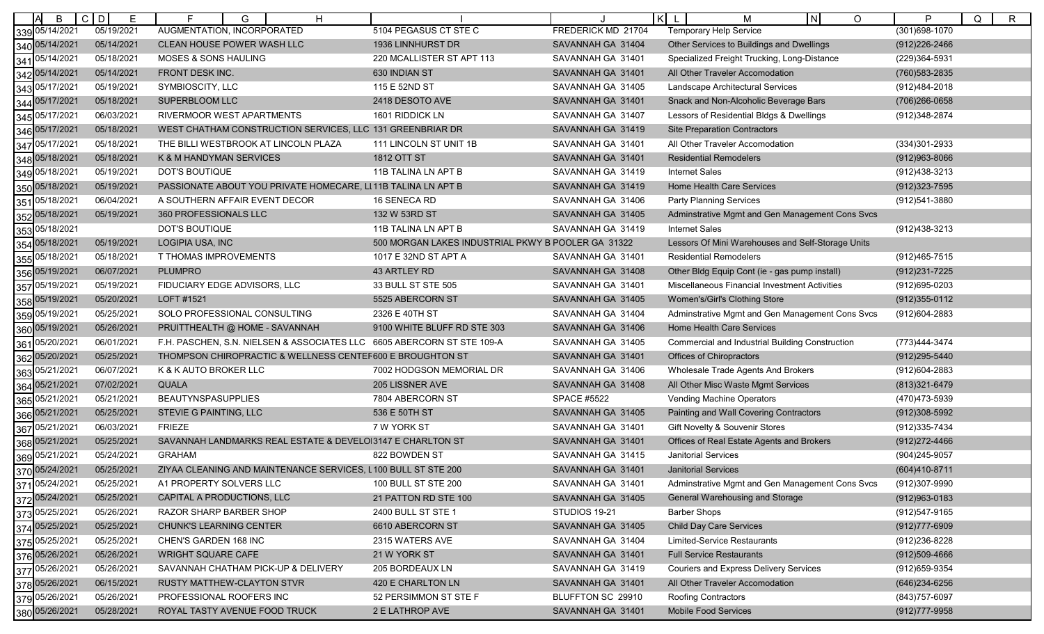| | A | B | C | D | E | F | G | H | I | J | K | L | M | N | O | P | Q | R |
|---|---|---|---|---|---|---|---|---|---|---|---|---|---|---|---|---|---|---|
| 339 | | 05/14/2021 | | | 05/19/2021 | AUGMENTATION, INCORPORATED | | | 5104 PEGASUS CT STE C | FREDERICK MD 21704 | | | Temporary Help Service | | | (301)698-1070 | | |
| 340 | | 05/14/2021 | | | 05/14/2021 | CLEAN HOUSE POWER WASH LLC | | | 1936 LINNHURST DR | SAVANNAH GA 31404 | | | Other Services to Buildings and Dwellings | | | (912)226-2466 | | |
| 341 | | 05/14/2021 | | | 05/18/2021 | MOSES & SONS HAULING | | | 220 MCALLISTER ST APT 113 | SAVANNAH GA 31401 | | | Specialized Freight Trucking, Long-Distance | | | (229)364-5931 | | |
| 342 | | 05/14/2021 | | | 05/14/2021 | FRONT DESK INC. | | | 630 INDIAN ST | SAVANNAH GA 31401 | | | All Other Traveler Accomodation | | | (760)583-2835 | | |
| 343 | | 05/17/2021 | | | 05/19/2021 | SYMBIOSCITY, LLC | | | 115 E 52ND ST | SAVANNAH GA 31405 | | | Landscape Architectural Services | | | (912)484-2018 | | |
| 344 | | 05/17/2021 | | | 05/18/2021 | SUPERBLOOM LLC | | | 2418 DESOTO AVE | SAVANNAH GA 31401 | | | Snack and Non-Alcoholic Beverage Bars | | | (706)266-0658 | | |
| 345 | | 05/17/2021 | | | 06/03/2021 | RIVERMOOR WEST APARTMENTS | | | 1601 RIDDICK LN | SAVANNAH GA 31407 | | | Lessors of Residential Bldgs & Dwellings | | | (912)348-2874 | | |
| 346 | | 05/17/2021 | | | 05/18/2021 | WEST CHATHAM CONSTRUCTION SERVICES, LLC | | | 131 GREENBRIAR DR | SAVANNAH GA 31419 | | | Site Preparation Contractors | | | | | |
| 347 | | 05/17/2021 | | | 05/18/2021 | THE BILLI WESTBROOK AT LINCOLN PLAZA | | | 111 LINCOLN ST UNIT 1B | SAVANNAH GA 31401 | | | All Other Traveler Accomodation | | | (334)301-2933 | | |
| 348 | | 05/18/2021 | | | 05/18/2021 | K & M HANDYMAN SERVICES | | | 1812 OTT ST | SAVANNAH GA 31401 | | | Residential Remodelers | | | (912)963-8066 | | |
| 349 | | 05/18/2021 | | | 05/19/2021 | DOT'S BOUTIQUE | | | 11B TALINA LN APT B | SAVANNAH GA 31419 | | | Internet Sales | | | (912)438-3213 | | |
| 350 | | 05/18/2021 | | | 05/19/2021 | PASSIONATE ABOUT YOU PRIVATE HOMECARE, LI | | | 11B TALINA LN APT B | SAVANNAH GA 31419 | | | Home Health Care Services | | | (912)323-7595 | | |
| 351 | | 05/18/2021 | | | 06/04/2021 | A SOUTHERN AFFAIR EVENT DECOR | | | 16 SENECA RD | SAVANNAH GA 31406 | | | Party Planning Services | | | (912)541-3880 | | |
| 352 | | 05/18/2021 | | | 05/19/2021 | 360 PROFESSIONALS LLC | | | 132 W 53RD ST | SAVANNAH GA 31405 | | | Adminstrative Mgmt and Gen Management Cons Svcs | | | | | |
| 353 | | 05/18/2021 | | | | DOT'S BOUTIQUE | | | 11B TALINA LN APT B | SAVANNAH GA 31419 | | | Internet Sales | | | (912)438-3213 | | |
| 354 | | 05/18/2021 | | | 05/19/2021 | LOGIPIA USA, INC | | | 500 MORGAN LAKES INDUSTRIAL PKWY B | POOLER GA 31322 | | | Lessors Of Mini Warehouses and Self-Storage Units | | | | | |
| 355 | | 05/18/2021 | | | 05/18/2021 | T THOMAS IMPROVEMENTS | | | 1017 E 32ND ST APT A | SAVANNAH GA 31401 | | | Residential Remodelers | | | (912)465-7515 | | |
| 356 | | 05/19/2021 | | | 06/07/2021 | PLUMPRO | | | 43 ARTLEY RD | SAVANNAH GA 31408 | | | Other Bldg Equip Cont (ie - gas pump install) | | | (912)231-7225 | | |
| 357 | | 05/19/2021 | | | 05/19/2021 | FIDUCIARY EDGE ADVISORS, LLC | | | 33 BULL ST STE 505 | SAVANNAH GA 31401 | | | Miscellaneous Financial Investment Activities | | | (912)695-0203 | | |
| 358 | | 05/19/2021 | | | 05/20/2021 | LOFT #1521 | | | 5525 ABERCORN ST | SAVANNAH GA 31405 | | | Women's/Girl's Clothing Store | | | (912)355-0112 | | |
| 359 | | 05/19/2021 | | | 05/25/2021 | SOLO PROFESSIONAL CONSULTING | | | 2326 E 40TH ST | SAVANNAH GA 31404 | | | Adminstrative Mgmt and Gen Management Cons Svcs | | | (912)604-2883 | | |
| 360 | | 05/19/2021 | | | 05/26/2021 | PRUITTHEALTH @ HOME - SAVANNAH | | | 9100 WHITE BLUFF RD STE 303 | SAVANNAH GA 31406 | | | Home Health Care Services | | | | | |
| 361 | | 05/20/2021 | | | 06/01/2021 | F.H. PASCHEN, S.N. NIELSEN & ASSOCIATES LLC | | | 6605 ABERCORN ST STE 109-A | SAVANNAH GA 31405 | | | Commercial and Industrial Building Construction | | | (773)444-3474 | | |
| 362 | | 05/20/2021 | | | 05/25/2021 | THOMPSON CHIROPRACTIC & WELLNESS CENTEF | | | 600 E BROUGHTON ST | SAVANNAH GA 31401 | | | Offices of Chiropractors | | | (912)295-5440 | | |
| 363 | | 05/21/2021 | | | 06/07/2021 | K & K AUTO BROKER LLC | | | 7002 HODGSON MEMORIAL DR | SAVANNAH GA 31406 | | | Wholesale Trade Agents And Brokers | | | (912)604-2883 | | |
| 364 | | 05/21/2021 | | | 07/02/2021 | QUALA | | | 205 LISSNER AVE | SAVANNAH GA 31408 | | | All Other Misc Waste Mgmt Services | | | (813)321-6479 | | |
| 365 | | 05/21/2021 | | | 05/21/2021 | BEAUTYNSPASUPPLIES | | | 7804 ABERCORN ST | SPACE #5522 | | | Vending Machine Operators | | | (470)473-5939 | | |
| 366 | | 05/21/2021 | | | 05/25/2021 | STEVIE G PAINTING, LLC | | | 536 E 50TH ST | SAVANNAH GA 31405 | | | Painting and Wall Covering Contractors | | | (912)308-5992 | | |
| 367 | | 05/21/2021 | | | 06/03/2021 | FRIEZE | | | 7 W YORK ST | SAVANNAH GA 31401 | | | Gift Novelty & Souvenir Stores | | | (912)335-7434 | | |
| 368 | | 05/21/2021 | | | 05/25/2021 | SAVANNAH LANDMARKS REAL ESTATE & DEVELO | | | 3147 E CHARLTON ST | SAVANNAH GA 31401 | | | Offices of Real Estate Agents and Brokers | | | (912)272-4466 | | |
| 369 | | 05/21/2021 | | | 05/24/2021 | GRAHAM | | | 822 BOWDEN ST | SAVANNAH GA 31415 | | | Janitorial Services | | | (904)245-9057 | | |
| 370 | | 05/24/2021 | | | 05/25/2021 | ZIYAA CLEANING AND MAINTENANCE SERVICES, L | | | 100 BULL ST STE 200 | SAVANNAH GA 31401 | | | Janitorial Services | | | (604)410-8711 | | |
| 371 | | 05/24/2021 | | | 05/25/2021 | A1 PROPERTY SOLVERS LLC | | | 100 BULL ST STE 200 | SAVANNAH GA 31401 | | | Adminstrative Mgmt and Gen Management Cons Svcs | | | (912)307-9990 | | |
| 372 | | 05/24/2021 | | | 05/25/2021 | CAPITAL A PRODUCTIONS, LLC | | | 21 PATTON RD STE 100 | SAVANNAH GA 31405 | | | General Warehousing and Storage | | | (912)963-0183 | | |
| 373 | | 05/25/2021 | | | 05/26/2021 | RAZOR SHARP BARBER SHOP | | | 2400 BULL ST STE 1 | STUDIOS 19-21 | | | Barber Shops | | | (912)547-9165 | | |
| 374 | | 05/25/2021 | | | 05/25/2021 | CHUNK'S LEARNING CENTER | | | 6610 ABERCORN ST | SAVANNAH GA 31405 | | | Child Day Care Services | | | (912)777-6909 | | |
| 375 | | 05/25/2021 | | | 05/25/2021 | CHEN'S GARDEN 168 INC | | | 2315 WATERS AVE | SAVANNAH GA 31404 | | | Limited-Service Restaurants | | | (912)236-8228 | | |
| 376 | | 05/26/2021 | | | 05/26/2021 | WRIGHT SQUARE CAFE | | | 21 W YORK ST | SAVANNAH GA 31401 | | | Full Service Restaurants | | | (912)509-4666 | | |
| 377 | | 05/26/2021 | | | 05/26/2021 | SAVANNAH CHATHAM PICK-UP & DELIVERY | | | 205 BORDEAUX LN | SAVANNAH GA 31419 | | | Couriers and Express Delivery Services | | | (912)659-9354 | | |
| 378 | | 05/26/2021 | | | 06/15/2021 | RUSTY MATTHEW-CLAYTON STVR | | | 420 E CHARLTON LN | SAVANNAH GA 31401 | | | All Other Traveler Accomodation | | | (646)234-6256 | | |
| 379 | | 05/26/2021 | | | 05/26/2021 | PROFESSIONAL ROOFERS INC | | | 52 PERSIMMON ST STE F | BLUFFTON SC 29910 | | | Roofing Contractors | | | (843)757-6097 | | |
| 380 | | 05/26/2021 | | | 05/28/2021 | ROYAL TASTY AVENUE FOOD TRUCK | | | 2 E LATHROP AVE | SAVANNAH GA 31401 | | | Mobile Food Services | | | (912)777-9958 | | |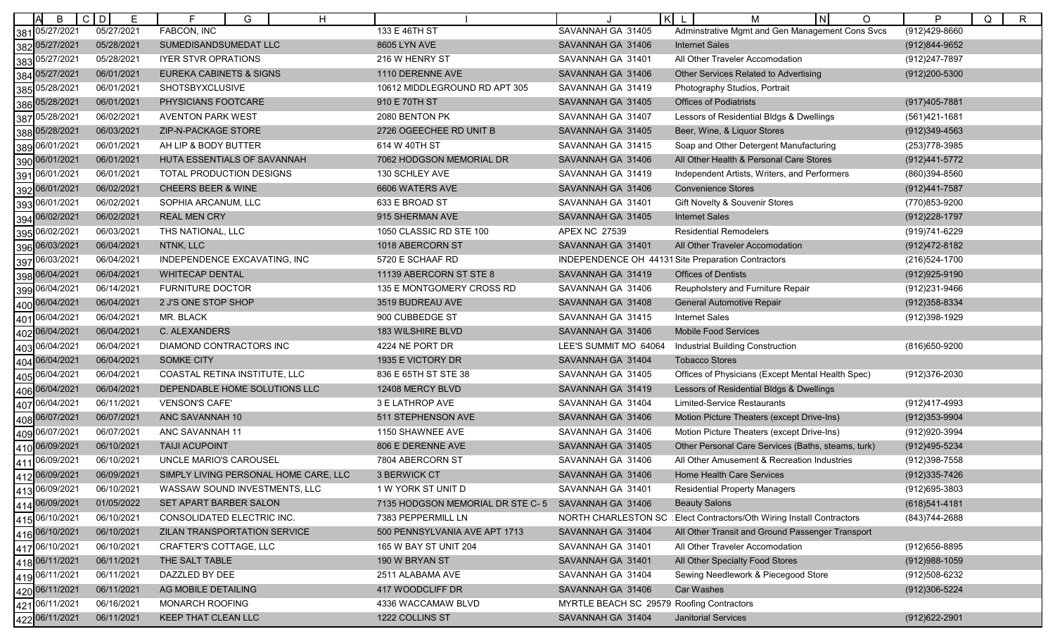| | A | B | C | D | E | F | G | H | I | J | K | L | M | N | O | P | Q | R |
|---|---|---|---|---|---|---|---|---|---|---|---|---|---|---|---|---|---|---|
| 381 | | 05/27/2021 | | | 05/27/2021 | FABCON, INC | | | 133 E 46TH ST | SAVANNAH GA 31405 | | | Adminstrative Mgmt and Gen Management Cons Svcs | | | (912)429-8660 | | |
| 382 | | 05/27/2021 | | | 05/28/2021 | SUMEDISANDSUMEDAT LLC | | | 8605 LYN AVE | SAVANNAH GA 31406 | | | Internet Sales | | | (912)844-9652 | | |
| 383 | | 05/27/2021 | | | 05/28/2021 | IYER STVR OPRATIONS | | | 216 W HENRY ST | SAVANNAH GA 31401 | | | All Other Traveler Accomodation | | | (912)247-7897 | | |
| 384 | | 05/27/2021 | | | 06/01/2021 | EUREKA CABINETS & SIGNS | | | 1110 DERENNE AVE | SAVANNAH GA 31406 | | | Other Services Related to Advertising | | | (912)200-5300 | | |
| 385 | | 05/28/2021 | | | 06/01/2021 | SHOTSBYXCLUSIVE | | | 10612 MIDDLEGROUND RD APT 305 | SAVANNAH GA 31419 | | | Photography Studios, Portrait | | | | | |
| 386 | | 05/28/2021 | | | 06/01/2021 | PHYSICIANS FOOTCARE | | | 910 E 70TH ST | SAVANNAH GA 31405 | | | Offices of Podiatrists | | | (917)405-7881 | | |
| 387 | | 05/28/2021 | | | 06/02/2021 | AVENTON PARK WEST | | | 2080 BENTON PK | SAVANNAH GA 31407 | | | Lessors of Residential Bldgs & Dwellings | | | (561)421-1681 | | |
| 388 | | 05/28/2021 | | | 06/03/2021 | ZIP-N-PACKAGE STORE | | | 2726 OGEECHEE RD UNIT B | SAVANNAH GA 31405 | | | Beer, Wine, & Liquor Stores | | | (912)349-4563 | | |
| 389 | | 06/01/2021 | | | 06/01/2021 | AH LIP & BODY BUTTER | | | 614 W 40TH ST | SAVANNAH GA 31415 | | | Soap and Other Detergent Manufacturing | | | (253)778-3985 | | |
| 390 | | 06/01/2021 | | | 06/01/2021 | HUTA ESSENTIALS OF SAVANNAH | | | 7062 HODGSON MEMORIAL DR | SAVANNAH GA 31406 | | | All Other Health & Personal Care Stores | | | (912)441-5772 | | |
| 391 | | 06/01/2021 | | | 06/01/2021 | TOTAL PRODUCTION DESIGNS | | | 130 SCHLEY AVE | SAVANNAH GA 31419 | | | Independent Artists, Writers, and Performers | | | (860)394-8560 | | |
| 392 | | 06/01/2021 | | | 06/02/2021 | CHEERS BEER & WINE | | | 6606 WATERS AVE | SAVANNAH GA 31406 | | | Convenience Stores | | | (912)441-7587 | | |
| 393 | | 06/01/2021 | | | 06/02/2021 | SOPHIA ARCANUM, LLC | | | 633 E BROAD ST | SAVANNAH GA 31401 | | | Gift Novelty & Souvenir Stores | | | (770)853-9200 | | |
| 394 | | 06/02/2021 | | | 06/02/2021 | REAL MEN CRY | | | 915 SHERMAN AVE | SAVANNAH GA 31405 | | | Internet Sales | | | (912)228-1797 | | |
| 395 | | 06/02/2021 | | | 06/03/2021 | THS NATIONAL, LLC | | | 1050 CLASSIC RD STE 100 | APEX NC 27539 | | | Residential Remodelers | | | (919)741-6229 | | |
| 396 | | 06/03/2021 | | | 06/04/2021 | NTNK, LLC | | | 1018 ABERCORN ST | SAVANNAH GA 31401 | | | All Other Traveler Accomodation | | | (912)472-8182 | | |
| 397 | | 06/03/2021 | | | 06/04/2021 | INDEPENDENCE EXCAVATING, INC | | | 5720 E SCHAAF RD | INDEPENDENCE OH 44131 | | | Site Preparation Contractors | | | (216)524-1700 | | |
| 398 | | 06/04/2021 | | | 06/04/2021 | WHITECAP DENTAL | | | 11139 ABERCORN ST STE 8 | SAVANNAH GA 31419 | | | Offices of Dentists | | | (912)925-9190 | | |
| 399 | | 06/04/2021 | | | 06/14/2021 | FURNITURE DOCTOR | | | 135 E MONTGOMERY CROSS RD | SAVANNAH GA 31406 | | | Reupholstery and Furniture Repair | | | (912)231-9466 | | |
| 400 | | 06/04/2021 | | | 06/04/2021 | 2 J'S ONE STOP SHOP | | | 3519 BUDREAU AVE | SAVANNAH GA 31408 | | | General Automotive Repair | | | (912)358-8334 | | |
| 401 | | 06/04/2021 | | | 06/04/2021 | MR. BLACK | | | 900 CUBBEDGE ST | SAVANNAH GA 31415 | | | Internet Sales | | | (912)398-1929 | | |
| 402 | | 06/04/2021 | | | 06/04/2021 | C. ALEXANDERS | | | 183 WILSHIRE BLVD | SAVANNAH GA 31406 | | | Mobile Food Services | | | | | |
| 403 | | 06/04/2021 | | | 06/04/2021 | DIAMOND CONTRACTORS INC | | | 4224 NE PORT DR | LEE'S SUMMIT MO 64064 | | | Industrial Building Construction | | | (816)650-9200 | | |
| 404 | | 06/04/2021 | | | 06/04/2021 | SOMKE CITY | | | 1935 E VICTORY DR | SAVANNAH GA 31404 | | | Tobacco Stores | | | | | |
| 405 | | 06/04/2021 | | | 06/04/2021 | COASTAL RETINA INSTITUTE, LLC | | | 836 E 65TH ST STE 38 | SAVANNAH GA 31405 | | | Offices of Physicians (Except Mental Health Spec) | | | (912)376-2030 | | |
| 406 | | 06/04/2021 | | | 06/04/2021 | DEPENDABLE HOME SOLUTIONS LLC | | | 12408 MERCY BLVD | SAVANNAH GA 31419 | | | Lessors of Residential Bldgs & Dwellings | | | | | |
| 407 | | 06/04/2021 | | | 06/11/2021 | VENSON'S CAFE' | | | 3 E LATHROP AVE | SAVANNAH GA 31404 | | | Limited-Service Restaurants | | | (912)417-4993 | | |
| 408 | | 06/07/2021 | | | 06/07/2021 | ANC SAVANNAH 10 | | | 511 STEPHENSON AVE | SAVANNAH GA 31406 | | | Motion Picture Theaters (except Drive-Ins) | | | (912)353-9904 | | |
| 409 | | 06/07/2021 | | | 06/07/2021 | ANC SAVANNAH 11 | | | 1150 SHAWNEE AVE | SAVANNAH GA 31406 | | | Motion Picture Theaters (except Drive-Ins) | | | (912)920-3994 | | |
| 410 | | 06/09/2021 | | | 06/10/2021 | TAIJI ACUPOINT | | | 806 E DERENNE AVE | SAVANNAH GA 31405 | | | Other Personal Care Services (Baths, steams, turk) | | | (912)495-5234 | | |
| 411 | | 06/09/2021 | | | 06/10/2021 | UNCLE MARIO'S CAROUSEL | | | 7804 ABERCORN ST | SAVANNAH GA 31406 | | | All Other Amusement & Recreation Industries | | | (912)398-7558 | | |
| 412 | | 06/09/2021 | | | 06/09/2021 | SIMPLY LIVING PERSONAL HOME CARE, LLC | | | 3 BERWICK CT | SAVANNAH GA 31406 | | | Home Health Care Services | | | (912)335-7426 | | |
| 413 | | 06/09/2021 | | | 06/10/2021 | WASSAW SOUND INVESTMENTS, LLC | | | 1 W YORK ST UNIT D | SAVANNAH GA 31401 | | | Residential Property Managers | | | (912)695-3803 | | |
| 414 | | 06/09/2021 | | | 01/05/2022 | SET APART BARBER SALON | | | 7135 HODGSON MEMORIAL DR STE C- 5 | SAVANNAH GA 31406 | | | Beauty Salons | | | (618)541-4181 | | |
| 415 | | 06/10/2021 | | | 06/10/2021 | CONSOLIDATED ELECTRIC INC. | | | 7383 PEPPERMILL LN | NORTH CHARLESTON SC | | | Elect Contractors/Oth Wiring Install Contractors | | | (843)744-2688 | | |
| 416 | | 06/10/2021 | | | 06/10/2021 | ZILAN TRANSPORTATION SERVICE | | | 500 PENNSYLVANIA AVE APT 1713 | SAVANNAH GA 31404 | | | All Other Transit and Ground Passenger Transport | | | | | |
| 417 | | 06/10/2021 | | | 06/10/2021 | CRAFTER'S COTTAGE, LLC | | | 165 W BAY ST UNIT 204 | SAVANNAH GA 31401 | | | All Other Traveler Accomodation | | | (912)656-8895 | | |
| 418 | | 06/11/2021 | | | 06/11/2021 | THE SALT TABLE | | | 190 W BRYAN ST | SAVANNAH GA 31401 | | | All Other Specialty Food Stores | | | (912)988-1059 | | |
| 419 | | 06/11/2021 | | | 06/11/2021 | DAZZLED BY DEE | | | 2511 ALABAMA AVE | SAVANNAH GA 31404 | | | Sewing Needlework & Piecegood Store | | | (912)508-6232 | | |
| 420 | | 06/11/2021 | | | 06/11/2021 | AG MOBILE DETAILING | | | 417 WOODCLIFF DR | SAVANNAH GA 31406 | | | Car Washes | | | (912)306-5224 | | |
| 421 | | 06/11/2021 | | | 06/16/2021 | MONARCH ROOFING | | | 4336 WACCAMAW BLVD | MYRTLE BEACH SC 29579 | | | Roofing Contractors | | | | | |
| 422 | | 06/11/2021 | | | 06/11/2021 | KEEP THAT CLEAN LLC | | | 1222 COLLINS ST | SAVANNAH GA 31404 | | | Janitorial Services | | | (912)622-2901 | | |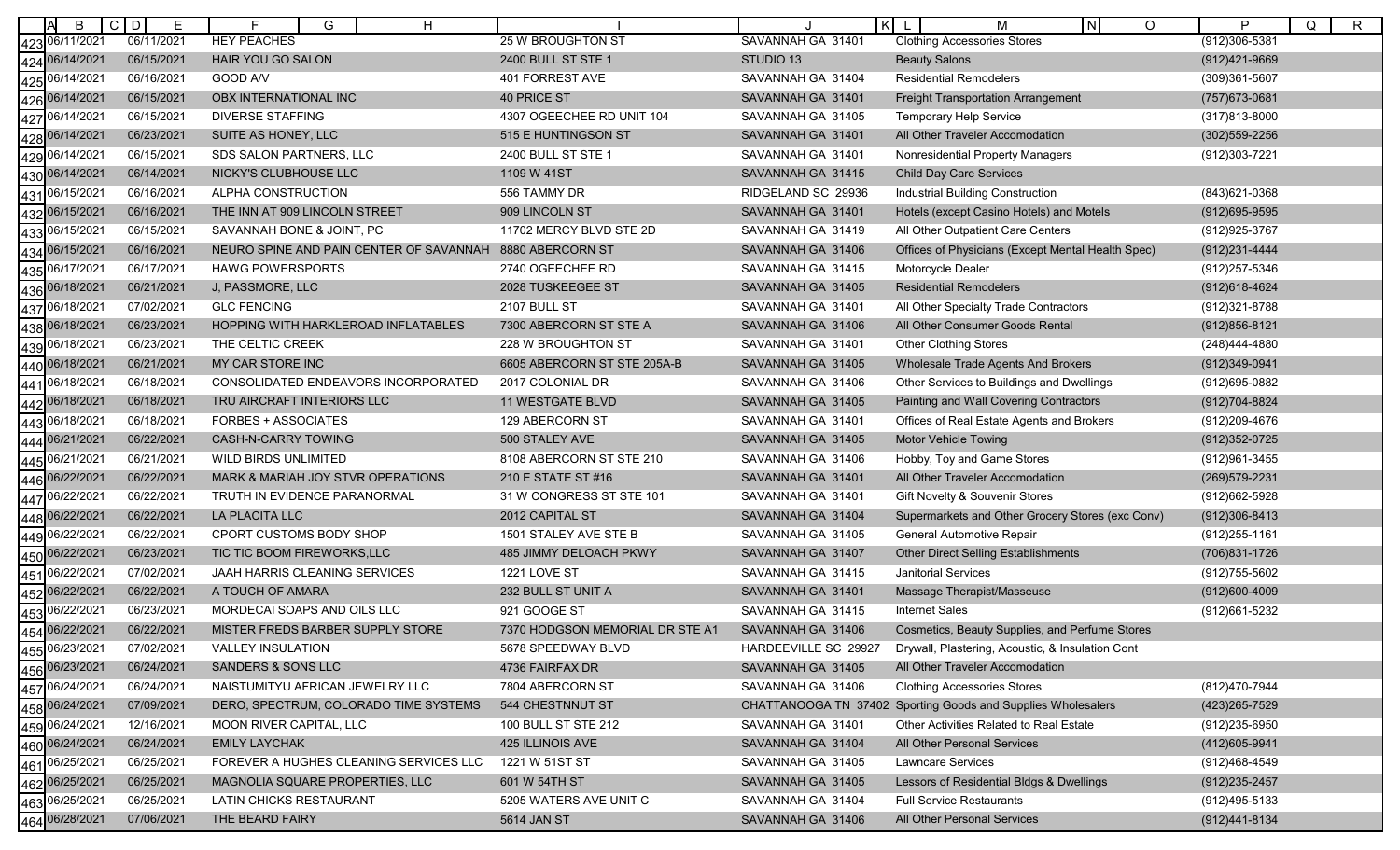| | A | B | C | D | E | F | G | H | I | J | K | L | M | N | O | P | Q | R |
|---|---|---|---|---|---|---|---|---|---|---|---|---|---|---|---|---|---|---|
| 423 | | 06/11/2021 | | | 06/11/2021 | HEY PEACHES | | | 25 W BROUGHTON ST | SAVANNAH GA 31401 | | | Clothing Accessories Stores | | | (912)306-5381 | | |
| 424 | | 06/14/2021 | | | 06/15/2021 | HAIR YOU GO SALON | | | 2400 BULL ST STE 1 | STUDIO 13 | | | Beauty Salons | | | (912)421-9669 | | |
| 425 | | 06/14/2021 | | | 06/16/2021 | GOOD A/V | | | 401 FORREST AVE | SAVANNAH GA 31404 | | | Residential Remodelers | | | (309)361-5607 | | |
| 426 | | 06/14/2021 | | | 06/15/2021 | OBX INTERNATIONAL INC | | | 40 PRICE ST | SAVANNAH GA 31401 | | | Freight Transportation Arrangement | | | (757)673-0681 | | |
| 427 | | 06/14/2021 | | | 06/15/2021 | DIVERSE STAFFING | | | 4307 OGEECHEE RD UNIT 104 | SAVANNAH GA 31405 | | | Temporary Help Service | | | (317)813-8000 | | |
| 428 | | 06/14/2021 | | | 06/23/2021 | SUITE AS HONEY, LLC | | | 515 E HUNTINGSON ST | SAVANNAH GA 31401 | | | All Other Traveler Accomodation | | | (302)559-2256 | | |
| 429 | | 06/14/2021 | | | 06/15/2021 | SDS SALON PARTNERS, LLC | | | 2400 BULL ST STE 1 | SAVANNAH GA 31401 | | | Nonresidential Property Managers | | | (912)303-7221 | | |
| 430 | | 06/14/2021 | | | 06/14/2021 | NICKY'S CLUBHOUSE LLC | | | 1109 W 41ST | SAVANNAH GA 31415 | | | Child Day Care Services | | | | | |
| 431 | | 06/15/2021 | | | 06/16/2021 | ALPHA CONSTRUCTION | | | 556 TAMMY DR | RIDGELAND SC 29936 | | | Industrial Building Construction | | | (843)621-0368 | | |
| 432 | | 06/15/2021 | | | 06/16/2021 | THE INN AT 909 LINCOLN STREET | | | 909 LINCOLN ST | SAVANNAH GA 31401 | | | Hotels (except Casino Hotels) and Motels | | | (912)695-9595 | | |
| 433 | | 06/15/2021 | | | 06/15/2021 | SAVANNAH BONE & JOINT, PC | | | 11702 MERCY BLVD STE 2D | SAVANNAH GA 31419 | | | All Other Outpatient Care Centers | | | (912)925-3767 | | |
| 434 | | 06/15/2021 | | | 06/16/2021 | NEURO SPINE AND PAIN CENTER OF SAVANNAH | | | 8880 ABERCORN ST | SAVANNAH GA 31406 | | | Offices of Physicians (Except Mental Health Spec) | | | (912)231-4444 | | |
| 435 | | 06/17/2021 | | | 06/17/2021 | HAWG POWERSPORTS | | | 2740 OGEECHEE RD | SAVANNAH GA 31415 | | | Motorcycle Dealer | | | (912)257-5346 | | |
| 436 | | 06/18/2021 | | | 06/21/2021 | J, PASSMORE, LLC | | | 2028 TUSKEEGEE ST | SAVANNAH GA 31405 | | | Residential Remodelers | | | (912)618-4624 | | |
| 437 | | 06/18/2021 | | | 07/02/2021 | GLC FENCING | | | 2107 BULL ST | SAVANNAH GA 31401 | | | All Other Specialty Trade Contractors | | | (912)321-8788 | | |
| 438 | | 06/18/2021 | | | 06/23/2021 | HOPPING WITH HARKLEROAD INFLATABLES | | | 7300 ABERCORN ST STE A | SAVANNAH GA 31406 | | | All Other Consumer Goods Rental | | | (912)856-8121 | | |
| 439 | | 06/18/2021 | | | 06/23/2021 | THE CELTIC CREEK | | | 228 W BROUGHTON ST | SAVANNAH GA 31401 | | | Other Clothing Stores | | | (248)444-4880 | | |
| 440 | | 06/18/2021 | | | 06/21/2021 | MY CAR STORE INC | | | 6605 ABERCORN ST STE 205A-B | SAVANNAH GA 31405 | | | Wholesale Trade Agents And Brokers | | | (912)349-0941 | | |
| 441 | | 06/18/2021 | | | 06/18/2021 | CONSOLIDATED ENDEAVORS INCORPORATED | | | 2017 COLONIAL DR | SAVANNAH GA 31406 | | | Other Services to Buildings and Dwellings | | | (912)695-0882 | | |
| 442 | | 06/18/2021 | | | 06/18/2021 | TRU AIRCRAFT INTERIORS LLC | | | 11 WESTGATE BLVD | SAVANNAH GA 31405 | | | Painting and Wall Covering Contractors | | | (912)704-8824 | | |
| 443 | | 06/18/2021 | | | 06/18/2021 | FORBES + ASSOCIATES | | | 129 ABERCORN ST | SAVANNAH GA 31401 | | | Offices of Real Estate Agents and Brokers | | | (912)209-4676 | | |
| 444 | | 06/21/2021 | | | 06/22/2021 | CASH-N-CARRY TOWING | | | 500 STALEY AVE | SAVANNAH GA 31405 | | | Motor Vehicle Towing | | | (912)352-0725 | | |
| 445 | | 06/21/2021 | | | 06/21/2021 | WILD BIRDS UNLIMITED | | | 8108 ABERCORN ST STE 210 | SAVANNAH GA 31406 | | | Hobby, Toy and Game Stores | | | (912)961-3455 | | |
| 446 | | 06/22/2021 | | | 06/22/2021 | MARK & MARIAH JOY STVR OPERATIONS | | | 210 E STATE ST #16 | SAVANNAH GA 31401 | | | All Other Traveler Accomodation | | | (269)579-2231 | | |
| 447 | | 06/22/2021 | | | 06/22/2021 | TRUTH IN EVIDENCE PARANORMAL | | | 31 W CONGRESS ST STE 101 | SAVANNAH GA 31401 | | | Gift Novelty & Souvenir Stores | | | (912)662-5928 | | |
| 448 | | 06/22/2021 | | | 06/22/2021 | LA PLACITA LLC | | | 2012 CAPITAL ST | SAVANNAH GA 31404 | | | Supermarkets and Other Grocery Stores (exc Conv) | | | (912)306-8413 | | |
| 449 | | 06/22/2021 | | | 06/22/2021 | CPORT CUSTOMS BODY SHOP | | | 1501 STALEY AVE STE B | SAVANNAH GA 31405 | | | General Automotive Repair | | | (912)255-1161 | | |
| 450 | | 06/22/2021 | | | 06/23/2021 | TIC TIC BOOM FIREWORKS,LLC | | | 485 JIMMY DELOACH PKWY | SAVANNAH GA 31407 | | | Other Direct Selling Establishments | | | (706)831-1726 | | |
| 451 | | 06/22/2021 | | | 07/02/2021 | JAAH HARRIS CLEANING SERVICES | | | 1221 LOVE ST | SAVANNAH GA 31415 | | | Janitorial Services | | | (912)755-5602 | | |
| 452 | | 06/22/2021 | | | 06/22/2021 | A TOUCH OF AMARA | | | 232 BULL ST UNIT A | SAVANNAH GA 31401 | | | Massage Therapist/Masseuse | | | (912)600-4009 | | |
| 453 | | 06/22/2021 | | | 06/23/2021 | MORDECAI SOAPS AND OILS LLC | | | 921 GOOGE ST | SAVANNAH GA 31415 | | | Internet Sales | | | (912)661-5232 | | |
| 454 | | 06/22/2021 | | | 06/22/2021 | MISTER FREDS BARBER SUPPLY STORE | | | 7370 HODGSON MEMORIAL DR STE A1 | SAVANNAH GA 31406 | | | Cosmetics, Beauty Supplies, and Perfume Stores | | | | | |
| 455 | | 06/23/2021 | | | 07/02/2021 | VALLEY INSULATION | | | 5678 SPEEDWAY BLVD | HARDEEVILLE SC 29927 | | | Drywall, Plastering, Acoustic, & Insulation Cont | | | | | |
| 456 | | 06/23/2021 | | | 06/24/2021 | SANDERS & SONS LLC | | | 4736 FAIRFAX DR | SAVANNAH GA 31405 | | | All Other Traveler Accomodation | | | | | |
| 457 | | 06/24/2021 | | | 06/24/2021 | NAISTUMITYU AFRICAN JEWELRY LLC | | | 7804 ABERCORN ST | SAVANNAH GA 31406 | | | Clothing Accessories Stores | | | (812)470-7944 | | |
| 458 | | 06/24/2021 | | | 07/09/2021 | DERO, SPECTRUM, COLORADO TIME SYSTEMS | | | 544 CHESTNNUT ST | CHATTANOOGA TN 37402 | | | Sporting Goods and Supplies Wholesalers | | | (423)265-7529 | | |
| 459 | | 06/24/2021 | | | 12/16/2021 | MOON RIVER CAPITAL, LLC | | | 100 BULL ST STE 212 | SAVANNAH GA 31401 | | | Other Activities Related to Real Estate | | | (912)235-6950 | | |
| 460 | | 06/24/2021 | | | 06/24/2021 | EMILY LAYCHAK | | | 425 ILLINOIS AVE | SAVANNAH GA 31404 | | | All Other Personal Services | | | (412)605-9941 | | |
| 461 | | 06/25/2021 | | | 06/25/2021 | FOREVER A HUGHES CLEANING SERVICES LLC | | | 1221 W 51ST ST | SAVANNAH GA 31405 | | | Lawncare Services | | | (912)468-4549 | | |
| 462 | | 06/25/2021 | | | 06/25/2021 | MAGNOLIA SQUARE PROPERTIES, LLC | | | 601 W 54TH ST | SAVANNAH GA 31405 | | | Lessors of Residential Bldgs & Dwellings | | | (912)235-2457 | | |
| 463 | | 06/25/2021 | | | 06/25/2021 | LATIN CHICKS RESTAURANT | | | 5205 WATERS AVE UNIT C | SAVANNAH GA 31404 | | | Full Service Restaurants | | | (912)495-5133 | | |
| 464 | | 06/28/2021 | | | 07/06/2021 | THE BEARD FAIRY | | | 5614 JAN ST | SAVANNAH GA 31406 | | | All Other Personal Services | | | (912)441-8134 | | |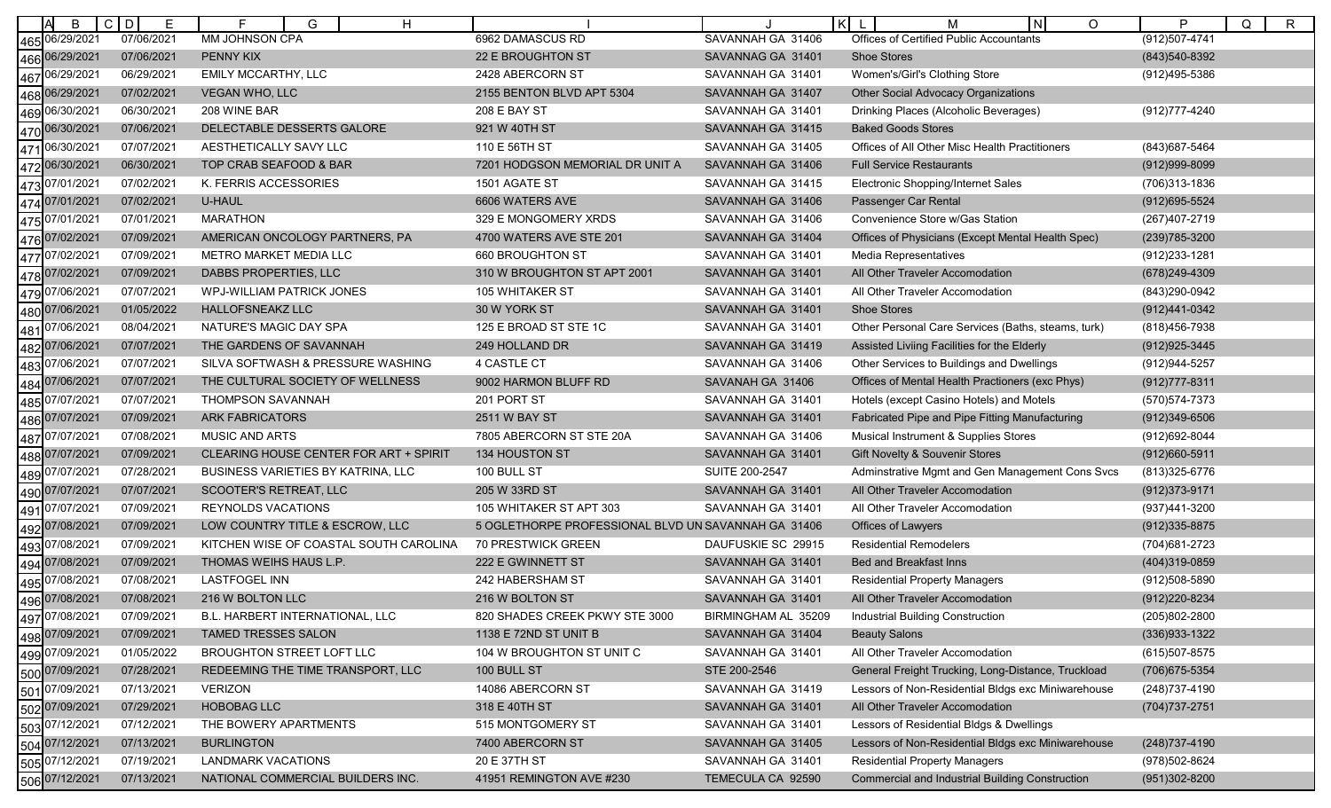| | A | B | C | D | E | F | G | H | I | J | K | L | M | N | O | P | Q | R |
|---|---|---|---|---|---|---|---|---|---|---|---|---|---|---|---|---|---|---|
| 465 | | 06/29/2021 | | | 07/06/2021 | MM JOHNSON CPA | | | 6962 DAMASCUS RD | SAVANNAH GA 31406 | | | Offices of Certified Public Accountants | | | (912)507-4741 | | |
| 466 | | 06/29/2021 | | | 07/06/2021 | PENNY KIX | | | 22 E BROUGHTON ST | SAVANNAG GA 31401 | | | Shoe Stores | | | (843)540-8392 | | |
| 467 | | 06/29/2021 | | | 06/29/2021 | EMILY MCCARTHY, LLC | | | 2428 ABERCORN ST | SAVANNAH GA 31401 | | | Women's/Girl's Clothing Store | | | (912)495-5386 | | |
| 468 | | 06/29/2021 | | | 07/02/2021 | VEGAN WHO, LLC | | | 2155 BENTON BLVD APT 5304 | SAVANNAH GA 31407 | | | Other Social Advocacy Organizations | | | | | |
| 469 | | 06/30/2021 | | | 06/30/2021 | 208 WINE BAR | | | 208 E BAY ST | SAVANNAH GA 31401 | | | Drinking Places (Alcoholic Beverages) | | | (912)777-4240 | | |
| 470 | | 06/30/2021 | | | 07/06/2021 | DELECTABLE DESSERTS GALORE | | | 921 W 40TH ST | SAVANNAH GA 31415 | | | Baked Goods Stores | | | | | |
| 471 | | 06/30/2021 | | | 07/07/2021 | AESTHETICALLY SAVY LLC | | | 110 E 56TH ST | SAVANNAH GA 31405 | | | Offices of All Other Misc Health Practitioners | | | (843)687-5464 | | |
| 472 | | 06/30/2021 | | | 06/30/2021 | TOP CRAB SEAFOOD & BAR | | | 7201 HODGSON MEMORIAL DR UNIT A | SAVANNAH GA 31406 | | | Full Service Restaurants | | | (912)999-8099 | | |
| 473 | | 07/01/2021 | | | 07/02/2021 | K. FERRIS ACCESSORIES | | | 1501 AGATE ST | SAVANNAH GA 31415 | | | Electronic Shopping/Internet Sales | | | (706)313-1836 | | |
| 474 | | 07/01/2021 | | | 07/02/2021 | U-HAUL | | | 6606 WATERS AVE | SAVANNAH GA 31406 | | | Passenger Car Rental | | | (912)695-5524 | | |
| 475 | | 07/01/2021 | | | 07/01/2021 | MARATHON | | | 329 E MONGOMERY XRDS | SAVANNAH GA 31406 | | | Convenience Store w/Gas Station | | | (267)407-2719 | | |
| 476 | | 07/02/2021 | | | 07/09/2021 | AMERICAN ONCOLOGY PARTNERS, PA | | | 4700 WATERS AVE STE 201 | SAVANNAH GA 31404 | | | Offices of Physicians (Except Mental Health Spec) | | | (239)785-3200 | | |
| 477 | | 07/02/2021 | | | 07/09/2021 | METRO MARKET MEDIA LLC | | | 660 BROUGHTON ST | SAVANNAH GA 31401 | | | Media Representatives | | | (912)233-1281 | | |
| 478 | | 07/02/2021 | | | 07/09/2021 | DABBS PROPERTIES, LLC | | | 310 W BROUGHTON ST APT 2001 | SAVANNAH GA 31401 | | | All Other Traveler Accomodation | | | (678)249-4309 | | |
| 479 | | 07/06/2021 | | | 07/07/2021 | WPJ-WILLIAM PATRICK JONES | | | 105 WHITAKER ST | SAVANNAH GA 31401 | | | All Other Traveler Accomodation | | | (843)290-0942 | | |
| 480 | | 07/06/2021 | | | 01/05/2022 | HALLOFSNEAKZ LLC | | | 30 W YORK ST | SAVANNAH GA 31401 | | | Shoe Stores | | | (912)441-0342 | | |
| 481 | | 07/06/2021 | | | 08/04/2021 | NATURE'S MAGIC DAY SPA | | | 125 E BROAD ST STE 1C | SAVANNAH GA 31401 | | | Other Personal Care Services (Baths, steams, turk) | | | (818)456-7938 | | |
| 482 | | 07/06/2021 | | | 07/07/2021 | THE GARDENS OF SAVANNAH | | | 249 HOLLAND DR | SAVANNAH GA 31419 | | | Assisted Liviing Facilities for the Elderly | | | (912)925-3445 | | |
| 483 | | 07/06/2021 | | | 07/07/2021 | SILVA SOFTWASH & PRESSURE WASHING | | | 4 CASTLE CT | SAVANNAH GA 31406 | | | Other Services to Buildings and Dwellings | | | (912)944-5257 | | |
| 484 | | 07/06/2021 | | | 07/07/2021 | THE CULTURAL SOCIETY OF WELLNESS | | | 9002 HARMON BLUFF RD | SAVANAH GA 31406 | | | Offices of Mental Health Practioners (exc Phys) | | | (912)777-8311 | | |
| 485 | | 07/07/2021 | | | 07/07/2021 | THOMPSON SAVANNAH | | | 201 PORT ST | SAVANNAH GA 31401 | | | Hotels (except Casino Hotels) and Motels | | | (570)574-7373 | | |
| 486 | | 07/07/2021 | | | 07/09/2021 | ARK FABRICATORS | | | 2511 W BAY ST | SAVANNAH GA 31401 | | | Fabricated Pipe and Pipe Fitting Manufacturing | | | (912)349-6506 | | |
| 487 | | 07/07/2021 | | | 07/08/2021 | MUSIC AND ARTS | | | 7805 ABERCORN ST STE 20A | SAVANNAH GA 31406 | | | Musical Instrument & Supplies Stores | | | (912)692-8044 | | |
| 488 | | 07/07/2021 | | | 07/09/2021 | CLEARING HOUSE CENTER FOR ART + SPIRIT | | | 134 HOUSTON ST | SAVANNAH GA 31401 | | | Gift Novelty & Souvenir Stores | | | (912)660-5911 | | |
| 489 | | 07/07/2021 | | | 07/28/2021 | BUSINESS VARIETIES BY KATRINA, LLC | | | 100 BULL ST | SUITE 200-2547 | | | Adminstrative Mgmt and Gen Management Cons Svcs | | | (813)325-6776 | | |
| 490 | | 07/07/2021 | | | 07/07/2021 | SCOOTER'S RETREAT, LLC | | | 205 W 33RD ST | SAVANNAH GA 31401 | | | All Other Traveler Accomodation | | | (912)373-9171 | | |
| 491 | | 07/07/2021 | | | 07/09/2021 | REYNOLDS VACATIONS | | | 105 WHITAKER ST APT 303 | SAVANNAH GA 31401 | | | All Other Traveler Accomodation | | | (937)441-3200 | | |
| 492 | | 07/08/2021 | | | 07/09/2021 | LOW COUNTRY TITLE & ESCROW, LLC | | | 5 OGLETHORPE PROFESSIONAL BLVD UN | SAVANNAH GA 31406 | | | Offices of Lawyers | | | (912)335-8875 | | |
| 493 | | 07/08/2021 | | | 07/09/2021 | KITCHEN WISE OF COASTAL SOUTH CAROLINA | | | 70 PRESTWICK GREEN | DAUFUSKIE SC 29915 | | | Residential Remodelers | | | (704)681-2723 | | |
| 494 | | 07/08/2021 | | | 07/09/2021 | THOMAS WEIHS HAUS L.P. | | | 222 E GWINNETT ST | SAVANNAH GA 31401 | | | Bed and Breakfast Inns | | | (404)319-0859 | | |
| 495 | | 07/08/2021 | | | 07/08/2021 | LASTFOGEL INN | | | 242 HABERSHAM ST | SAVANNAH GA 31401 | | | Residential Property Managers | | | (912)508-5890 | | |
| 496 | | 07/08/2021 | | | 07/08/2021 | 216 W BOLTON LLC | | | 216 W BOLTON ST | SAVANNAH GA 31401 | | | All Other Traveler Accomodation | | | (912)220-8234 | | |
| 497 | | 07/08/2021 | | | 07/09/2021 | B.L. HARBERT INTERNATIONAL, LLC | | | 820 SHADES CREEK PKWY STE 3000 | BIRMINGHAM AL 35209 | | | Industrial Building Construction | | | (205)802-2800 | | |
| 498 | | 07/09/2021 | | | 07/09/2021 | TAMED TRESSES SALON | | | 1138 E 72ND ST UNIT B | SAVANNAH GA 31404 | | | Beauty Salons | | | (336)933-1322 | | |
| 499 | | 07/09/2021 | | | 01/05/2022 | BROUGHTON STREET LOFT LLC | | | 104 W BROUGHTON ST UNIT C | SAVANNAH GA 31401 | | | All Other Traveler Accomodation | | | (615)507-8575 | | |
| 500 | | 07/09/2021 | | | 07/28/2021 | REDEEMING THE TIME TRANSPORT, LLC | | | 100 BULL ST | STE 200-2546 | | | General Freight Trucking, Long-Distance, Truckload | | | (706)675-5354 | | |
| 501 | | 07/09/2021 | | | 07/13/2021 | VERIZON | | | 14086 ABERCORN ST | SAVANNAH GA 31419 | | | Lessors of Non-Residential Bldgs exc Miniwarehouse | | | (248)737-4190 | | |
| 502 | | 07/09/2021 | | | 07/29/2021 | HOBOBAG LLC | | | 318 E 40TH ST | SAVANNAH GA 31401 | | | All Other Traveler Accomodation | | | (704)737-2751 | | |
| 503 | | 07/12/2021 | | | 07/12/2021 | THE BOWERY APARTMENTS | | | 515 MONTGOMERY ST | SAVANNAH GA 31401 | | | Lessors of Residential Bldgs & Dwellings | | | | | |
| 504 | | 07/12/2021 | | | 07/13/2021 | BURLINGTON | | | 7400 ABERCORN ST | SAVANNAH GA 31405 | | | Lessors of Non-Residential Bldgs exc Miniwarehouse | | | (248)737-4190 | | |
| 505 | | 07/12/2021 | | | 07/19/2021 | LANDMARK VACATIONS | | | 20 E 37TH ST | SAVANNAH GA 31401 | | | Residential Property Managers | | | (978)502-8624 | | |
| 506 | | 07/12/2021 | | | 07/13/2021 | NATIONAL COMMERCIAL BUILDERS INC. | | | 41951 REMINGTON AVE #230 | TEMECULA CA 92590 | | | Commercial and Industrial Building Construction | | | (951)302-8200 | | |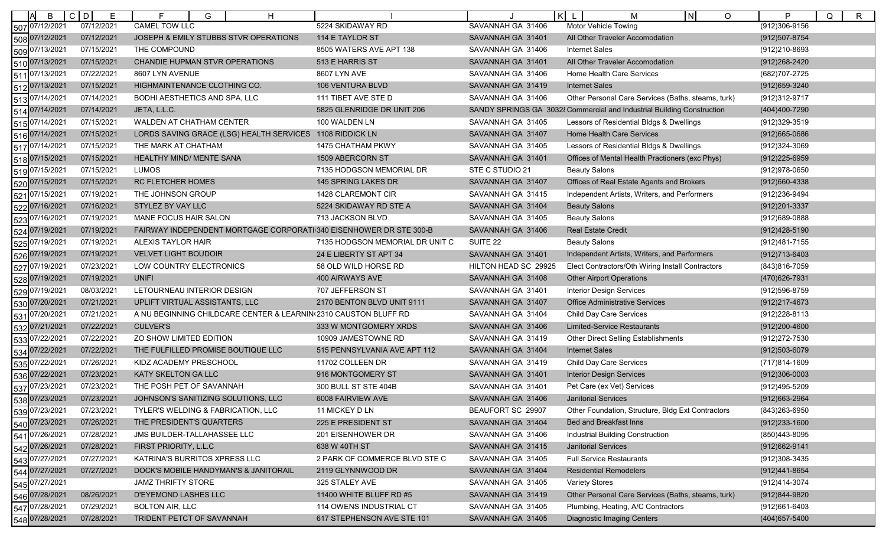| | B | D | F | I | J | M | P |
|---|---|---|---|---|---|---|---|
| 507 | 07/12/2021 | 07/12/2021 | CAMEL TOW LLC | 5224 SKIDAWAY RD | SAVANNAH GA 31406 | Motor Vehicle Towing | (912)306-9156 |
| 508 | 07/12/2021 | 07/12/2021 | JOSEPH & EMILY STUBBS STVR OPERATIONS | 114 E TAYLOR ST | SAVANNAH GA 31401 | All Other Traveler Accomodation | (912)507-8754 |
| 509 | 07/13/2021 | 07/15/2021 | THE COMPOUND | 8505 WATERS AVE APT 138 | SAVANNAH GA 31406 | Internet Sales | (912)210-8693 |
| 510 | 07/13/2021 | 07/15/2021 | CHANDIE HUPMAN STVR OPERATIONS | 513 E HARRIS ST | SAVANNAH GA 31401 | All Other Traveler Accomodation | (912)268-2420 |
| 511 | 07/13/2021 | 07/22/2021 | 8607 LYN AVENUE | 8607 LYN AVE | SAVANNAH GA 31406 | Home Health Care Services | (682)707-2725 |
| 512 | 07/13/2021 | 07/15/2021 | HIGHMAINTENANCE CLOTHING CO. | 106 VENTURA BLVD | SAVANNAH GA 31419 | Internet Sales | (912)659-3240 |
| 513 | 07/14/2021 | 07/14/2021 | BODHI AESTHETICS AND SPA, LLC | 111 TIBET AVE STE D | SAVANNAH GA 31406 | Other Personal Care Services (Baths, steams, turk) | (912)312-9717 |
| 514 | 07/14/2021 | 07/14/2021 | JETA, L.L.C. | 5825 GLENRIDGE DR UNIT 206 | SANDY SPRINGS GA 3032 | Commercial and Industrial Building Construction | (404)400-7290 |
| 515 | 07/14/2021 | 07/15/2021 | WALDEN AT CHATHAM CENTER | 100 WALDEN LN | SAVANNAH GA 31405 | Lessors of Residential Bldgs & Dwellings | (912)329-3519 |
| 516 | 07/14/2021 | 07/15/2021 | LORDS SAVING GRACE (LSG) HEALTH SERVICES | 1108 RIDDICK LN | SAVANNAH GA 31407 | Home Health Care Services | (912)665-0686 |
| 517 | 07/14/2021 | 07/15/2021 | THE MARK AT CHATHAM | 1475 CHATHAM PKWY | SAVANNAH GA 31405 | Lessors of Residential Bldgs & Dwellings | (912)324-3069 |
| 518 | 07/15/2021 | 07/15/2021 | HEALTHY MIND/ MENTE SANA | 1509 ABERCORN ST | SAVANNAH GA 31401 | Offices of Mental Health Practioners (exc Phys) | (912)225-6959 |
| 519 | 07/15/2021 | 07/15/2021 | LUMOS | 7135 HODGSON MEMORIAL DR | STE C STUDIO 21 | Beauty Salons | (912)978-0650 |
| 520 | 07/15/2021 | 07/15/2021 | RC FLETCHER HOMES | 145 SPRING LAKES DR | SAVANNAH GA 31407 | Offices of Real Estate Agents and Brokers | (912)660-4338 |
| 521 | 07/15/2021 | 07/19/2021 | THE JOHNSON GROUP | 1428 CLAREMONT CIR | SAVANNAH GA 31415 | Independent Artists, Writers, and Performers | (912)236-9494 |
| 522 | 07/16/2021 | 07/16/2021 | STYLEZ BY VAY LLC | 5224 SKIDAWAY RD STE A | SAVANNAH GA 31404 | Beauty Salons | (912)201-3337 |
| 523 | 07/16/2021 | 07/19/2021 | MANE FOCUS HAIR SALON | 713 JACKSON BLVD | SAVANNAH GA 31405 | Beauty Salons | (912)689-0888 |
| 524 | 07/19/2021 | 07/19/2021 | FAIRWAY INDEPENDENT MORTGAGE CORPORATI | 340 EISENHOWER DR STE 300-B | SAVANNAH GA 31406 | Real Estate Credit | (912)428-5190 |
| 525 | 07/19/2021 | 07/19/2021 | ALEXIS TAYLOR HAIR | 7135 HODGSON MEMORIAL DR UNIT C | SUITE 22 | Beauty Salons | (912)481-7155 |
| 526 | 07/19/2021 | 07/19/2021 | VELVET LIGHT BOUDOIR | 24 E LIBERTY ST APT 34 | SAVANNAH GA 31401 | Independent Artists, Writers, and Performers | (912)713-6403 |
| 527 | 07/19/2021 | 07/23/2021 | LOW COUNTRY ELECTRONICS | 58 OLD WILD HORSE RD | HILTON HEAD SC 29925 | Elect Contractors/Oth Wiring Install Contractors | (843)816-7059 |
| 528 | 07/19/2021 | 07/19/2021 | UNIFI | 400 AIRWAYS AVE | SAVANNAH GA 31408 | Other Airport Operations | (470)626-7931 |
| 529 | 07/19/2021 | 08/03/2021 | LETOURNEAU INTERIOR DESIGN | 707 JEFFERSON ST | SAVANNAH GA 31401 | Interior Design Services | (912)596-8759 |
| 530 | 07/20/2021 | 07/21/2021 | UPLIFT VIRTUAL ASSISTANTS, LLC | 2170 BENTON BLVD UNIT 9111 | SAVANNAH GA 31407 | Office Administrative Services | (912)217-4673 |
| 531 | 07/20/2021 | 07/21/2021 | A NU BEGINNING CHILDCARE CENTER & LEARNIN | 2310 CAUSTON BLUFF RD | SAVANNAH GA 31404 | Child Day Care Services | (912)228-8113 |
| 532 | 07/21/2021 | 07/22/2021 | CULVER'S | 333 W MONTGOMERY XRDS | SAVANNAH GA 31406 | Limited-Service Restaurants | (912)200-4600 |
| 533 | 07/22/2021 | 07/22/2021 | ZO SHOW LIMITED EDITION | 10909 JAMESTOWNE RD | SAVANNAH GA 31419 | Other Direct Selling Establishments | (912)272-7530 |
| 534 | 07/22/2021 | 07/22/2021 | THE FULFILLED PROMISE BOUTIQUE LLC | 515 PENNSYLVANIA AVE APT 112 | SAVANNAH GA 31404 | Internet Sales | (912)503-6079 |
| 535 | 07/22/2021 | 07/26/2021 | KIDZ ACADEMY PRESCHOOL | 11702 COLLEEN DR | SAVANNAH GA 31419 | Child Day Care Services | (717)814-1609 |
| 536 | 07/22/2021 | 07/23/2021 | KATY SKELTON GA LLC | 916 MONTGOMERY ST | SAVANNAH GA 31401 | Interior Design Services | (912)306-0003 |
| 537 | 07/23/2021 | 07/23/2021 | THE POSH PET OF SAVANNAH | 300 BULL ST STE 404B | SAVANNAH GA 31401 | Pet Care (ex Vet) Services | (912)495-5209 |
| 538 | 07/23/2021 | 07/23/2021 | JOHNSON'S SANITIZING SOLUTIONS, LLC | 6008 FAIRVIEW AVE | SAVANNAH GA 31406 | Janitorial Services | (912)663-2964 |
| 539 | 07/23/2021 | 07/23/2021 | TYLER'S WELDING & FABRICATION, LLC | 11 MICKEY D LN | BEAUFORT SC 29907 | Other Foundation, Structure, Bldg Ext Contractors | (843)263-6950 |
| 540 | 07/23/2021 | 07/26/2021 | THE PRESIDENT'S QUARTERS | 225 E PRESIDENT ST | SAVANNAH GA 31404 | Bed and Breakfast Inns | (912)233-1600 |
| 541 | 07/26/2021 | 07/28/2021 | JMS BUILDER-TALLAHASSEE LLC | 201 EISENHOWER DR | SAVANNAH GA 31406 | Industrial Building Construction | (850)443-8095 |
| 542 | 07/26/2021 | 07/28/2021 | FIRST PRIORITY, L.L.C | 638 W 40TH ST | SAVANNAH GA 31415 | Janitorial Services | (912)662-9141 |
| 543 | 07/27/2021 | 07/27/2021 | KATRINA'S BURRITOS XPRESS LLC | 2 PARK OF COMMERCE BLVD STE C | SAVANNAH GA 31405 | Full Service Restaurants | (912)308-3435 |
| 544 | 07/27/2021 | 07/27/2021 | DOCK'S MOBILE HANDYMAN'S & JANITORAIL | 2119 GLYNNWOOD DR | SAVANNAH GA 31404 | Residential Remodelers | (912)441-8654 |
| 545 | 07/27/2021 | | JAMZ THRIFTY STORE | 325 STALEY AVE | SAVANNAH GA 31405 | Variety Stores | (912)414-3074 |
| 546 | 07/28/2021 | 08/26/2021 | D'EYEMOND LASHES LLC | 11400 WHITE BLUFF RD #5 | SAVANNAH GA 31419 | Other Personal Care Services (Baths, steams, turk) | (912)844-9820 |
| 547 | 07/28/2021 | 07/29/2021 | BOLTON AIR, LLC | 114 OWENS INDUSTRIAL CT | SAVANNAH GA 31405 | Plumbing, Heating, A/C Contractors | (912)661-6403 |
| 548 | 07/28/2021 | 07/28/2021 | TRIDENT PETCT OF SAVANNAH | 617 STEPHENSON AVE STE 101 | SAVANNAH GA 31405 | Diagnostic Imaging Centers | (404)657-5400 |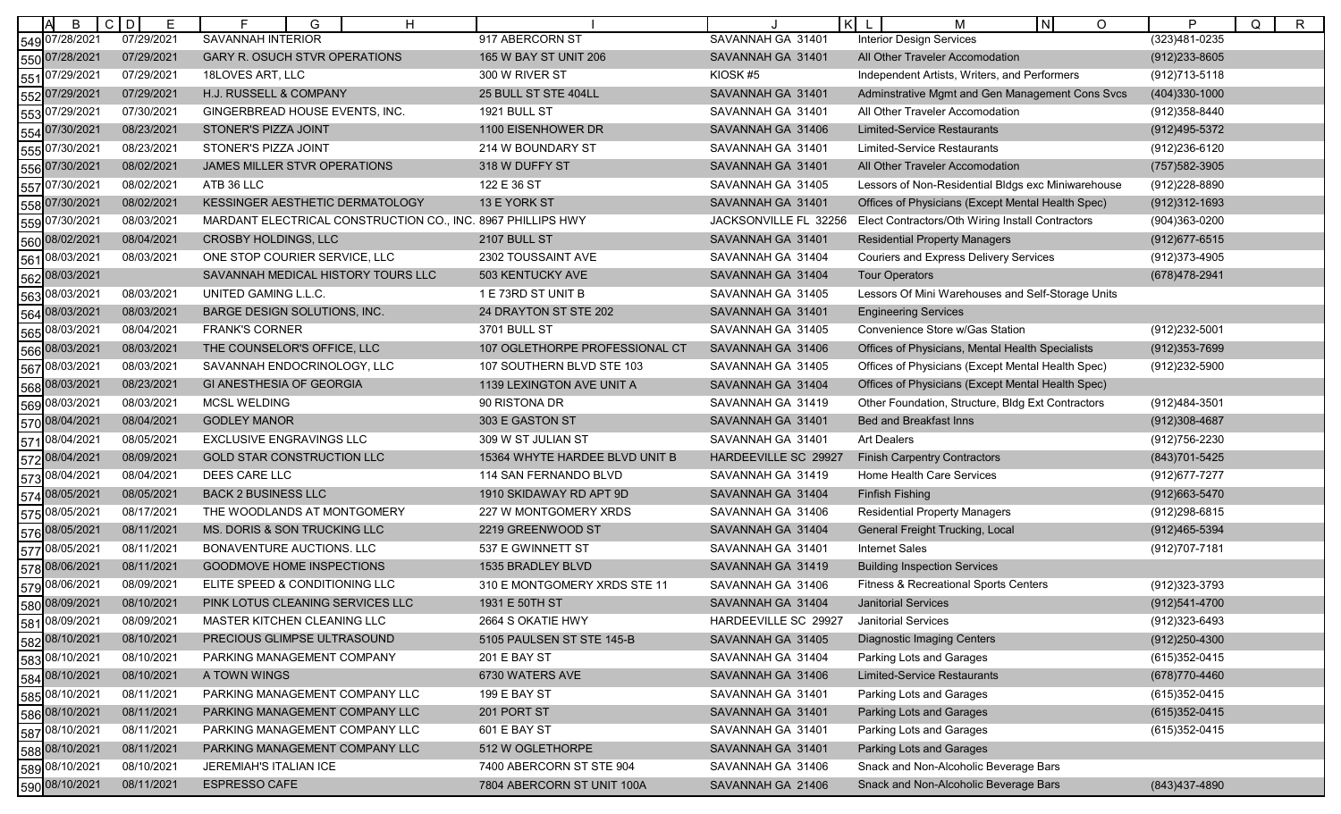| | B | C | D | E | F | G | H | I | J | K | L | M | N | O | P | Q | R |
|---|---|---|---|---|---|---|---|---|---|---|---|---|---|---|---|---|---|
| 549 | 07/28/2021 | | | 07/29/2021 | SAVANNAH INTERIOR | | | 917 ABERCORN ST | SAVANNAH GA 31401 | | | Interior Design Services | | | (323)481-0235 | | |
| 550 | 07/28/2021 | | | 07/29/2021 | GARY R. OSUCH STVR OPERATIONS | | | 165 W BAY ST UNIT 206 | SAVANNAH GA 31401 | | | All Other Traveler Accomodation | | | (912)233-8605 | | |
| 551 | 07/29/2021 | | | 07/29/2021 | 18LOVES ART, LLC | | | 300 W RIVER ST | KIOSK #5 | | | Independent Artists, Writers, and Performers | | | (912)713-5118 | | |
| 552 | 07/29/2021 | | | 07/29/2021 | H.J. RUSSELL & COMPANY | | | 25 BULL ST STE 404LL | SAVANNAH GA 31401 | | | Adminstrative Mgmt and Gen Management Cons Svcs | | | (404)330-1000 | | |
| 553 | 07/29/2021 | | | 07/30/2021 | GINGERBREAD HOUSE EVENTS, INC. | | | 1921 BULL ST | SAVANNAH GA 31401 | | | All Other Traveler Accomodation | | | (912)358-8440 | | |
| 554 | 07/30/2021 | | | 08/23/2021 | STONER'S PIZZA JOINT | | | 1100 EISENHOWER DR | SAVANNAH GA 31406 | | | Limited-Service Restaurants | | | (912)495-5372 | | |
| 555 | 07/30/2021 | | | 08/23/2021 | STONER'S PIZZA JOINT | | | 214 W BOUNDARY ST | SAVANNAH GA 31401 | | | Limited-Service Restaurants | | | (912)236-6120 | | |
| 556 | 07/30/2021 | | | 08/02/2021 | JAMES MILLER STVR OPERATIONS | | | 318 W DUFFY ST | SAVANNAH GA 31401 | | | All Other Traveler Accomodation | | | (757)582-3905 | | |
| 557 | 07/30/2021 | | | 08/02/2021 | ATB 36 LLC | | | 122 E 36 ST | SAVANNAH GA 31405 | | | Lessors of Non-Residential Bldgs exc Miniwarehouse | | | (912)228-8890 | | |
| 558 | 07/30/2021 | | | 08/02/2021 | KESSINGER AESTHETIC DERMATOLOGY | | | 13 E YORK ST | SAVANNAH GA 31401 | | | Offices of Physicians (Except Mental Health Spec) | | | (912)312-1693 | | |
| 559 | 07/30/2021 | | | 08/03/2021 | MARDANT ELECTRICAL CONSTRUCTION CO., INC. | | | 8967 PHILLIPS HWY | JACKSONVILLE FL 32256 | | | Elect Contractors/Oth Wiring Install Contractors | | | (904)363-0200 | | |
| 560 | 08/02/2021 | | | 08/04/2021 | CROSBY HOLDINGS, LLC | | | 2107 BULL ST | SAVANNAH GA 31401 | | | Residential Property Managers | | | (912)677-6515 | | |
| 561 | 08/03/2021 | | | 08/03/2021 | ONE STOP COURIER SERVICE, LLC | | | 2302 TOUSSAINT AVE | SAVANNAH GA 31404 | | | Couriers and Express Delivery Services | | | (912)373-4905 | | |
| 562 | 08/03/2021 | | | | SAVANNAH MEDICAL HISTORY TOURS LLC | | | 503 KENTUCKY AVE | SAVANNAH GA 31404 | | | Tour Operators | | | (678)478-2941 | | |
| 563 | 08/03/2021 | | | 08/03/2021 | UNITED GAMING L.L.C. | | | 1 E 73RD ST UNIT B | SAVANNAH GA 31405 | | | Lessors Of Mini Warehouses and Self-Storage Units | | | | | |
| 564 | 08/03/2021 | | | 08/03/2021 | BARGE DESIGN SOLUTIONS, INC. | | | 24 DRAYTON ST STE 202 | SAVANNAH GA 31401 | | | Engineering Services | | | | | |
| 565 | 08/03/2021 | | | 08/04/2021 | FRANK'S CORNER | | | 3701 BULL ST | SAVANNAH GA 31405 | | | Convenience Store w/Gas Station | | | (912)232-5001 | | |
| 566 | 08/03/2021 | | | 08/03/2021 | THE COUNSELOR'S OFFICE, LLC | | | 107 OGLETHORPE PROFESSIONAL CT | SAVANNAH GA 31406 | | | Offices of Physicians, Mental Health Specialists | | | (912)353-7699 | | |
| 567 | 08/03/2021 | | | 08/03/2021 | SAVANNAH ENDOCRINOLOGY, LLC | | | 107 SOUTHERN BLVD STE 103 | SAVANNAH GA 31405 | | | Offices of Physicians (Except Mental Health Spec) | | | (912)232-5900 | | |
| 568 | 08/03/2021 | | | 08/23/2021 | GI ANESTHESIA OF GEORGIA | | | 1139 LEXINGTON AVE UNIT A | SAVANNAH GA 31404 | | | Offices of Physicians (Except Mental Health Spec) | | | | | |
| 569 | 08/03/2021 | | | 08/03/2021 | MCSL WELDING | | | 90 RISTONA DR | SAVANNAH GA 31419 | | | Other Foundation, Structure, Bldg Ext Contractors | | | (912)484-3501 | | |
| 570 | 08/04/2021 | | | 08/04/2021 | GODLEY MANOR | | | 303 E GASTON ST | SAVANNAH GA 31401 | | | Bed and Breakfast Inns | | | (912)308-4687 | | |
| 571 | 08/04/2021 | | | 08/05/2021 | EXCLUSIVE ENGRAVINGS LLC | | | 309 W ST JULIAN ST | SAVANNAH GA 31401 | | | Art Dealers | | | (912)756-2230 | | |
| 572 | 08/04/2021 | | | 08/09/2021 | GOLD STAR CONSTRUCTION LLC | | | 15364 WHYTE HARDEE BLVD UNIT B | HARDEEVILLE SC 29927 | | | Finish Carpentry Contractors | | | (843)701-5425 | | |
| 573 | 08/04/2021 | | | 08/04/2021 | DEES CARE LLC | | | 114 SAN FERNANDO BLVD | SAVANNAH GA 31419 | | | Home Health Care Services | | | (912)677-7277 | | |
| 574 | 08/05/2021 | | | 08/05/2021 | BACK 2 BUSINESS LLC | | | 1910 SKIDAWAY RD APT 9D | SAVANNAH GA 31404 | | | Finfish Fishing | | | (912)663-5470 | | |
| 575 | 08/05/2021 | | | 08/17/2021 | THE WOODLANDS AT MONTGOMERY | | | 227 W MONTGOMERY XRDS | SAVANNAH GA 31406 | | | Residential Property Managers | | | (912)298-6815 | | |
| 576 | 08/05/2021 | | | 08/11/2021 | MS. DORIS & SON TRUCKING LLC | | | 2219 GREENWOOD ST | SAVANNAH GA 31404 | | | General Freight Trucking, Local | | | (912)465-5394 | | |
| 577 | 08/05/2021 | | | 08/11/2021 | BONAVENTURE AUCTIONS. LLC | | | 537 E GWINNETT ST | SAVANNAH GA 31401 | | | Internet Sales | | | (912)707-7181 | | |
| 578 | 08/06/2021 | | | 08/11/2021 | GOODMOVE HOME INSPECTIONS | | | 1535 BRADLEY BLVD | SAVANNAH GA 31419 | | | Building Inspection Services | | | | | |
| 579 | 08/06/2021 | | | 08/09/2021 | ELITE SPEED & CONDITIONING LLC | | | 310 E MONTGOMERY XRDS STE 11 | SAVANNAH GA 31406 | | | Fitness & Recreational Sports Centers | | | (912)323-3793 | | |
| 580 | 08/09/2021 | | | 08/10/2021 | PINK LOTUS CLEANING SERVICES LLC | | | 1931 E 50TH ST | SAVANNAH GA 31404 | | | Janitorial Services | | | (912)541-4700 | | |
| 581 | 08/09/2021 | | | 08/09/2021 | MASTER KITCHEN CLEANING LLC | | | 2664 S OKATIE HWY | HARDEEVILLE SC 29927 | | | Janitorial Services | | | (912)323-6493 | | |
| 582 | 08/10/2021 | | | 08/10/2021 | PRECIOUS GLIMPSE ULTRASOUND | | | 5105 PAULSEN ST STE 145-B | SAVANNAH GA 31405 | | | Diagnostic Imaging Centers | | | (912)250-4300 | | |
| 583 | 08/10/2021 | | | 08/10/2021 | PARKING MANAGEMENT COMPANY | | | 201 E BAY ST | SAVANNAH GA 31404 | | | Parking Lots and Garages | | | (615)352-0415 | | |
| 584 | 08/10/2021 | | | 08/10/2021 | A TOWN WINGS | | | 6730 WATERS AVE | SAVANNAH GA 31406 | | | Limited-Service Restaurants | | | (678)770-4460 | | |
| 585 | 08/10/2021 | | | 08/11/2021 | PARKING MANAGEMENT COMPANY LLC | | | 199 E BAY ST | SAVANNAH GA 31401 | | | Parking Lots and Garages | | | (615)352-0415 | | |
| 586 | 08/10/2021 | | | 08/11/2021 | PARKING MANAGEMENT COMPANY LLC | | | 201 PORT ST | SAVANNAH GA 31401 | | | Parking Lots and Garages | | | (615)352-0415 | | |
| 587 | 08/10/2021 | | | 08/11/2021 | PARKING MANAGEMENT COMPANY LLC | | | 601 E BAY ST | SAVANNAH GA 31401 | | | Parking Lots and Garages | | | (615)352-0415 | | |
| 588 | 08/10/2021 | | | 08/11/2021 | PARKING MANAGEMENT COMPANY LLC | | | 512 W OGLETHORPE | SAVANNAH GA 31401 | | | Parking Lots and Garages | | | | | |
| 589 | 08/10/2021 | | | 08/10/2021 | JEREMIAH'S ITALIAN ICE | | | 7400 ABERCORN ST STE 904 | SAVANNAH GA 31406 | | | Snack and Non-Alcoholic Beverage Bars | | | | | |
| 590 | 08/10/2021 | | | 08/11/2021 | ESPRESSO CAFE | | | 7804 ABERCORN ST UNIT 100A | SAVANNAH GA 21406 | | | Snack and Non-Alcoholic Beverage Bars | | | (843)437-4890 | | |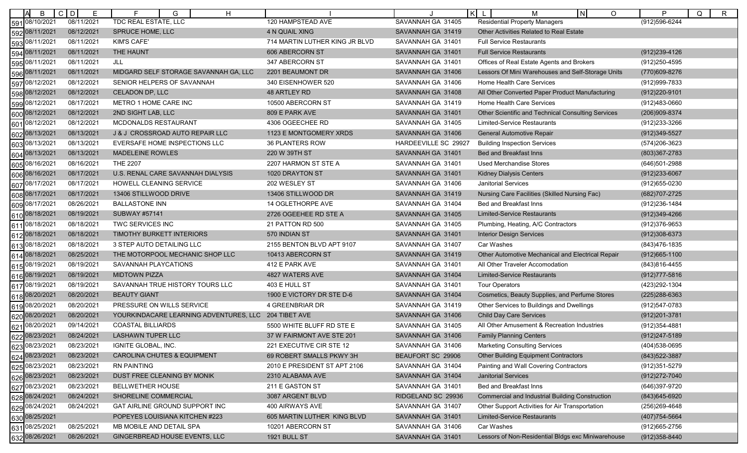| | B | E | F | I | J | M | P |
|---|---|---|---|---|---|---|---|
| 591 | 08/10/2021 | 08/11/2021 | TDC REAL ESTATE, LLC | 120 HAMPSTEAD AVE | SAVANNAH GA 31405 | Residential Property Managers | (912)596-6244 |
| 592 | 08/11/2021 | 08/12/2021 | SPRUCE HOME, LLC | 4 N QUAIL XING | SAVANNAH GA 31419 | Other Activities Related to Real Estate | |
| 593 | 08/11/2021 | 08/11/2021 | KIM'S CAFE' | 714 MARTIN LUTHER KING JR BLVD | SAVANNAH GA 31401 | Full Service Restaurants | |
| 594 | 08/11/2021 | 08/11/2021 | THE HAUNT | 606 ABERCORN ST | SAVANNAH GA 31401 | Full Service Restaurants | (912)239-4126 |
| 595 | 08/11/2021 | 08/11/2021 | JLL | 347 ABERCORN ST | SAVANNAH GA 31401 | Offices of Real Estate Agents and Brokers | (912)250-4595 |
| 596 | 08/11/2021 | 08/11/2021 | MIDGARD SELF STORAGE SAVANNAH GA, LLC | 2201 BEAUMONT DR | SAVANNAH GA 31406 | Lessors Of Mini Warehouses and Self-Storage Units | (770)609-8276 |
| 597 | 08/12/2021 | 08/12/2021 | SENIOR HELPERS OF SAVANNAH | 340 EISENHOWER 520 | SAVANNAH GA 31406 | Home Health Care Services | (912)999-7833 |
| 598 | 08/12/2021 | 08/12/2021 | CELADON DP, LLC | 48 ARTLEY RD | SAVANNAH GA 31408 | All Other Converted Paper Product Manufacturing | (912)220-9101 |
| 599 | 08/12/2021 | 08/17/2021 | METRO 1 HOME CARE INC | 10500 ABERCORN ST | SAVANNAH GA 31419 | Home Health Care Services | (912)483-0660 |
| 600 | 08/12/2021 | 08/12/2021 | 2ND SIGHT LAB, LLC | 809 E PARK AVE | SAVANNAH GA 31401 | Other Scientific and Technical Consulting Services | (206)909-8374 |
| 601 | 08/12/2021 | 08/12/2021 | MCDONALDS RESTAURANT | 4306 OGEECHEE RD | SAVANNAH GA 31405 | Limited-Service Restaurants | (912)233-3266 |
| 602 | 08/13/2021 | 08/13/2021 | J & J CROSSROAD AUTO REPAIR LLC | 1123 E MONTGOMERY XRDS | SAVANNAH GA 31406 | General Automotive Repair | (912)349-5527 |
| 603 | 08/13/2021 | 08/13/2021 | EVERSAFE HOME INSPECTIONS LLC | 36 PLANTERS ROW | HARDEEVILLE SC 29927 | Building Inspection Services | (574)206-3623 |
| 604 | 08/13/2021 | 08/13/2021 | MADELEINE ROWLES | 220 W 39TH ST | SAVANNAH GA 31401 | Bed and Breakfast Inns | (803)367-2783 |
| 605 | 08/16/2021 | 08/16/2021 | THE 2207 | 2207 HARMON ST STE A | SAVANNAH GA 31401 | Used Merchandise Stores | (646)501-2988 |
| 606 | 08/16/2021 | 08/17/2021 | U.S. RENAL CARE SAVANNAH DIALYSIS | 1020 DRAYTON ST | SAVANNAH GA 31401 | Kidney Dialysis Centers | (912)233-6067 |
| 607 | 08/17/2021 | 08/17/2021 | HOWELL CLEANING SERVICE | 202 WESLEY ST | SAVANNAH GA 31406 | Janitorial Services | (912)655-0230 |
| 608 | 08/17/2021 | 08/17/2021 | 13406 STILLWOOD DRIVE | 13406 STILLWOOD DR | SAVANNAH GA 31419 | Nursing Care Facilities (Skilled Nursing Fac) | (682)707-2725 |
| 609 | 08/17/2021 | 08/26/2021 | BALLASTONE INN | 14 OGLETHORPE AVE | SAVANNAH GA 31404 | Bed and Breakfast Inns | (912)236-1484 |
| 610 | 08/18/2021 | 08/19/2021 | SUBWAY #57141 | 2726 OGEEHEE RD STE A | SAVANNAH GA 31405 | Limited-Service Restaurants | (912)349-4266 |
| 611 | 08/18/2021 | 08/18/2021 | TWC SERVICES INC | 21 PATTON RD 500 | SAVANNAH GA 31405 | Plumbing, Heating, A/C Contractors | (912)376-9653 |
| 612 | 08/18/2021 | 08/18/2021 | TIMOTHY BURKETT INTERIORS | 570 INDIAN ST | SAVANNAH GA 31401 | Interior Design Services | (912)308-6373 |
| 613 | 08/18/2021 | 08/18/2021 | 3 STEP AUTO DETAILING LLC | 2155 BENTON BLVD APT 9107 | SAVANNAH GA 31407 | Car Washes | (843)476-1835 |
| 614 | 08/18/2021 | 08/25/2021 | THE MOTORPOOL MECHANIC SHOP LLC | 10413 ABERCORN ST | SAVANNAH GA 31419 | Other Automotive Mechanical and Electrical Repair | (912)665-1100 |
| 615 | 08/19/2021 | 08/19/2021 | SAVANNAH PLAYCATIONS | 412 E PARK AVE | SAVANNAH GA 31401 | All Other Traveler Accomodation | (843)816-4455 |
| 616 | 08/19/2021 | 08/19/2021 | MIDTOWN PIZZA | 4827 WATERS AVE | SAVANNAH GA 31404 | Limited-Service Restaurants | (912)777-5816 |
| 617 | 08/19/2021 | 08/19/2021 | SAVANNAH TRUE HISTORY TOURS LLC | 403 E HULL ST | SAVANNAH GA 31401 | Tour Operators | (423)292-1304 |
| 618 | 08/20/2021 | 08/20/2021 | BEAUTY GIANT | 1900 E VICTORY DR STE D-6 | SAVANNAH GA 31404 | Cosmetics, Beauty Supplies, and Perfume Stores | (225)288-6363 |
| 619 | 08/20/2021 | 08/20/2021 | PRESSURE ON WILLS SERVICE | 4 GREENBRIAR DR | SAVANNAH GA 31419 | Other Services to Buildings and Dwellings | (912)547-0783 |
| 620 | 08/20/2021 | 08/20/2021 | YOURKINDACARE LEARNING ADVENTURES, LLC | 204 TIBET AVE | SAVANNAH GA 31406 | Child Day Care Services | (912)201-3781 |
| 621 | 08/20/2021 | 09/14/2021 | COASTAL BILLIARDS | 5500 WHITE BLUFF RD STE E | SAVANNAH GA 31405 | All Other Amusement & Recreation Industries | (912)354-4881 |
| 622 | 08/23/2021 | 08/24/2021 | LASHAWN TUPER LLC | 37 W FAIRMONT AVE STE 201 | SAVANNAH GA 31406 | Family Planning Centers | (912)247-5189 |
| 623 | 08/23/2021 | 08/23/2021 | IGNITE GLOBAL, INC. | 221 EXECUTIVE CIR STE 12 | SAVANNAH GA 31406 | Marketing Consulting Services | (404)538-0695 |
| 624 | 08/23/2021 | 08/23/2021 | CAROLINA CHUTES & EQUIPMENT | 69 ROBERT SMALLS PKWY 3H | BEAUFORT SC 29906 | Other Building Equipment Contractors | (843)522-3887 |
| 625 | 08/23/2021 | 08/23/2021 | RN PAINTING | 2010 E PRESIDENT ST APT 2106 | SAVANNAH GA 31404 | Painting and Wall Covering Contractors | (912)351-5279 |
| 626 | 08/23/2021 | 08/23/2021 | DUST FREE CLEANING BY MONIK | 2310 ALABAMA AVE | SAVANNAH GA 31404 | Janitorial Services | (912)272-7040 |
| 627 | 08/23/2021 | 08/23/2021 | BELLWETHER HOUSE | 211 E GASTON ST | SAVANNAH GA 31401 | Bed and Breakfast Inns | (646)397-9720 |
| 628 | 08/24/2021 | 08/24/2021 | SHORELINE COMMERCIAL | 3087 ARGENT BLVD | RIDGELAND SC 29936 | Commercial and Industrial Building Construction | (843)645-6920 |
| 629 | 08/24/2021 | 08/24/2021 | GAT AIRLINE GROUND SUPPORT INC | 400 AIRWAYS AVE | SAVANNAH GA 31407 | Other Support Activities for Air Transportation | (256)269-4648 |
| 630 | 08/25/2021 | | POPEYES LOUISIANA KITCHEN #223 | 605 MARTIN LUTHER KING BLVD | SAVANNAH GA 31401 | Limited-Service Restaurants | (407)754-5664 |
| 631 | 08/25/2021 | 08/25/2021 | MB MOBILE AND DETAIL SPA | 10201 ABERCORN ST | SAVANNAH GA 31406 | Car Washes | (912)665-2756 |
| 632 | 08/26/2021 | 08/26/2021 | GINGERBREAD HOUSE EVENTS, LLC | 1921 BULL ST | SAVANNAH GA 31401 | Lessors of Non-Residential Bldgs exc Miniwarehouse | (912)358-8440 |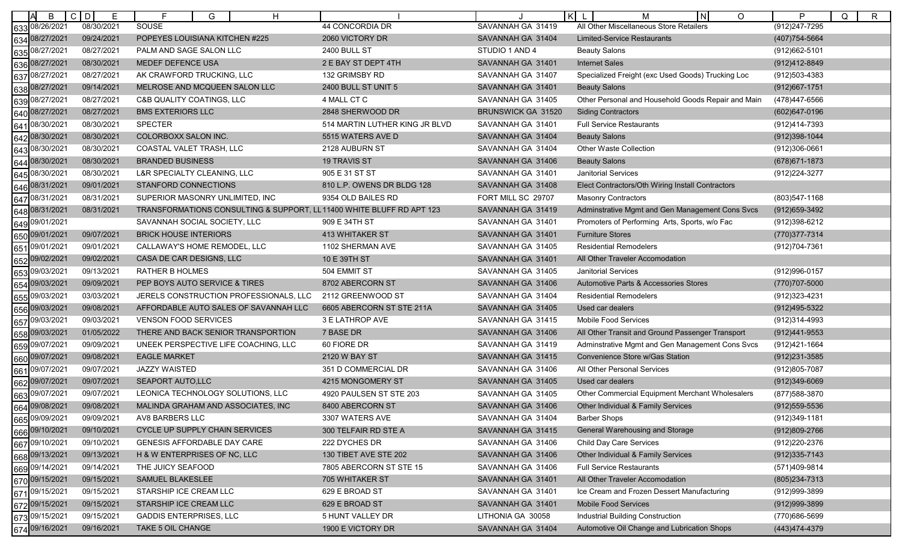| | A | B | C | D | E | F | G | H | I | J | K | L | M | N | O | P | Q | R |
|---|---|---|---|---|---|---|---|---|---|---|---|---|---|---|---|---|---|---|
| 633 | | 08/26/2021 | | | 08/30/2021 | SOUSE | | | 44 CONCORDIA DR | SAVANNAH GA 31419 | | | All Other Miscellaneous Store Retailers | | | (912)247-7295 | | |
| 634 | | 08/27/2021 | | | 09/24/2021 | POPEYES LOUISIANA KITCHEN #225 | | | 2060 VICTORY DR | SAVANNAH GA 31404 | | | Limited-Service Restaurants | | | (407)754-5664 | | |
| 635 | | 08/27/2021 | | | 08/27/2021 | PALM AND SAGE SALON LLC | | | 2400 BULL ST | STUDIO 1 AND 4 | | | Beauty Salons | | | (912)662-5101 | | |
| 636 | | 08/27/2021 | | | 08/30/2021 | MEDEF DEFENCE USA | | | 2 E BAY ST DEPT 4TH | SAVANNAH GA 31401 | | | Internet Sales | | | (912)412-8849 | | |
| 637 | | 08/27/2021 | | | 08/27/2021 | AK CRAWFORD TRUCKING, LLC | | | 132 GRIMSBY RD | SAVANNAH GA 31407 | | | Specialized Freight (exc Used Goods) Trucking Loc | | | (912)503-4383 | | |
| 638 | | 08/27/2021 | | | 09/14/2021 | MELROSE AND MCQUEEN SALON LLC | | | 2400 BULL ST UNIT 5 | SAVANNAH GA 31401 | | | Beauty Salons | | | (912)667-1751 | | |
| 639 | | 08/27/2021 | | | 08/27/2021 | C&B QUALITY COATINGS, LLC | | | 4 MALL CT C | SAVANNAH GA 31405 | | | Other Personal and Household Goods Repair and Main | | | (478)447-6566 | | |
| 640 | | 08/27/2021 | | | 08/27/2021 | BMS EXTERIORS LLC | | | 2848 SHERWOOD DR | BRUNSWICK GA 31520 | | | Siding Contractors | | | (602)647-0196 | | |
| 641 | | 08/30/2021 | | | 08/30/2021 | SPECTER | | | 514 MARTIN LUTHER KING JR BLVD | SAVANNAH GA 31401 | | | Full Service Restaurants | | | (912)414-7393 | | |
| 642 | | 08/30/2021 | | | 08/30/2021 | COLORBOXX SALON INC. | | | 5515 WATERS AVE D | SAVANNAH GA 31404 | | | Beauty Salons | | | (912)398-1044 | | |
| 643 | | 08/30/2021 | | | 08/30/2021 | COASTAL VALET TRASH, LLC | | | 2128 AUBURN ST | SAVANNAH GA 31404 | | | Other Waste Collection | | | (912)306-0661 | | |
| 644 | | 08/30/2021 | | | 08/30/2021 | BRANDED BUSINESS | | | 19 TRAVIS ST | SAVANNAH GA 31406 | | | Beauty Salons | | | (678)671-1873 | | |
| 645 | | 08/30/2021 | | | 08/30/2021 | L&R SPECIALTY CLEANING, LLC | | | 905 E 31 ST ST | SAVANNAH GA 31401 | | | Janitorial Services | | | (912)224-3277 | | |
| 646 | | 08/31/2021 | | | 09/01/2021 | STANFORD CONNECTIONS | | | 810 L.P. OWENS DR BLDG 128 | SAVANNAH GA 31408 | | | Elect Contractors/Oth Wiring Install Contractors | | | | | |
| 647 | | 08/31/2021 | | | 08/31/2021 | SUPERIOR MASONRY UNLIMITED, INC | | | 9354 OLD BAILES RD | FORT MILL SC 29707 | | | Masonry Contractors | | | (803)547-1168 | | |
| 648 | | 08/31/2021 | | | 08/31/2021 | TRANSFORMATIONS CONSULTING & SUPPORT, LL | | | 11400 WHITE BLUFF RD APT 123 | SAVANNAH GA 31419 | | | Adminstrative Mgmt and Gen Management Cons Svcs | | | (912)659-3492 | | |
| 649 | | 09/01/2021 | | | | SAVANNAH SOCIAL SOCIETY, LLC | | | 909 E 34TH ST | SAVANNAH GA 31401 | | | Promoters of Performing Arts, Sports, w/o Fac | | | (912)398-6212 | | |
| 650 | | 09/01/2021 | | | 09/07/2021 | BRICK HOUSE INTERIORS | | | 413 WHITAKER ST | SAVANNAH GA 31401 | | | Furniture Stores | | | (770)377-7314 | | |
| 651 | | 09/01/2021 | | | 09/01/2021 | CALLAWAY'S HOME REMODEL, LLC | | | 1102 SHERMAN AVE | SAVANNAH GA 31405 | | | Residential Remodelers | | | (912)704-7361 | | |
| 652 | | 09/02/2021 | | | 09/02/2021 | CASA DE CAR DESIGNS, LLC | | | 10 E 39TH ST | SAVANNAH GA 31401 | | | All Other Traveler Accomodation | | | | | |
| 653 | | 09/03/2021 | | | 09/13/2021 | RATHER B HOLMES | | | 504 EMMIT ST | SAVANNAH GA 31405 | | | Janitorial Services | | | (912)996-0157 | | |
| 654 | | 09/03/2021 | | | 09/09/2021 | PEP BOYS AUTO SERVICE & TIRES | | | 8702 ABERCORN ST | SAVANNAH GA 31406 | | | Automotive Parts & Accessories Stores | | | (770)707-5000 | | |
| 655 | | 09/03/2021 | | | 03/03/2021 | JERELS CONSTRUCTION PROFESSIONALS, LLC | | | 2112 GREENWOOD ST | SAVANNAH GA 31404 | | | Residential Remodelers | | | (912)323-4231 | | |
| 656 | | 09/03/2021 | | | 09/08/2021 | AFFORDABLE AUTO SALES OF SAVANNAH LLC | | | 6605 ABERCORN ST STE 211A | SAVANNAH GA 31405 | | | Used car dealers | | | (912)495-5322 | | |
| 657 | | 09/03/2021 | | | 09/03/2021 | VENSON FOOD SERVICES | | | 3 E LATHROP AVE | SAVANNAH GA 31415 | | | Mobile Food Services | | | (912)314-4993 | | |
| 658 | | 09/03/2021 | | | 01/05/2022 | THERE AND BACK SENIOR TRANSPORTION | | | 7 BASE DR | SAVANNAH GA 31406 | | | All Other Transit and Ground Passenger Transport | | | (912)441-9553 | | |
| 659 | | 09/07/2021 | | | 09/09/2021 | UNEEK PERSPECTIVE LIFE COACHING, LLC | | | 60 FIORE DR | SAVANNAH GA 31419 | | | Adminstrative Mgmt and Gen Management Cons Svcs | | | (912)421-1664 | | |
| 660 | | 09/07/2021 | | | 09/08/2021 | EAGLE MARKET | | | 2120 W BAY ST | SAVANNAH GA 31415 | | | Convenience Store w/Gas Station | | | (912)231-3585 | | |
| 661 | | 09/07/2021 | | | 09/07/2021 | JAZZY WAISTED | | | 351 D COMMERCIAL DR | SAVANNAH GA 31406 | | | All Other Personal Services | | | (912)805-7087 | | |
| 662 | | 09/07/2021 | | | 09/07/2021 | SEAPORT AUTO,LLC | | | 4215 MONGOMERY ST | SAVANNAH GA 31405 | | | Used car dealers | | | (912)349-6069 | | |
| 663 | | 09/07/2021 | | | 09/07/2021 | LEONICA TECHNOLOGY SOLUTIONS, LLC | | | 4920 PAULSEN ST STE 203 | SAVANNAH GA 31405 | | | Other Commercial Equipment Merchant Wholesalers | | | (877)588-3870 | | |
| 664 | | 09/08/2021 | | | 09/08/2021 | MALINDA GRAHAM AND ASSOCIATES, INC | | | 8400 ABERCORN ST | SAVANNAH GA 31406 | | | Other Individual & Family Services | | | (912)559-5536 | | |
| 665 | | 09/09/2021 | | | 09/09/2021 | AV8 BARBERS LLC | | | 3307 WATERS AVE | SAVANNAH GA 31404 | | | Barber Shops | | | (912)349-1181 | | |
| 666 | | 09/10/2021 | | | 09/10/2021 | CYCLE UP SUPPLY CHAIN SERVICES | | | 300 TELFAIR RD STE A | SAVANNAH GA 31415 | | | General Warehousing and Storage | | | (912)809-2766 | | |
| 667 | | 09/10/2021 | | | 09/10/2021 | GENESIS AFFORDABLE DAY CARE | | | 222 DYCHES DR | SAVANNAH GA 31406 | | | Child Day Care Services | | | (912)220-2376 | | |
| 668 | | 09/13/2021 | | | 09/13/2021 | H & W ENTERPRISES OF NC, LLC | | | 130 TIBET AVE STE 202 | SAVANNAH GA 31406 | | | Other Individual & Family Services | | | (912)335-7143 | | |
| 669 | | 09/14/2021 | | | 09/14/2021 | THE JUICY SEAFOOD | | | 7805 ABERCORN ST STE 15 | SAVANNAH GA 31406 | | | Full Service Restaurants | | | (571)409-9814 | | |
| 670 | | 09/15/2021 | | | 09/15/2021 | SAMUEL BLAKESLEE | | | 705 WHITAKER ST | SAVANNAH GA 31401 | | | All Other Traveler Accomodation | | | (805)234-7313 | | |
| 671 | | 09/15/2021 | | | 09/15/2021 | STARSHIP ICE CREAM LLC | | | 629 E BROAD ST | SAVANNAH GA 31401 | | | Ice Cream and Frozen Dessert Manufacturing | | | (912)999-3899 | | |
| 672 | | 09/15/2021 | | | 09/15/2021 | STARSHIP ICE CREAM LLC | | | 629 E BROAD ST | SAVANNAH GA 31401 | | | Mobile Food Services | | | (912)999-3899 | | |
| 673 | | 09/15/2021 | | | 09/15/2021 | GADDIS ENTERPRISES, LLC | | | 5 HUNT VALLEY DR | LITHONIA GA 30058 | | | Industrial Building Construction | | | (770)686-5699 | | |
| 674 | | 09/16/2021 | | | 09/16/2021 | TAKE 5 OIL CHANGE | | | 1900 E VICTORY DR | SAVANNAH GA 31404 | | | Automotive Oil Change and Lubrication Shops | | | (443)474-4379 | | |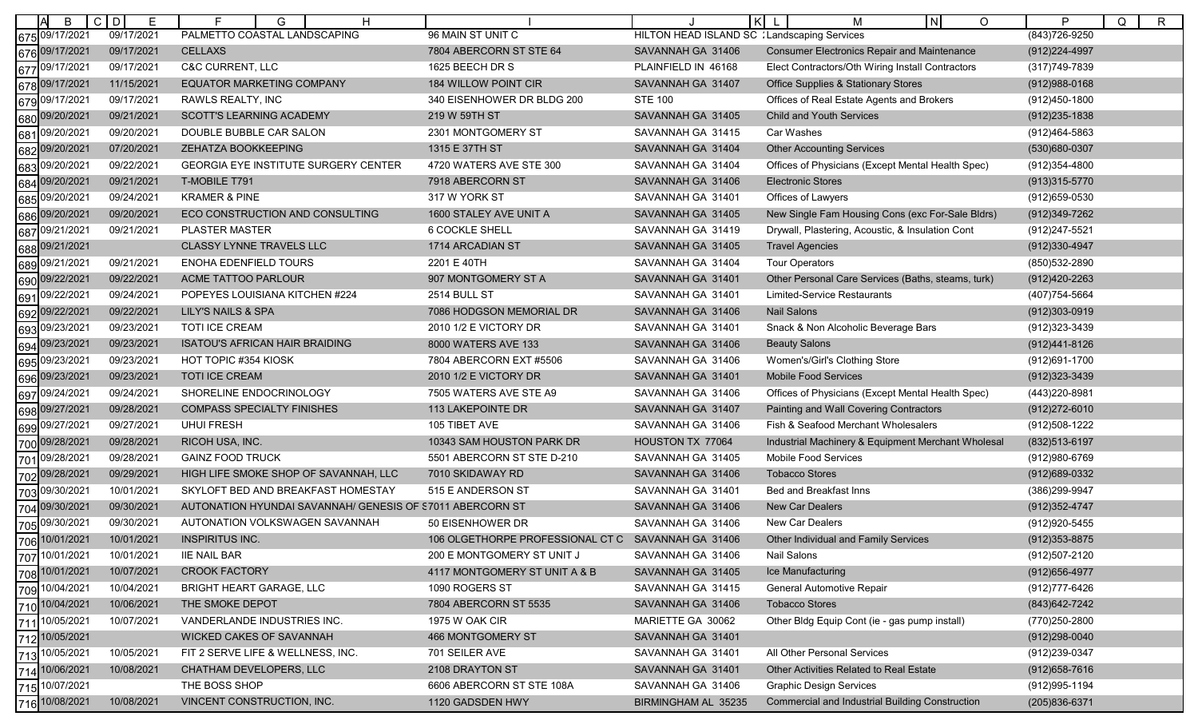| | A | B | C | D | E | F | G | H | I | J | K | L | M | N | O | P | Q | R |
|---|---|---|---|---|---|---|---|---|---|---|---|---|---|---|---|---|---|---|
| 675 | | 09/17/2021 | | | 09/17/2021 | PALMETTO COASTAL LANDSCAPING | | | 96 MAIN ST UNIT C | HILTON HEAD ISLAND SC | | Landscaping Services | | | | (843)726-9250 | | |
| 676 | | 09/17/2021 | | | 09/17/2021 | CELLAXS | | | 7804 ABERCORN ST STE 64 | SAVANNAH GA 31406 | | Consumer Electronics Repair and Maintenance | | | | (912)224-4997 | | |
| 677 | | 09/17/2021 | | | 09/17/2021 | C&C CURRENT, LLC | | | 1625 BEECH DR S | PLAINFIELD IN 46168 | | Elect Contractors/Oth Wiring Install Contractors | | | | (317)749-7839 | | |
| 678 | | 09/17/2021 | | | 11/15/2021 | EQUATOR MARKETING COMPANY | | | 184 WILLOW POINT CIR | SAVANNAH GA 31407 | | Office Supplies & Stationary Stores | | | | (912)988-0168 | | |
| 679 | | 09/17/2021 | | | 09/17/2021 | RAWLS REALTY, INC | | | 340 EISENHOWER DR BLDG 200 | STE 100 | | Offices of Real Estate Agents and Brokers | | | | (912)450-1800 | | |
| 680 | | 09/20/2021 | | | 09/21/2021 | SCOTT'S LEARNING ACADEMY | | | 219 W 59TH ST | SAVANNAH GA 31405 | | Child and Youth Services | | | | (912)235-1838 | | |
| 681 | | 09/20/2021 | | | 09/20/2021 | DOUBLE BUBBLE CAR SALON | | | 2301 MONTGOMERY ST | SAVANNAH GA 31415 | | Car Washes | | | | (912)464-5863 | | |
| 682 | | 09/20/2021 | | | 07/20/2021 | ZEHATZA BOOKKEEPING | | | 1315 E 37TH ST | SAVANNAH GA 31404 | | Other Accounting Services | | | | (530)680-0307 | | |
| 683 | | 09/20/2021 | | | 09/22/2021 | GEORGIA EYE INSTITUTE SURGERY CENTER | | | 4720 WATERS AVE STE 300 | SAVANNAH GA 31404 | | Offices of Physicians (Except Mental Health Spec) | | | | (912)354-4800 | | |
| 684 | | 09/20/2021 | | | 09/21/2021 | T-MOBILE T791 | | | 7918 ABERCORN ST | SAVANNAH GA 31406 | | Electronic Stores | | | | (913)315-5770 | | |
| 685 | | 09/20/2021 | | | 09/24/2021 | KRAMER & PINE | | | 317 W YORK ST | SAVANNAH GA 31401 | | Offices of Lawyers | | | | (912)659-0530 | | |
| 686 | | 09/20/2021 | | | 09/20/2021 | ECO CONSTRUCTION AND CONSULTING | | | 1600 STALEY AVE UNIT A | SAVANNAH GA 31405 | | New Single Fam Housing Cons (exc For-Sale Bldrs) | | | | (912)349-7262 | | |
| 687 | | 09/21/2021 | | | 09/21/2021 | PLASTER MASTER | | | 6 COCKLE SHELL | SAVANNAH GA 31419 | | Drywall, Plastering, Acoustic, & Insulation Cont | | | | (912)247-5521 | | |
| 688 | | 09/21/2021 | | | | CLASSY LYNNE TRAVELS LLC | | | 1714 ARCADIAN ST | SAVANNAH GA 31405 | | Travel Agencies | | | | (912)330-4947 | | |
| 689 | | 09/21/2021 | | | 09/21/2021 | ENOHA EDENFIELD TOURS | | | 2201 E 40TH | SAVANNAH GA 31404 | | Tour Operators | | | | (850)532-2890 | | |
| 690 | | 09/22/2021 | | | 09/22/2021 | ACME TATTOO PARLOUR | | | 907 MONTGOMERY ST A | SAVANNAH GA 31401 | | Other Personal Care Services (Baths, steams, turk) | | | | (912)420-2263 | | |
| 691 | | 09/22/2021 | | | 09/24/2021 | POPEYES LOUISIANA KITCHEN #224 | | | 2514 BULL ST | SAVANNAH GA 31401 | | Limited-Service Restaurants | | | | (407)754-5664 | | |
| 692 | | 09/22/2021 | | | 09/22/2021 | LILY'S NAILS & SPA | | | 7086 HODGSON MEMORIAL DR | SAVANNAH GA 31406 | | Nail Salons | | | | (912)303-0919 | | |
| 693 | | 09/23/2021 | | | 09/23/2021 | TOTI ICE CREAM | | | 2010 1/2 E VICTORY DR | SAVANNAH GA 31401 | | Snack & Non Alcoholic Beverage Bars | | | | (912)323-3439 | | |
| 694 | | 09/23/2021 | | | 09/23/2021 | ISATOU'S AFRICAN HAIR BRAIDING | | | 8000 WATERS AVE 133 | SAVANNAH GA 31406 | | Beauty Salons | | | | (912)441-8126 | | |
| 695 | | 09/23/2021 | | | 09/23/2021 | HOT TOPIC #354 KIOSK | | | 7804 ABERCORN EXT #5506 | SAVANNAH GA 31406 | | Women's/Girl's Clothing Store | | | | (912)691-1700 | | |
| 696 | | 09/23/2021 | | | 09/23/2021 | TOTI ICE CREAM | | | 2010 1/2 E VICTORY DR | SAVANNAH GA 31401 | | Mobile Food Services | | | | (912)323-3439 | | |
| 697 | | 09/24/2021 | | | 09/24/2021 | SHORELINE ENDOCRINOLOGY | | | 7505 WATERS AVE STE A9 | SAVANNAH GA 31406 | | Offices of Physicians (Except Mental Health Spec) | | | | (443)220-8981 | | |
| 698 | | 09/27/2021 | | | 09/28/2021 | COMPASS SPECIALTY FINISHES | | | 113 LAKEPOINTE DR | SAVANNAH GA 31407 | | Painting and Wall Covering Contractors | | | | (912)272-6010 | | |
| 699 | | 09/27/2021 | | | 09/27/2021 | UHUI FRESH | | | 105 TIBET AVE | SAVANNAH GA 31406 | | Fish & Seafood Merchant Wholesalers | | | | (912)508-1222 | | |
| 700 | | 09/28/2021 | | | 09/28/2021 | RICOH USA, INC. | | | 10343 SAM HOUSTON PARK DR | HOUSTON TX 77064 | | Industrial Machinery & Equipment Merchant Wholesal | | | | (832)513-6197 | | |
| 701 | | 09/28/2021 | | | 09/28/2021 | GAINZ FOOD TRUCK | | | 5501 ABERCORN ST STE D-210 | SAVANNAH GA 31405 | | Mobile Food Services | | | | (912)980-6769 | | |
| 702 | | 09/28/2021 | | | 09/29/2021 | HIGH LIFE SMOKE SHOP OF SAVANNAH, LLC | | | 7010 SKIDAWAY RD | SAVANNAH GA 31406 | | Tobacco Stores | | | | (912)689-0332 | | |
| 703 | | 09/30/2021 | | | 10/01/2021 | SKYLOFT BED AND BREAKFAST HOMESTAY | | | 515 E ANDERSON ST | SAVANNAH GA 31401 | | Bed and Breakfast Inns | | | | (386)299-9947 | | |
| 704 | | 09/30/2021 | | | 09/30/2021 | AUTONATION HYUNDAI SAVANNAH/ GENESIS OF S | | | 7011 ABERCORN ST | SAVANNAH GA 31406 | | New Car Dealers | | | | (912)352-4747 | | |
| 705 | | 09/30/2021 | | | 09/30/2021 | AUTONATION VOLKSWAGEN SAVANNAH | | | 50 EISENHOWER DR | SAVANNAH GA 31406 | | New Car Dealers | | | | (912)920-5455 | | |
| 706 | | 10/01/2021 | | | 10/01/2021 | INSPIRITUS INC. | | | 106 OLGETHORPE PROFESSIONAL CT C | SAVANNAH GA 31406 | | Other Individual and Family Services | | | | (912)353-8875 | | |
| 707 | | 10/01/2021 | | | 10/01/2021 | IIE NAIL BAR | | | 200 E MONTGOMERY ST UNIT J | SAVANNAH GA 31406 | | Nail Salons | | | | (912)507-2120 | | |
| 708 | | 10/01/2021 | | | 10/07/2021 | CROOK FACTORY | | | 4117 MONTGOMERY ST UNIT A & B | SAVANNAH GA 31405 | | Ice Manufacturing | | | | (912)656-4977 | | |
| 709 | | 10/04/2021 | | | 10/04/2021 | BRIGHT HEART GARAGE, LLC | | | 1090 ROGERS ST | SAVANNAH GA 31415 | | General Automotive Repair | | | | (912)777-6426 | | |
| 710 | | 10/04/2021 | | | 10/06/2021 | THE SMOKE DEPOT | | | 7804 ABERCORN ST 5535 | SAVANNAH GA 31406 | | Tobacco Stores | | | | (843)642-7242 | | |
| 711 | | 10/05/2021 | | | 10/07/2021 | VANDERLANDE INDUSTRIES INC. | | | 1975 W OAK CIR | MARIETTE GA 30062 | | Other Bldg Equip Cont (ie - gas pump install) | | | | (770)250-2800 | | |
| 712 | | 10/05/2021 | | | | WICKED CAKES OF SAVANNAH | | | 466 MONTGOMERY ST | SAVANNAH GA 31401 | | | | | | (912)298-0040 | | |
| 713 | | 10/05/2021 | | | 10/05/2021 | FIT 2 SERVE LIFE & WELLNESS, INC. | | | 701 SEILER AVE | SAVANNAH GA 31401 | | All Other Personal Services | | | | (912)239-0347 | | |
| 714 | | 10/06/2021 | | | 10/08/2021 | CHATHAM DEVELOPERS, LLC | | | 2108 DRAYTON ST | SAVANNAH GA 31401 | | Other Activities Related to Real Estate | | | | (912)658-7616 | | |
| 715 | | 10/07/2021 | | | | THE BOSS SHOP | | | 6606 ABERCORN ST STE 108A | SAVANNAH GA 31406 | | Graphic Design Services | | | | (912)995-1194 | | |
| 716 | | 10/08/2021 | | | 10/08/2021 | VINCENT CONSTRUCTION, INC. | | | 1120 GADSDEN HWY | BIRMINGHAM AL 35235 | | Commercial and Industrial Building Construction | | | | (205)836-6371 | | |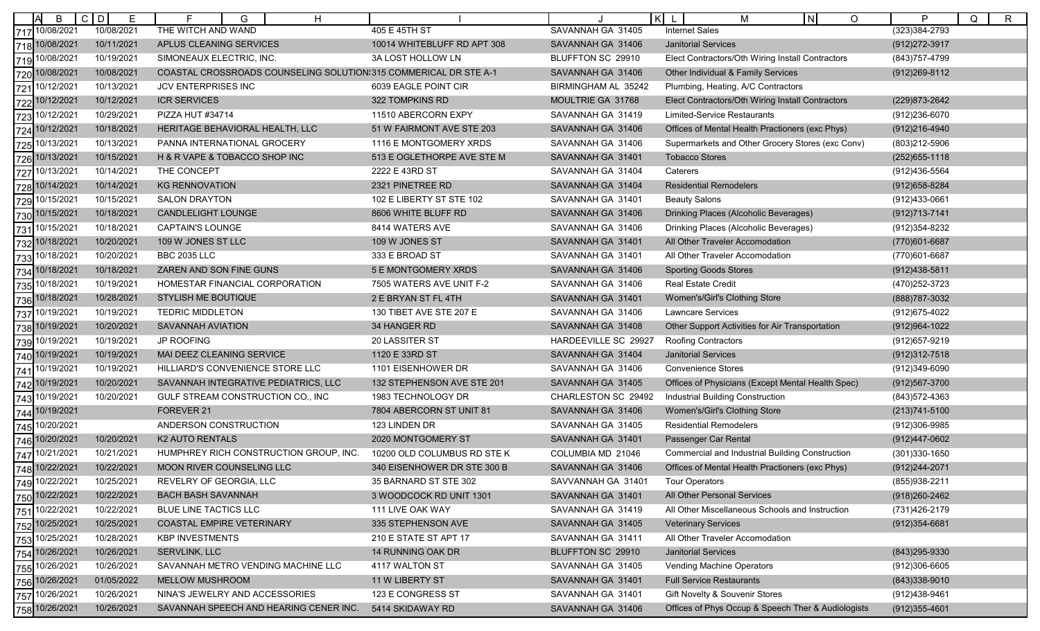| | A | B | C | D | E | F | G | H | I | J | K | L | M | N | O | P | Q | R |
|---|---|---|---|---|---|---|---|---|---|---|---|---|---|---|---|---|---|---|
| 717 | | 10/08/2021 | | | 10/08/2021 | THE WITCH AND WAND | | | 405 E 45TH ST | SAVANNAH GA 31405 | | Internet Sales | | | | (323)384-2793 | | |
| 718 | | 10/08/2021 | | | 10/11/2021 | APLUS CLEANING SERVICES | | | 10014 WHITEBLUFF RD APT 308 | SAVANNAH GA 31406 | | Janitorial Services | | | | (912)272-3917 | | |
| 719 | | 10/08/2021 | | | 10/19/2021 | SIMONEAUX ELECTRIC, INC. | | | 3A LOST HOLLOW LN | BLUFFTON SC 29910 | | Elect Contractors/Oth Wiring Install Contractors | | | | (843)757-4799 | | |
| 720 | | 10/08/2021 | | | 10/08/2021 | COASTAL CROSSROADS COUNSELING SOLUTION | | | 315 COMMERICAL DR STE A-1 | SAVANNAH GA 31406 | | Other Individual & Family Services | | | | (912)269-8112 | | |
| 721 | | 10/12/2021 | | | 10/13/2021 | JCV ENTERPRISES INC | | | 6039 EAGLE POINT CIR | BIRMINGHAM AL 35242 | | Plumbing, Heating, A/C Contractors | | | | | | |
| 722 | | 10/12/2021 | | | 10/12/2021 | ICR SERVICES | | | 322 TOMPKINS RD | MOULTRIE GA 31768 | | Elect Contractors/Oth Wiring Install Contractors | | | | (229)873-2642 | | |
| 723 | | 10/12/2021 | | | 10/29/2021 | PIZZA HUT #34714 | | | 11510 ABERCORN EXPY | SAVANNAH GA 31419 | | Limited-Service Restaurants | | | | (912)236-6070 | | |
| 724 | | 10/12/2021 | | | 10/18/2021 | HERITAGE BEHAVIORAL HEALTH, LLC | | | 51 W FAIRMONT AVE STE 203 | SAVANNAH GA 31406 | | Offices of Mental Health Practioners (exc Phys) | | | | (912)216-4940 | | |
| 725 | | 10/13/2021 | | | 10/13/2021 | PANNA INTERNATIONAL GROCERY | | | 1116 E MONTGOMERY XRDS | SAVANNAH GA 31406 | | Supermarkets and Other Grocery Stores (exc Conv) | | | | (803)212-5906 | | |
| 726 | | 10/13/2021 | | | 10/15/2021 | H & R VAPE & TOBACCO SHOP INC | | | 513 E OGLETHORPE AVE STE M | SAVANNAH GA 31401 | | Tobacco Stores | | | | (252)655-1118 | | |
| 727 | | 10/13/2021 | | | 10/14/2021 | THE CONCEPT | | | 2222 E 43RD ST | SAVANNAH GA 31404 | | Caterers | | | | (912)436-5564 | | |
| 728 | | 10/14/2021 | | | 10/14/2021 | KG RENNOVATION | | | 2321 PINETREE RD | SAVANNAH GA 31404 | | Residential Remodelers | | | | (912)658-8284 | | |
| 729 | | 10/15/2021 | | | 10/15/2021 | SALON DRAYTON | | | 102 E LIBERTY ST STE 102 | SAVANNAH GA 31401 | | Beauty Salons | | | | (912)433-0661 | | |
| 730 | | 10/15/2021 | | | 10/18/2021 | CANDLELIGHT LOUNGE | | | 8606 WHITE BLUFF RD | SAVANNAH GA 31406 | | Drinking Places (Alcoholic Beverages) | | | | (912)713-7141 | | |
| 731 | | 10/15/2021 | | | 10/18/2021 | CAPTAIN'S LOUNGE | | | 8414 WATERS AVE | SAVANNAH GA 31406 | | Drinking Places (Alcoholic Beverages) | | | | (912)354-8232 | | |
| 732 | | 10/18/2021 | | | 10/20/2021 | 109 W JONES ST LLC | | | 109 W JONES ST | SAVANNAH GA 31401 | | All Other Traveler Accomodation | | | | (770)601-6687 | | |
| 733 | | 10/18/2021 | | | 10/20/2021 | BBC 2035 LLC | | | 333 E BROAD ST | SAVANNAH GA 31401 | | All Other Traveler Accomodation | | | | (770)601-6687 | | |
| 734 | | 10/18/2021 | | | 10/18/2021 | ZAREN AND SON FINE GUNS | | | 5 E MONTGOMERY XRDS | SAVANNAH GA 31406 | | Sporting Goods Stores | | | | (912)438-5811 | | |
| 735 | | 10/18/2021 | | | 10/19/2021 | HOMESTAR FINANCIAL CORPORATION | | | 7505 WATERS AVE UNIT F-2 | SAVANNAH GA 31406 | | Real Estate Credit | | | | (470)252-3723 | | |
| 736 | | 10/18/2021 | | | 10/28/2021 | STYLISH ME BOUTIQUE | | | 2 E BRYAN ST FL 4TH | SAVANNAH GA 31401 | | Women's/Girl's Clothing Store | | | | (888)787-3032 | | |
| 737 | | 10/19/2021 | | | 10/19/2021 | TEDRIC MIDDLETON | | | 130 TIBET AVE STE 207 E | SAVANNAH GA 31406 | | Lawncare Services | | | | (912)675-4022 | | |
| 738 | | 10/19/2021 | | | 10/20/2021 | SAVANNAH AVIATION | | | 34 HANGER RD | SAVANNAH GA 31408 | | Other Support Activities for Air Transportation | | | | (912)964-1022 | | |
| 739 | | 10/19/2021 | | | 10/19/2021 | JP ROOFING | | | 20 LASSITER ST | HARDEEVILLE SC 29927 | | Roofing Contractors | | | | (912)657-9219 | | |
| 740 | | 10/19/2021 | | | 10/19/2021 | MAI DEEZ CLEANING SERVICE | | | 1120 E 33RD ST | SAVANNAH GA 31404 | | Janitorial Services | | | | (912)312-7518 | | |
| 741 | | 10/19/2021 | | | 10/19/2021 | HILLIARD'S CONVENIENCE STORE LLC | | | 1101 EISENHOWER DR | SAVANNAH GA 31406 | | Convenience Stores | | | | (912)349-6090 | | |
| 742 | | 10/19/2021 | | | 10/20/2021 | SAVANNAH INTEGRATIVE PEDIATRICS, LLC | | | 132 STEPHENSON AVE STE 201 | SAVANNAH GA 31405 | | Offices of Physicians (Except Mental Health Spec) | | | | (912)567-3700 | | |
| 743 | | 10/19/2021 | | | 10/20/2021 | GULF STREAM CONSTRUCTION CO., INC | | | 1983 TECHNOLOGY DR | CHARLESTON SC 29492 | | Industrial Building Construction | | | | (843)572-4363 | | |
| 744 | | 10/19/2021 | | | | FOREVER 21 | | | 7804 ABERCORN ST UNIT 81 | SAVANNAH GA 31406 | | Women's/Girl's Clothing Store | | | | (213)741-5100 | | |
| 745 | | 10/20/2021 | | | | ANDERSON CONSTRUCTION | | | 123 LINDEN DR | SAVANNAH GA 31405 | | Residential Remodelers | | | | (912)306-9985 | | |
| 746 | | 10/20/2021 | | | 10/20/2021 | K2 AUTO RENTALS | | | 2020 MONTGOMERY ST | SAVANNAH GA 31401 | | Passenger Car Rental | | | | (912)447-0602 | | |
| 747 | | 10/21/2021 | | | 10/21/2021 | HUMPHREY RICH CONSTRUCTION GROUP, INC. | | | 10200 OLD COLUMBUS RD STE K | COLUMBIA MD 21046 | | Commercial and Industrial Building Construction | | | | (301)330-1650 | | |
| 748 | | 10/22/2021 | | | 10/22/2021 | MOON RIVER COUNSELING LLC | | | 340 EISENHOWER DR STE 300 B | SAVANNAH GA 31406 | | Offices of Mental Health Practioners (exc Phys) | | | | (912)244-2071 | | |
| 749 | | 10/22/2021 | | | 10/25/2021 | REVELRY OF GEORGIA, LLC | | | 35 BARNARD ST STE 302 | SAVVANNAH GA 31401 | | Tour Operators | | | | (855)938-2211 | | |
| 750 | | 10/22/2021 | | | 10/22/2021 | BACH BASH SAVANNAH | | | 3 WOODCOCK RD UNIT 1301 | SAVANNAH GA 31401 | | All Other Personal Services | | | | (918)260-2462 | | |
| 751 | | 10/22/2021 | | | 10/22/2021 | BLUE LINE TACTICS LLC | | | 111 LIVE OAK WAY | SAVANNAH GA 31419 | | All Other Miscellaneous Schools and Instruction | | | | (731)426-2179 | | |
| 752 | | 10/25/2021 | | | 10/25/2021 | COASTAL EMPIRE VETERINARY | | | 335 STEPHENSON AVE | SAVANNAH GA 31405 | | Veterinary Services | | | | (912)354-6681 | | |
| 753 | | 10/25/2021 | | | 10/28/2021 | KBP INVESTMENTS | | | 210 E STATE ST APT 17 | SAVANNAH GA 31411 | | All Other Traveler Accomodation | | | | | | |
| 754 | | 10/26/2021 | | | 10/26/2021 | SERVLINK, LLC | | | 14 RUNNING OAK DR | BLUFFTON SC 29910 | | Janitorial Services | | | | (843)295-9330 | | |
| 755 | | 10/26/2021 | | | 10/26/2021 | SAVANNAH METRO VENDING MACHINE LLC | | | 4117 WALTON ST | SAVANNAH GA 31405 | | Vending Machine Operators | | | | (912)306-6605 | | |
| 756 | | 10/26/2021 | | | 01/05/2022 | MELLOW MUSHROOM | | | 11 W LIBERTY ST | SAVANNAH GA 31401 | | Full Service Restaurants | | | | (843)338-9010 | | |
| 757 | | 10/26/2021 | | | 10/26/2021 | NINA'S JEWELRY AND ACCESSORIES | | | 123 E CONGRESS ST | SAVANNAH GA 31401 | | Gift Novelty & Souvenir Stores | | | | (912)438-9461 | | |
| 758 | | 10/26/2021 | | | 10/26/2021 | SAVANNAH SPEECH AND HEARING CENER INC. | | | 5414 SKIDAWAY RD | SAVANNAH GA 31406 | | Offices of Phys Occup & Speech Ther & Audiologists | | | | (912)355-4601 | | |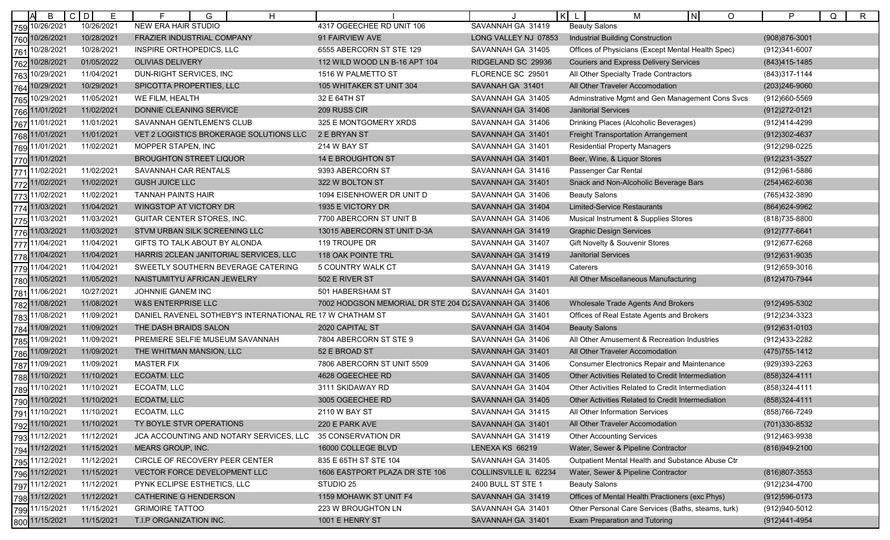| | B | E | F | I | J | M | P |
|---|---|---|---|---|---|---|---|
| 759 | 10/26/2021 | 10/26/2021 | NEW ERA HAIR STUDIO | 4317 OGEECHEE RD UNIT 106 | SAVANNAH GA 31419 | Beauty Salons | |
| 760 | 10/26/2021 | 10/28/2021 | FRAZIER INDUSTRIAL COMPANY | 91 FAIRVIEW AVE | LONG VALLEY NJ 07853 | Industrial Building Construction | (908)876-3001 |
| 761 | 10/28/2021 | 10/28/2021 | INSPIRE ORTHOPEDICS, LLC | 6555 ABERCORN ST STE 129 | SAVANNAH GA 31405 | Offices of Physicians (Except Mental Health Spec) | (912)341-6007 |
| 762 | 10/28/2021 | 01/05/2022 | OLIVIAS DELIVERY | 112 WILD WOOD LN B-16 APT 104 | RIDGELAND SC 29936 | Couriers and Express Delivery Services | (843)415-1485 |
| 763 | 10/29/2021 | 11/04/2021 | DUN-RIGHT SERVICES, INC | 1516 W PALMETTO ST | FLORENCE SC 29501 | All Other Specialty Trade Contractors | (843)317-1144 |
| 764 | 10/29/2021 | 10/29/2021 | SPICOTTA PROPERTIES, LLC | 105 WHITAKER ST UNIT 304 | SAVANAH GA 31401 | All Other Traveler Accomodation | (203)246-9060 |
| 765 | 10/29/2021 | 11/05/2021 | WE FILM, HEALTH | 32 E 64TH ST | SAVANNAH GA 31405 | Adminstrative Mgmt and Gen Management Cons Svcs | (912)660-5569 |
| 766 | 11/01/2021 | 11/02/2021 | DONNIE CLEANING SERVICE | 209 RUSS CIR | SAVANNAH GA 31406 | Janitorial Services | (912)272-0121 |
| 767 | 11/01/2021 | 11/01/2021 | SAVANNAH GENTLEMEN'S CLUB | 325 E MONTGOMERY XRDS | SAVANNAH GA 31406 | Drinking Places (Alcoholic Beverages) | (912)414-4299 |
| 768 | 11/01/2021 | 11/01/2021 | VET 2 LOGISTICS BROKERAGE SOLUTIONS LLC | 2 E BRYAN ST | SAVANNAH GA 31401 | Freight Transportation Arrangement | (912)302-4637 |
| 769 | 11/01/2021 | 11/02/2021 | MOPPER STAPEN, INC | 214 W BAY ST | SAVANNAH GA 31401 | Residential Property Managers | (912)298-0225 |
| 770 | 11/01/2021 | | BROUGHTON STREET LIQUOR | 14 E BROUGHTON ST | SAVANNAH GA 31401 | Beer, Wine, & Liquor Stores | (912)231-3527 |
| 771 | 11/02/2021 | 11/02/2021 | SAVANNAH CAR RENTALS | 9393 ABERCORN ST | SAVANNAH GA 31416 | Passenger Car Rental | (912)961-5886 |
| 772 | 11/02/2021 | 11/02/2021 | GUSH JUICE LLC | 322 W BOLTON ST | SAVANNAH GA 31401 | Snack and Non-Alcoholic Beverage Bars | (254)462-6036 |
| 773 | 11/02/2021 | 11/02/2021 | TANNAH PAINTS HAIR | 1094 EISENHOWER DR UNIT D | SAVANNAH GA 31406 | Beauty Salons | (765)432-3890 |
| 774 | 11/03/2021 | 11/04/2021 | WINGSTOP AT VICTORY DR | 1935 E VICTORY DR | SAVANNAH GA 31404 | Limited-Service Restaurants | (864)624-9962 |
| 775 | 11/03/2021 | 11/03/2021 | GUITAR CENTER STORES, INC. | 7700 ABERCORN ST UNIT B | SAVANNAH GA 31406 | Musical Instrument & Supplies Stores | (818)735-8800 |
| 776 | 11/03/2021 | 11/03/2021 | STVM URBAN SILK SCREENING LLC | 13015 ABERCORN ST UNIT D-3A | SAVANNAH GA 31419 | Graphic Design Services | (912)777-6641 |
| 777 | 11/04/2021 | 11/04/2021 | GIFTS TO TALK ABOUT BY ALONDA | 119 TROUPE DR | SAVANNAH GA 31407 | Gift Novelty & Souvenir Stores | (912)677-6268 |
| 778 | 11/04/2021 | 11/04/2021 | HARRIS 2CLEAN JANITORIAL SERVICES, LLC | 118 OAK POINTE TRL | SAVANNAH GA 31419 | Janitorial Services | (912)631-9035 |
| 779 | 11/04/2021 | 11/04/2021 | SWEETLY SOUTHERN BEVERAGE CATERING | 5 COUNTRY WALK CT | SAVANNAH GA 31419 | Caterers | (912)659-3016 |
| 780 | 11/05/2021 | 11/05/2021 | NAISTUMITYU AFRICAN JEWELRY | 502 E RIVER ST | SAVANNAH GA 31401 | All Other Miscellaneous Manufacturing | (812)470-7944 |
| 781 | 11/06/2021 | 10/27/2021 | JOHNNIE GANEM INC | 501 HABERSHAM ST | SAVANNAH GA 31401 | | |
| 782 | 11/08/2021 | 11/08/2021 | W&S ENTERPRISE LLC | 7002 HODGSON MEMORIAL DR STE 204 D2 | SAVANNAH GA 31406 | Wholesale Trade Agents And Brokers | (912)495-5302 |
| 783 | 11/08/2021 | 11/09/2021 | DANIEL RAVENEL SOTHEBY'S INTERNATIONAL RE | 17 W CHATHAM ST | SAVANNAH GA 31401 | Offices of Real Estate Agents and Brokers | (912)234-3323 |
| 784 | 11/09/2021 | 11/09/2021 | THE DASH BRAIDS SALON | 2020 CAPITAL ST | SAVANNAH GA 31404 | Beauty Salons | (912)631-0103 |
| 785 | 11/09/2021 | 11/09/2021 | PREMIERE SELFIE MUSEUM SAVANNAH | 7804 ABERCORN ST STE 9 | SAVANNAH GA 31406 | All Other Amusement & Recreation Industries | (912)433-2282 |
| 786 | 11/09/2021 | 11/09/2021 | THE WHITMAN MANSION, LLC | 52 E BROAD ST | SAVANNAH GA 31401 | All Other Traveler Accomodation | (475)755-1412 |
| 787 | 11/09/2021 | 11/09/2021 | MASTER FIX | 7806 ABERCORN ST UNIT 5509 | SAVANNAH GA 31406 | Consumer Electronics Repair and Maintenance | (929)393-2263 |
| 788 | 11/10/2021 | 11/10/2021 | ECOATM. LLC | 4628 OGEECHEE RD | SAVANNAH GA 31405 | Other Activities Related to Credit Intermediation | (858)324-4111 |
| 789 | 11/10/2021 | 11/10/2021 | ECOATM, LLC | 3111 SKIDAWAY RD | SAVANNAH GA 31404 | Other Activities Related to Credit Intermediation | (858)324-4111 |
| 790 | 11/10/2021 | 11/10/2021 | ECOATM, LLC | 3005 OGEECHEE RD | SAVANNAH GA 31405 | Other Activities Related to Credit Intermediation | (858)324-4111 |
| 791 | 11/10/2021 | 11/10/2021 | ECOATM, LLC | 2110 W BAY ST | SAVANNAH GA 31415 | All Other Information Services | (858)766-7249 |
| 792 | 11/10/2021 | 11/10/2021 | TY BOYLE STVR OPERATIONS | 220 E PARK AVE | SAVANNAH GA 31401 | All Other Traveler Accomodation | (701)330-8532 |
| 793 | 11/12/2021 | 11/12/2021 | JCA ACCOUNTING AND NOTARY SERVICES, LLC | 35 CONSERVATION DR | SAVANNAH GA 31419 | Other Accounting Services | (912)463-9938 |
| 794 | 11/12/2021 | 11/15/2021 | MEARS GROUP, INC. | 16000 COLLEGE BLVD | LENEXA KS 66219 | Water, Sewer & Pipeline Contractor | (816)949-2100 |
| 795 | 11/12/2021 | 11/12/2021 | CIRCLE OF RECOVERY PEER CENTER | 835 E 65TH ST STE 104 | SAVANNAH GA 31405 | Outpatient Mental Health and Substance Abuse Ctr | |
| 796 | 11/12/2021 | 11/15/2021 | VECTOR FORCE DEVELOPMENT LLC | 1606 EASTPORT PLAZA DR STE 106 | COLLINSVILLE IL 62234 | Water, Sewer & Pipeline Contractor | (816)807-3553 |
| 797 | 11/12/2021 | 11/12/2021 | PYNK ECLIPSE ESTHETICS, LLC | STUDIO 25 | 2400 BULL ST STE 1 | Beauty Salons | (912)234-4700 |
| 798 | 11/12/2021 | 11/12/2021 | CATHERINE G HENDERSON | 1159 MOHAWK ST UNIT F4 | SAVANNAH GA 31419 | Offices of Mental Health Practioners (exc Phys) | (912)596-0173 |
| 799 | 11/15/2021 | 11/15/2021 | GRIMOIRE TATTOO | 223 W BROUGHTON LN | SAVANNAH GA 31401 | Other Personal Care Services (Baths, steams, turk) | (912)940-5012 |
| 800 | 11/15/2021 | 11/15/2021 | T.I.P ORGANIZATION INC. | 1001 E HENRY ST | SAVANNAH GA 31401 | Exam Preparation and Tutoring | (912)441-4954 |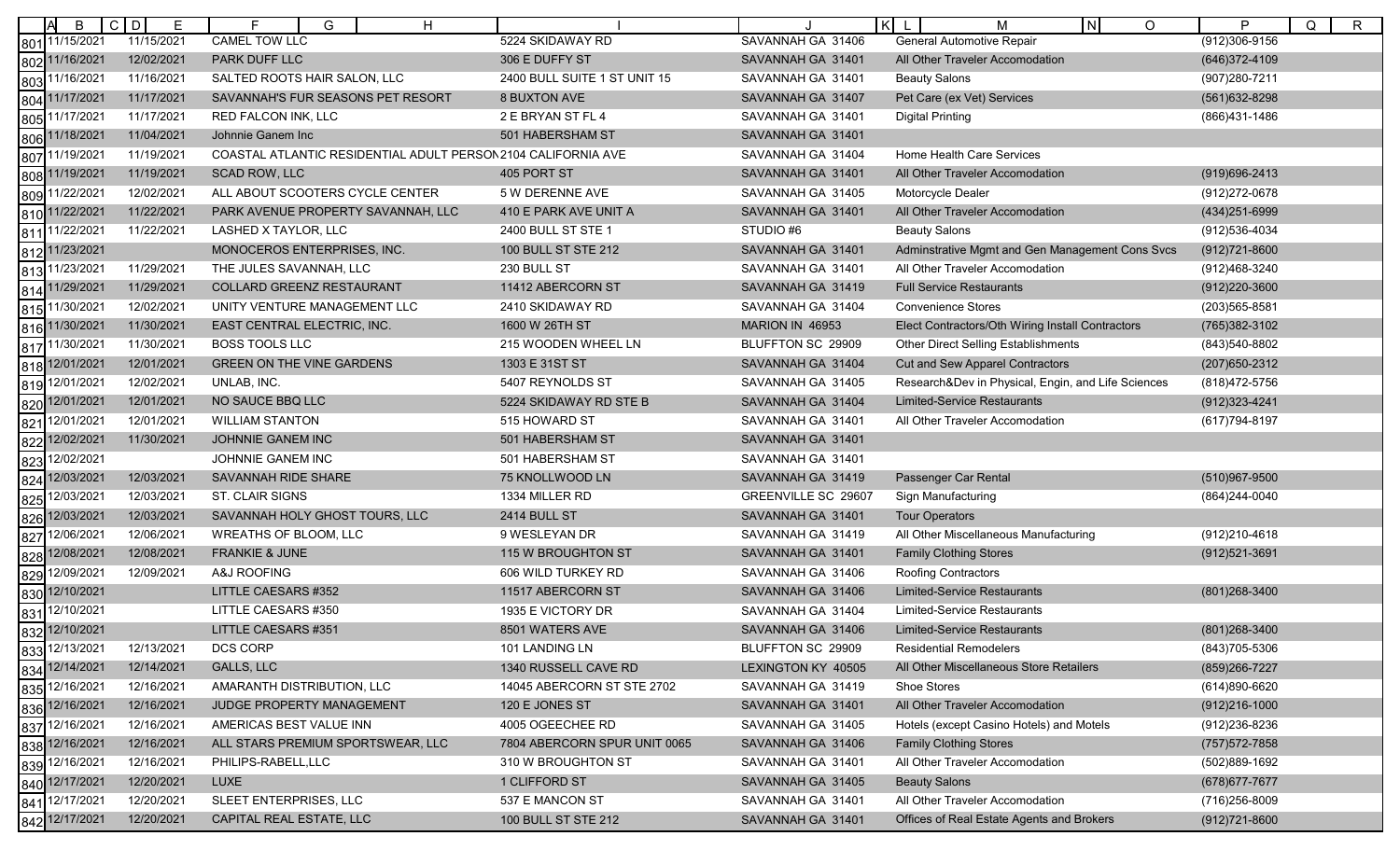|  | A | B | C | D | E | F | G | H | I | J | K | L | M | N | O | P | Q | R |
|---|---|---|---|---|---|---|---|---|---|---|---|---|---|---|---|---|---|---|
| 801 |  | 11/15/2021 |  |  | 11/15/2021 | CAMEL TOW LLC |  |  | 5224 SKIDAWAY RD | SAVANNAH GA 31406 |  |  | General Automotive Repair |  |  | (912)306-9156 |  |  |
| 802 |  | 11/16/2021 |  |  | 12/02/2021 | PARK DUFF LLC |  |  | 306 E DUFFY ST | SAVANNAH GA 31401 |  |  | All Other Traveler Accomodation |  |  | (646)372-4109 |  |  |
| 803 |  | 11/16/2021 |  |  | 11/16/2021 | SALTED ROOTS HAIR SALON, LLC |  |  | 2400 BULL SUITE 1 ST UNIT 15 | SAVANNAH GA 31401 |  |  | Beauty Salons |  |  | (907)280-7211 |  |  |
| 804 |  | 11/17/2021 |  |  | 11/17/2021 | SAVANNAH'S FUR SEASONS PET RESORT |  |  | 8 BUXTON AVE | SAVANNAH GA 31407 |  |  | Pet Care (ex Vet) Services |  |  | (561)632-8298 |  |  |
| 805 |  | 11/17/2021 |  |  | 11/17/2021 | RED FALCON INK, LLC |  |  | 2 E BRYAN ST FL 4 | SAVANNAH GA 31401 |  |  | Digital Printing |  |  | (866)431-1486 |  |  |
| 806 |  | 11/18/2021 |  |  | 11/04/2021 | Johnnie Ganem Inc |  |  | 501 HABERSHAM ST | SAVANNAH GA 31401 |  |  |  |  |  |  |  |  |
| 807 |  | 11/19/2021 |  |  | 11/19/2021 | COASTAL ATLANTIC RESIDENTIAL ADULT PERSON |  |  | 2104 CALIFORNIA AVE | SAVANNAH GA 31404 |  |  | Home Health Care Services |  |  |  |  |  |
| 808 |  | 11/19/2021 |  |  | 11/19/2021 | SCAD ROW, LLC |  |  | 405 PORT ST | SAVANNAH GA 31401 |  |  | All Other Traveler Accomodation |  |  | (919)696-2413 |  |  |
| 809 |  | 11/22/2021 |  |  | 12/02/2021 | ALL ABOUT SCOOTERS CYCLE CENTER |  |  | 5 W DERENNE AVE | SAVANNAH GA 31405 |  |  | Motorcycle Dealer |  |  | (912)272-0678 |  |  |
| 810 |  | 11/22/2021 |  |  | 11/22/2021 | PARK AVENUE PROPERTY SAVANNAH, LLC |  |  | 410 E PARK AVE UNIT A | SAVANNAH GA 31401 |  |  | All Other Traveler Accomodation |  |  | (434)251-6999 |  |  |
| 811 |  | 11/22/2021 |  |  | 11/22/2021 | LASHED X TAYLOR, LLC |  |  | 2400 BULL ST STE 1 | STUDIO #6 |  |  | Beauty Salons |  |  | (912)536-4034 |  |  |
| 812 |  | 11/23/2021 |  |  |  | MONOCEROS ENTERPRISES, INC. |  |  | 100 BULL ST STE 212 | SAVANNAH GA 31401 |  |  | Adminstrative Mgmt and Gen Management Cons Svcs |  |  | (912)721-8600 |  |  |
| 813 |  | 11/23/2021 |  |  | 11/29/2021 | THE JULES SAVANNAH, LLC |  |  | 230 BULL ST | SAVANNAH GA 31401 |  |  | All Other Traveler Accomodation |  |  | (912)468-3240 |  |  |
| 814 |  | 11/29/2021 |  |  | 11/29/2021 | COLLARD GREENZ RESTAURANT |  |  | 11412 ABERCORN ST | SAVANNAH GA 31419 |  |  | Full Service Restaurants |  |  | (912)220-3600 |  |  |
| 815 |  | 11/30/2021 |  |  | 12/02/2021 | UNITY VENTURE MANAGEMENT LLC |  |  | 2410 SKIDAWAY RD | SAVANNAH GA 31404 |  |  | Convenience Stores |  |  | (203)565-8581 |  |  |
| 816 |  | 11/30/2021 |  |  | 11/30/2021 | EAST CENTRAL ELECTRIC, INC. |  |  | 1600 W 26TH ST | MARION IN 46953 |  |  | Elect Contractors/Oth Wiring Install Contractors |  |  | (765)382-3102 |  |  |
| 817 |  | 11/30/2021 |  |  | 11/30/2021 | BOSS TOOLS LLC |  |  | 215 WOODEN WHEEL LN | BLUFFTON SC 29909 |  |  | Other Direct Selling Establishments |  |  | (843)540-8802 |  |  |
| 818 |  | 12/01/2021 |  |  | 12/01/2021 | GREEN ON THE VINE GARDENS |  |  | 1303 E 31ST ST | SAVANNAH GA 31404 |  |  | Cut and Sew Apparel Contractors |  |  | (207)650-2312 |  |  |
| 819 |  | 12/01/2021 |  |  | 12/02/2021 | UNLAB, INC. |  |  | 5407 REYNOLDS ST | SAVANNAH GA 31405 |  |  | Research&Dev in Physical, Engin, and Life Sciences |  |  | (818)472-5756 |  |  |
| 820 |  | 12/01/2021 |  |  | 12/01/2021 | NO SAUCE BBQ LLC |  |  | 5224 SKIDAWAY RD STE B | SAVANNAH GA 31404 |  |  | Limited-Service Restaurants |  |  | (912)323-4241 |  |  |
| 821 |  | 12/01/2021 |  |  | 12/01/2021 | WILLIAM STANTON |  |  | 515 HOWARD ST | SAVANNAH GA 31401 |  |  | All Other Traveler Accomodation |  |  | (617)794-8197 |  |  |
| 822 |  | 12/02/2021 |  |  | 11/30/2021 | JOHNNIE GANEM INC |  |  | 501 HABERSHAM ST | SAVANNAH GA 31401 |  |  |  |  |  |  |  |  |
| 823 |  | 12/02/2021 |  |  |  | JOHNNIE GANEM INC |  |  | 501 HABERSHAM ST | SAVANNAH GA 31401 |  |  |  |  |  |  |  |  |
| 824 |  | 12/03/2021 |  |  | 12/03/2021 | SAVANNAH RIDE SHARE |  |  | 75 KNOLLWOOD LN | SAVANNAH GA 31419 |  |  | Passenger Car Rental |  |  | (510)967-9500 |  |  |
| 825 |  | 12/03/2021 |  |  | 12/03/2021 | ST. CLAIR SIGNS |  |  | 1334 MILLER RD | GREENVILLE SC 29607 |  |  | Sign Manufacturing |  |  | (864)244-0040 |  |  |
| 826 |  | 12/03/2021 |  |  | 12/03/2021 | SAVANNAH HOLY GHOST TOURS, LLC |  |  | 2414 BULL ST | SAVANNAH GA 31401 |  |  | Tour Operators |  |  |  |  |  |
| 827 |  | 12/06/2021 |  |  | 12/06/2021 | WREATHS OF BLOOM, LLC |  |  | 9 WESLEYAN DR | SAVANNAH GA 31419 |  |  | All Other Miscellaneous Manufacturing |  |  | (912)210-4618 |  |  |
| 828 |  | 12/08/2021 |  |  | 12/08/2021 | FRANKIE & JUNE |  |  | 115 W BROUGHTON ST | SAVANNAH GA 31401 |  |  | Family Clothing Stores |  |  | (912)521-3691 |  |  |
| 829 |  | 12/09/2021 |  |  | 12/09/2021 | A&J ROOFING |  |  | 606 WILD TURKEY RD | SAVANNAH GA 31406 |  |  | Roofing Contractors |  |  |  |  |  |
| 830 |  | 12/10/2021 |  |  |  | LITTLE CAESARS #352 |  |  | 11517 ABERCORN ST | SAVANNAH GA 31406 |  |  | Limited-Service Restaurants |  |  | (801)268-3400 |  |  |
| 831 |  | 12/10/2021 |  |  |  | LITTLE CAESARS #350 |  |  | 1935 E VICTORY DR | SAVANNAH GA 31404 |  |  | Limited-Service Restaurants |  |  |  |  |  |
| 832 |  | 12/10/2021 |  |  |  | LITTLE CAESARS #351 |  |  | 8501 WATERS AVE | SAVANNAH GA 31406 |  |  | Limited-Service Restaurants |  |  | (801)268-3400 |  |  |
| 833 |  | 12/13/2021 |  |  | 12/13/2021 | DCS CORP |  |  | 101 LANDING LN | BLUFFTON SC 29909 |  |  | Residential Remodelers |  |  | (843)705-5306 |  |  |
| 834 |  | 12/14/2021 |  |  | 12/14/2021 | GALLS, LLC |  |  | 1340 RUSSELL CAVE RD | LEXINGTON KY 40505 |  |  | All Other Miscellaneous Store Retailers |  |  | (859)266-7227 |  |  |
| 835 |  | 12/16/2021 |  |  | 12/16/2021 | AMARANTH DISTRIBUTION, LLC |  |  | 14045 ABERCORN ST STE 2702 | SAVANNAH GA 31419 |  |  | Shoe Stores |  |  | (614)890-6620 |  |  |
| 836 |  | 12/16/2021 |  |  | 12/16/2021 | JUDGE PROPERTY MANAGEMENT |  |  | 120 E JONES ST | SAVANNAH GA 31401 |  |  | All Other Traveler Accomodation |  |  | (912)216-1000 |  |  |
| 837 |  | 12/16/2021 |  |  | 12/16/2021 | AMERICAS BEST VALUE INN |  |  | 4005 OGEECHEE RD | SAVANNAH GA 31405 |  |  | Hotels (except Casino Hotels) and Motels |  |  | (912)236-8236 |  |  |
| 838 |  | 12/16/2021 |  |  | 12/16/2021 | ALL STARS PREMIUM SPORTSWEAR, LLC |  |  | 7804 ABERCORN SPUR UNIT 0065 | SAVANNAH GA 31406 |  |  | Family Clothing Stores |  |  | (757)572-7858 |  |  |
| 839 |  | 12/16/2021 |  |  | 12/16/2021 | PHILIPS-RABELL,LLC |  |  | 310 W BROUGHTON ST | SAVANNAH GA 31401 |  |  | All Other Traveler Accomodation |  |  | (502)889-1692 |  |  |
| 840 |  | 12/17/2021 |  |  | 12/20/2021 | LUXE |  |  | 1 CLIFFORD ST | SAVANNAH GA 31405 |  |  | Beauty Salons |  |  | (678)677-7677 |  |  |
| 841 |  | 12/17/2021 |  |  | 12/20/2021 | SLEET ENTERPRISES, LLC |  |  | 537 E MANCON ST | SAVANNAH GA 31401 |  |  | All Other Traveler Accomodation |  |  | (716)256-8009 |  |  |
| 842 |  | 12/17/2021 |  |  | 12/20/2021 | CAPITAL REAL ESTATE, LLC |  |  | 100 BULL ST STE 212 | SAVANNAH GA 31401 |  |  | Offices of Real Estate Agents and Brokers |  |  | (912)721-8600 |  |  |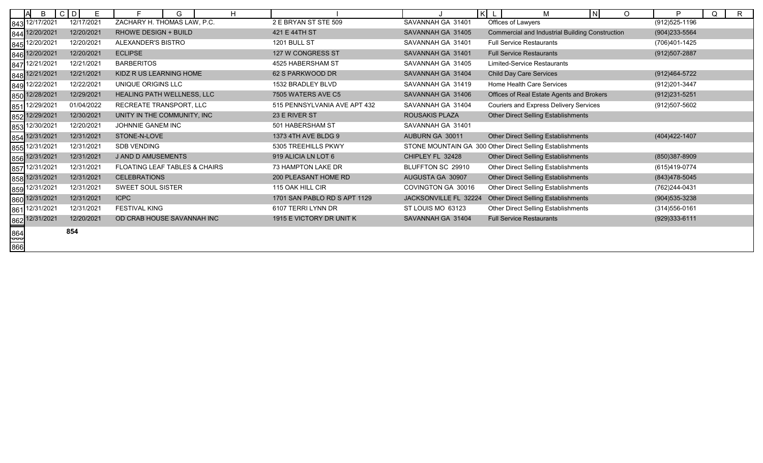| | | | | | | |
|---|---|---|---|---|---|---|
| 843 | 12/17/2021 | 12/17/2021 | ZACHARY H. THOMAS LAW, P.C. | 2 E BRYAN ST STE 509 | SAVANNAH GA 31401 | Offices of Lawyers | (912)525-1196 |
| 844 | 12/20/2021 | 12/20/2021 | RHOWE DESIGN + BUILD | 421 E 44TH ST | SAVANNAH GA 31405 | Commercial and Industrial Building Construction | (904)233-5564 |
| 845 | 12/20/2021 | 12/20/2021 | ALEXANDER'S BISTRO | 1201 BULL ST | SAVANNAH GA 31401 | Full Service Restaurants | (706)401-1425 |
| 846 | 12/20/2021 | 12/20/2021 | ECLIPSE | 127 W CONGRESS ST | SAVANNAH GA 31401 | Full Service Restaurants | (912)507-2887 |
| 847 | 12/21/2021 | 12/21/2021 | BARBERITOS | 4525 HABERSHAM ST | SAVANNAH GA 31405 | Limited-Service Restaurants | |
| 848 | 12/21/2021 | 12/21/2021 | KIDZ R US LEARNING HOME | 62 S PARKWOOD DR | SAVANNAH GA 31404 | Child Day Care Services | (912)464-5722 |
| 849 | 12/22/2021 | 12/22/2021 | UNIQUE ORIGINS LLC | 1532 BRADLEY BLVD | SAVANNAH GA 31419 | Home Health Care Services | (912)201-3447 |
| 850 | 12/28/2021 | 12/29/2021 | HEALING PATH WELLNESS, LLC | 7505 WATERS AVE C5 | SAVANNAH GA 31406 | Offices of Real Estate Agents and Brokers | (912)231-5251 |
| 851 | 12/29/2021 | 01/04/2022 | RECREATE TRANSPORT, LLC | 515 PENNSYLVANIA AVE APT 432 | SAVANNAH GA 31404 | Couriers and Express Delivery Services | (912)507-5602 |
| 852 | 12/29/2021 | 12/30/2021 | UNITY IN THE COMMUNITY, INC | 23 E RIVER ST | ROUSAKIS PLAZA | Other Direct Selling Establishments | |
| 853 | 12/30/2021 | 12/20/2021 | JOHNNIE GANEM INC | 501 HABERSHAM ST | SAVANNAH GA 31401 | | |
| 854 | 12/31/2021 | 12/31/2021 | STONE-N-LOVE | 1373 4TH AVE BLDG 9 | AUBURN GA 30011 | Other Direct Selling Establishments | (404)422-1407 |
| 855 | 12/31/2021 | 12/31/2021 | SDB VENDING | 5305 TREEHILLS PKWY | STONE MOUNTAIN GA 300 | Other Direct Selling Establishments | |
| 856 | 12/31/2021 | 12/31/2021 | J AND D AMUSEMENTS | 919 ALICIA LN LOT 6 | CHIPLEY FL 32428 | Other Direct Selling Establishments | (850)387-8909 |
| 857 | 12/31/2021 | 12/31/2021 | FLOATING LEAF TABLES & CHAIRS | 73 HAMPTON LAKE DR | BLUFFTON SC 29910 | Other Direct Selling Establishments | (615)419-0774 |
| 858 | 12/31/2021 | 12/31/2021 | CELEBRATIONS | 200 PLEASANT HOME RD | AUGUSTA GA 30907 | Other Direct Selling Establishments | (843)478-5045 |
| 859 | 12/31/2021 | 12/31/2021 | SWEET SOUL SISTER | 115 OAK HILL CIR | COVINGTON GA 30016 | Other Direct Selling Establishments | (762)244-0431 |
| 860 | 12/31/2021 | 12/31/2021 | ICPC | 1701 SAN PABLO RD S APT 1129 | JACKSONVILLE FL 32224 | Other Direct Selling Establishments | (904)535-3238 |
| 861 | 12/31/2021 | 12/31/2021 | FESTIVAL KING | 6107 TERRI LYNN DR | ST LOUIS MO 63123 | Other Direct Selling Establishments | (314)556-0161 |
| 862 | 12/31/2021 | 12/20/2021 | OD CRAB HOUSE SAVANNAH INC | 1915 E VICTORY DR UNIT K | SAVANNAH GA 31404 | Full Service Restaurants | (929)333-6111 |
| 864 | | **854** | | | | | |
| 866 | | | | | | | |